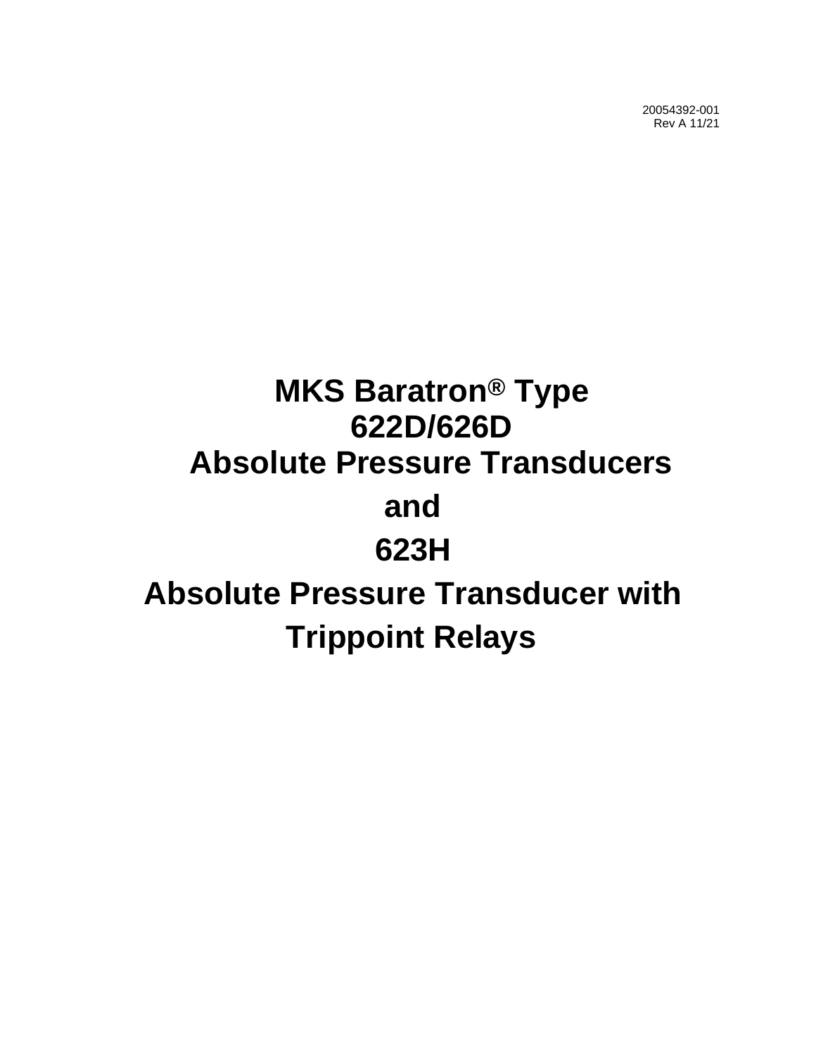20054392-001
Rev A 11/21

# MKS Baratron® Type 622D/626D Absolute Pressure Transducers

# and

# 623H

# Absolute Pressure Transducer with Trippoint Relays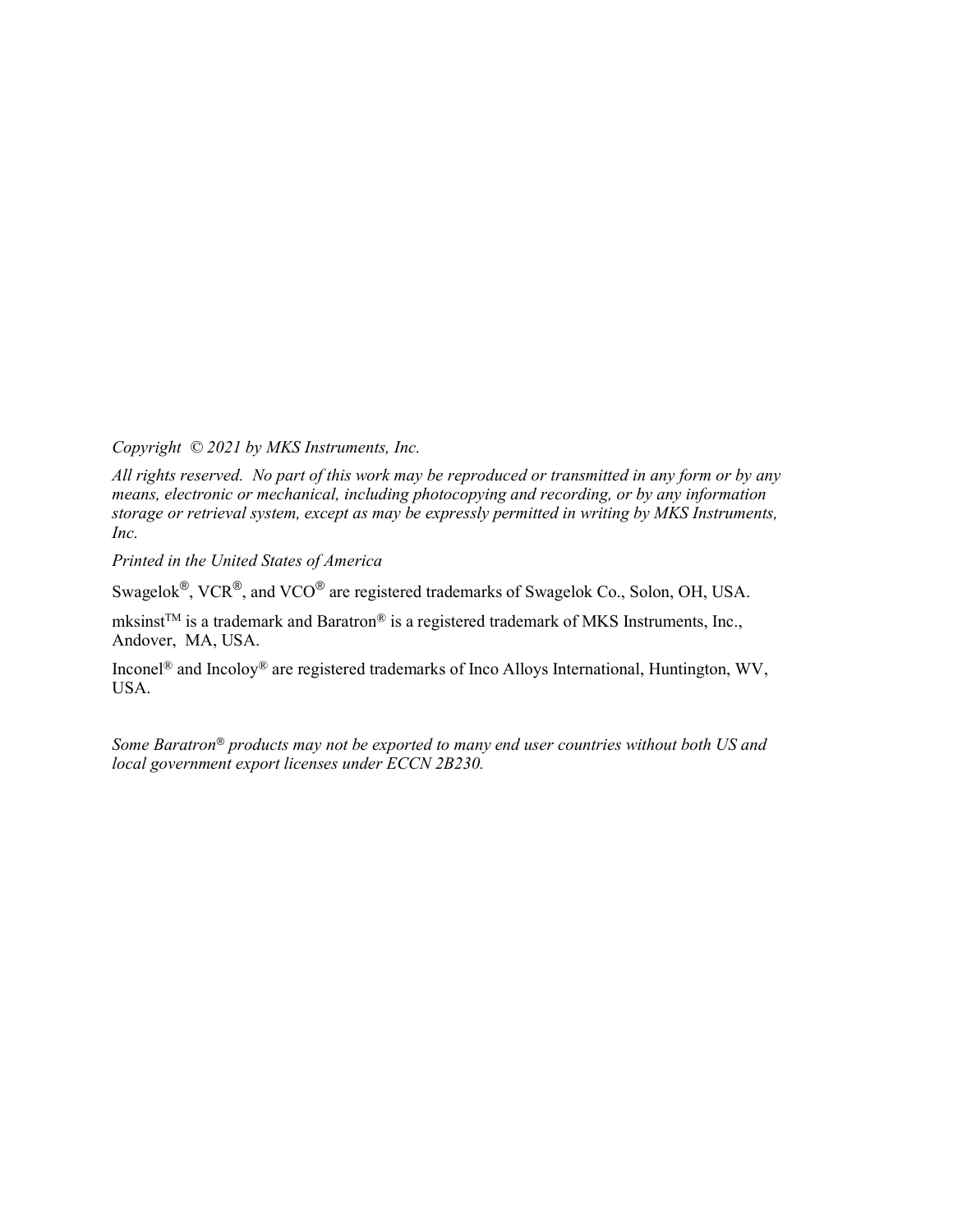*Copyright © 2021 by MKS Instruments, Inc.*

*All rights reserved. No part of this work may be reproduced or transmitted in any form or by any means, electronic or mechanical, including photocopying and recording, or by any information storage or retrieval system, except as may be expressly permitted in writing by MKS Instruments, Inc.*

*Printed in the United States of America*

Swagelok®, VCR®, and VCO® are registered trademarks of Swagelok Co., Solon, OH, USA.

mksinst™ is a trademark and Baratron® is a registered trademark of MKS Instruments, Inc., Andover, MA, USA.

Inconel® and Incoloy® are registered trademarks of Inco Alloys International, Huntington, WV, USA.

*Some Baratron® products may not be exported to many end user countries without both US and local government export licenses under ECCN 2B230.*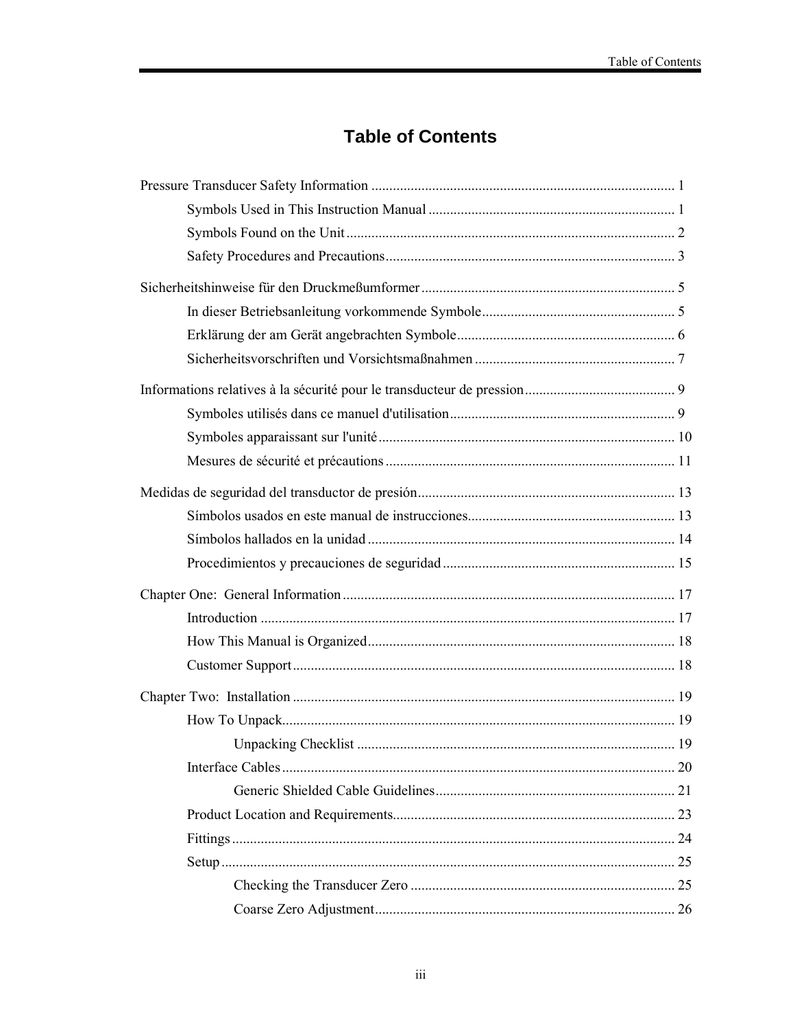# Table of Contents

Pressure Transducer Safety Information .................................................................................... 1

- Symbols Used in This Instruction Manual .................................................................... 1
- Symbols Found on the Unit ........................................................................................... 2
- Safety Procedures and Precautions................................................................................ 3

Sicherheitshinweise für den Druckmeßumformer ...................................................................... 5

- In dieser Betriebsanleitung vorkommende Symbole..................................................... 5
- Erklärung der am Gerät angebrachten Symbole............................................................ 6
- Sicherheitsvorschriften und Vorsichtsmaßnahmen ....................................................... 7

Informations relatives à la sécurité pour le transducteur de pression......................................... 9

- Symboles utilisés dans ce manuel d'utilisation.............................................................. 9
- Symboles apparaissant sur l'unité.................................................................................. 10
- Mesures de sécurité et précautions ................................................................................ 11

Medidas de seguridad del transductor de presión....................................................................... 13

- Símbolos usados en este manual de instrucciones......................................................... 13
- Símbolos hallados en la unidad ..................................................................................... 14
- Procedimientos y precauciones de seguridad ................................................................ 15

Chapter One: General Information ............................................................................................ 17

- Introduction ................................................................................................................... 17
- How This Manual is Organized..................................................................................... 18
- Customer Support.......................................................................................................... 18

Chapter Two: Installation .......................................................................................................... 19

- How To Unpack............................................................................................................. 19
  - Unpacking Checklist ........................................................................................ 19
- Interface Cables............................................................................................................. 20
  - Generic Shielded Cable Guidelines.................................................................. 21
- Product Location and Requirements.............................................................................. 23
- Fittings........................................................................................................................... 24
- Setup.............................................................................................................................. 25
  - Checking the Transducer Zero ......................................................................... 25
  - Coarse Zero Adjustment................................................................................... 26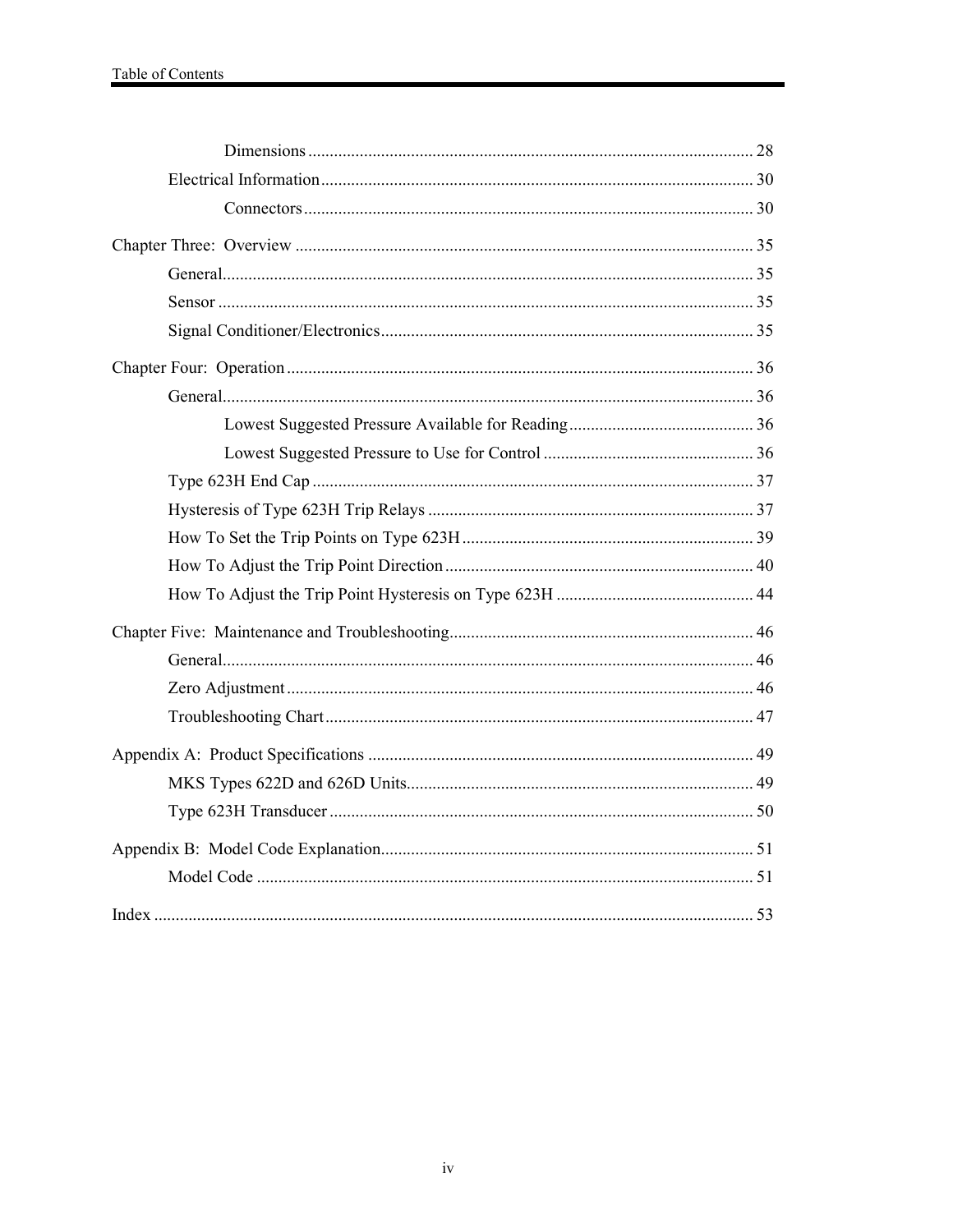Dimensions ........................................................................................................ 28

Electrical Information ..................................................................................................... 30

Connectors ......................................................................................................... 30

Chapter Three: Overview ........................................................................................................... 35

General ........................................................................................................................... 35

Sensor ............................................................................................................................. 35

Signal Conditioner/Electronics ....................................................................................... 35

Chapter Four: Operation ............................................................................................................. 36

General ........................................................................................................................... 36

Lowest Suggested Pressure Available for Reading ........................................... 36

Lowest Suggested Pressure to Use for Control ................................................. 36

Type 623H End Cap ....................................................................................................... 37

Hysteresis of Type 623H Trip Relays ............................................................................ 37

How To Set the Trip Points on Type 623H .................................................................... 39

How To Adjust the Trip Point Direction ........................................................................ 40

How To Adjust the Trip Point Hysteresis on Type 623H .............................................. 44

Chapter Five: Maintenance and Troubleshooting ....................................................................... 46

General ........................................................................................................................... 46

Zero Adjustment ............................................................................................................. 46

Troubleshooting Chart .................................................................................................... 47

Appendix A: Product Specifications .......................................................................................... 49

MKS Types 622D and 626D Units ................................................................................. 49

Type 623H Transducer ................................................................................................... 50

Appendix B: Model Code Explanation ....................................................................................... 51

Model Code .................................................................................................................... 51

Index ............................................................................................................................................ 53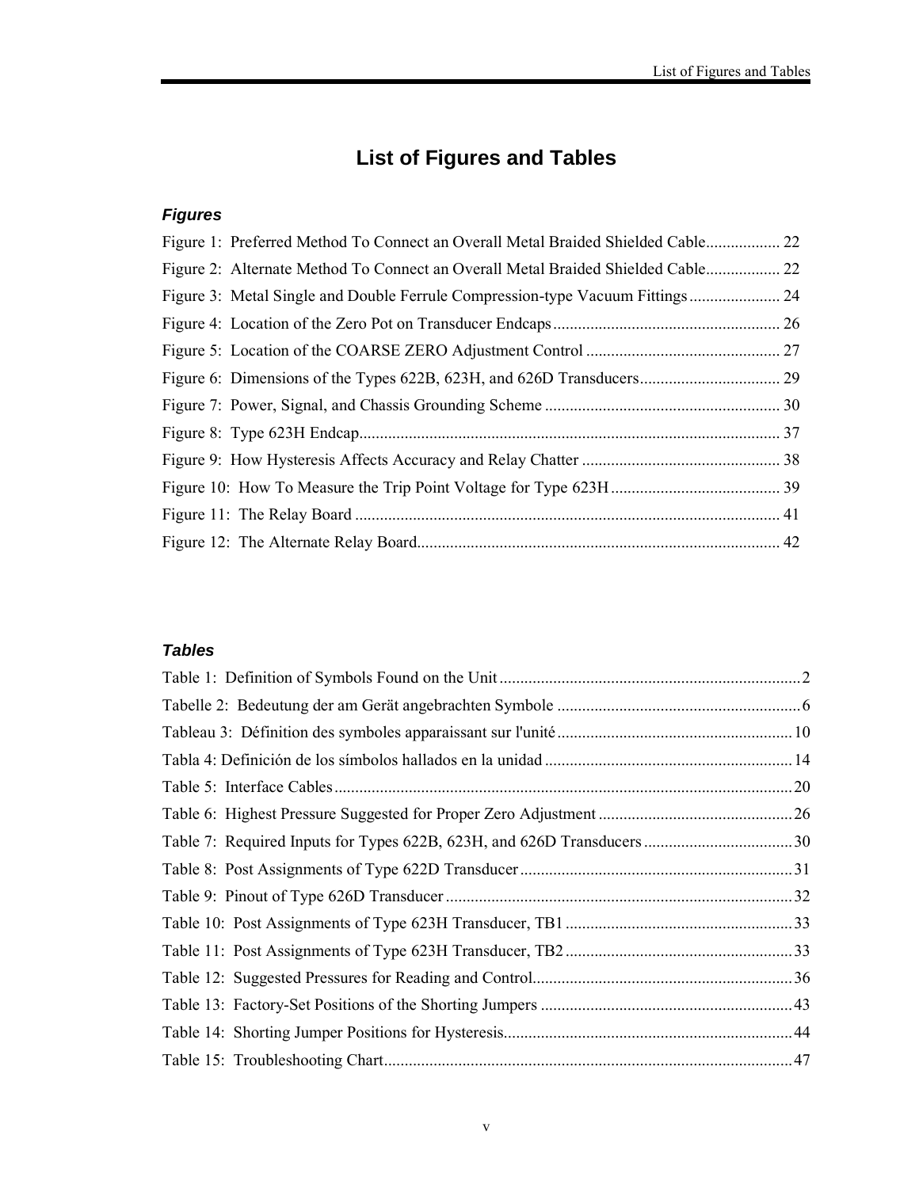# List of Figures and Tables

### *Figures*

Figure 1: Preferred Method To Connect an Overall Metal Braided Shielded Cable.................. 22

Figure 2: Alternate Method To Connect an Overall Metal Braided Shielded Cable.................. 22

Figure 3: Metal Single and Double Ferrule Compression-type Vacuum Fittings...................... 24

Figure 4: Location of the Zero Pot on Transducer Endcaps....................................................... 26

Figure 5: Location of the COARSE ZERO Adjustment Control ............................................... 27

Figure 6: Dimensions of the Types 622B, 623H, and 626D Transducers.................................. 29

Figure 7: Power, Signal, and Chassis Grounding Scheme ......................................................... 30

Figure 8: Type 623H Endcap..................................................................................................... 37

Figure 9: How Hysteresis Affects Accuracy and Relay Chatter ................................................ 38

Figure 10: How To Measure the Trip Point Voltage for Type 623H......................................... 39

Figure 11: The Relay Board ...................................................................................................... 41

Figure 12: The Alternate Relay Board....................................................................................... 42

### *Tables*

Table 1: Definition of Symbols Found on the Unit........................................................................2

Tabelle 2: Bedeutung der am Gerät angebrachten Symbole ...........................................................6

Tableau 3: Définition des symboles apparaissant sur l'unité.........................................................10

Tabla 4: Definición de los símbolos hallados en la unidad ............................................................14

Table 5: Interface Cables..............................................................................................................20

Table 6: Highest Pressure Suggested for Proper Zero Adjustment ...............................................26

Table 7: Required Inputs for Types 622B, 623H, and 626D Transducers ....................................30

Table 8: Post Assignments of Type 622D Transducer..................................................................31

Table 9: Pinout of Type 626D Transducer ...................................................................................32

Table 10: Post Assignments of Type 623H Transducer, TB1 .......................................................33

Table 11: Post Assignments of Type 623H Transducer, TB2 .......................................................33

Table 12: Suggested Pressures for Reading and Control...............................................................36

Table 13: Factory-Set Positions of the Shorting Jumpers .............................................................43

Table 14: Shorting Jumper Positions for Hysteresis......................................................................44

Table 15: Troubleshooting Chart...................................................................................................47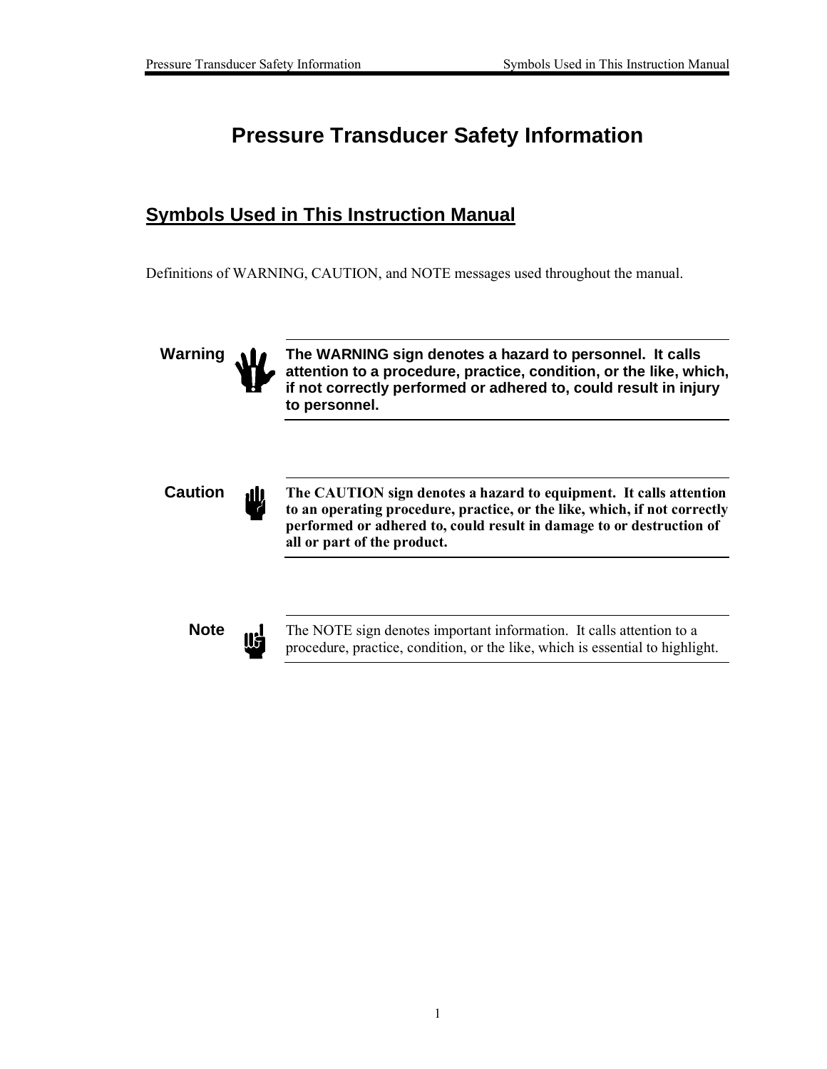# Pressure Transducer Safety Information

## Symbols Used in This Instruction Manual

Definitions of WARNING, CAUTION, and NOTE messages used throughout the manual.

**Warning**

**The WARNING sign denotes a hazard to personnel. It calls attention to a procedure, practice, condition, or the like, which, if not correctly performed or adhered to, could result in injury to personnel.**

**Caution**

**The CAUTION sign denotes a hazard to equipment. It calls attention to an operating procedure, practice, or the like, which, if not correctly performed or adhered to, could result in damage to or destruction of all or part of the product.**

**Note**

The NOTE sign denotes important information. It calls attention to a procedure, practice, condition, or the like, which is essential to highlight.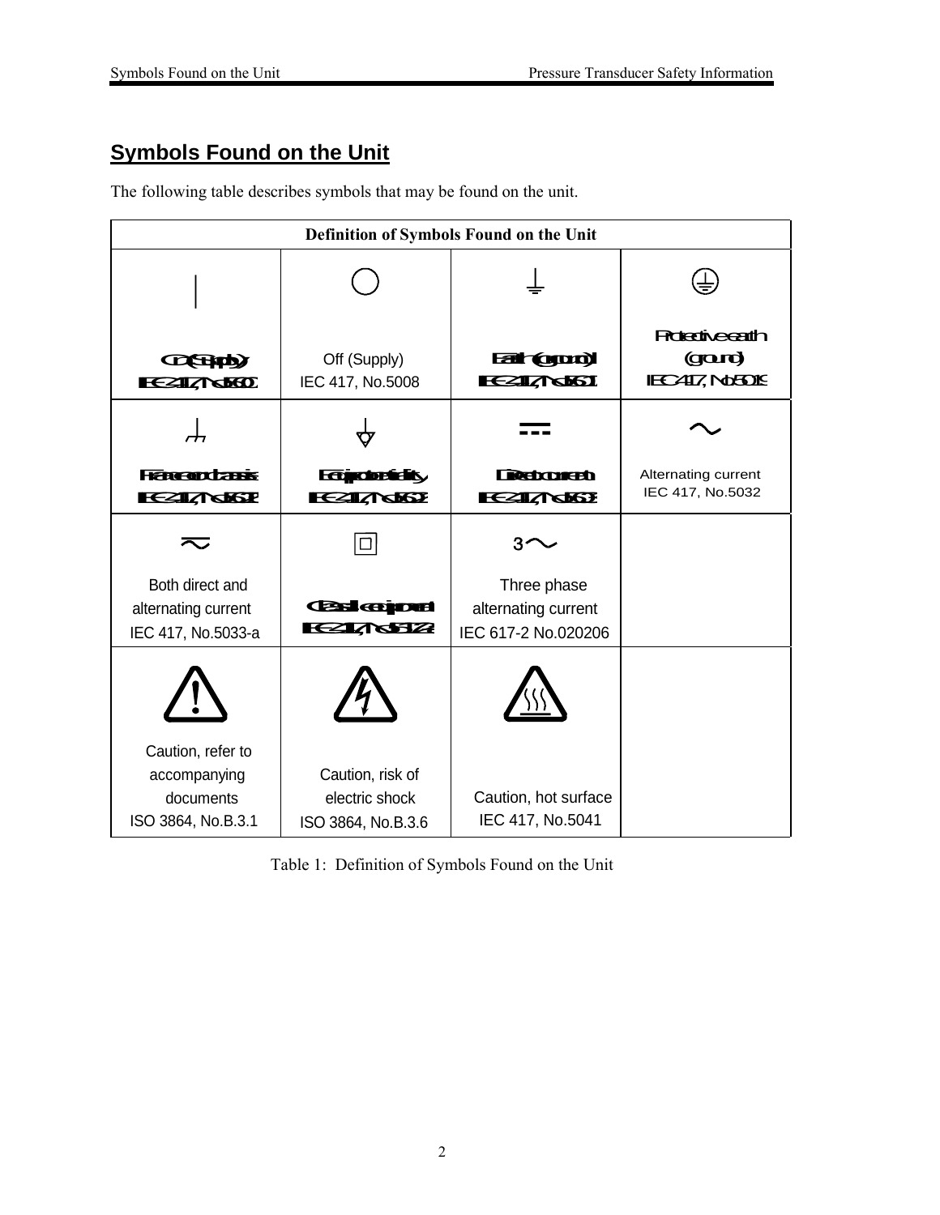## Symbols Found on the Unit

The following table describes symbols that may be found on the unit.

| Definition of Symbols Found on the Unit | | | |
|---|---|---|---|
| On (Supply) IEC 417, No.5007 | Off (Supply) IEC 417, No.5008 | Earth (ground) IEC 417, No.5017 | Protective earth (ground) IEC 417, No.5019 |
| Frame or chassis IEC 417, No.5020 | Equipotentiality IEC 417, No.5021 | Direct current IEC 417, No.5031 | Alternating current IEC 417, No.5032 |
| Both direct and alternating current IEC 417, No.5033-a | Class II equipment IEC 417, No.5172-a | Three phase alternating current IEC 617-2 No.020206 | |
| Caution, refer to accompanying documents ISO 3864, No.B.3.1 | Caution, risk of electric shock ISO 3864, No.B.3.6 | Caution, hot surface IEC 417, No.5041 | |

Table 1: Definition of Symbols Found on the Unit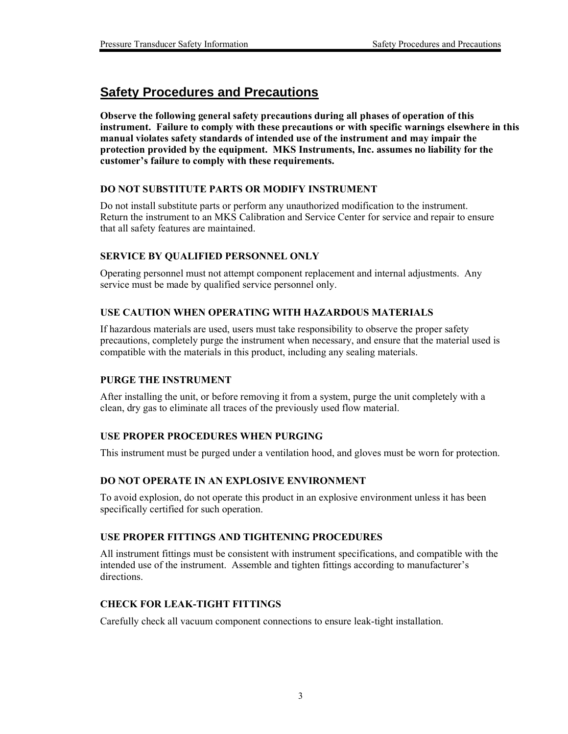## Safety Procedures and Precautions

**Observe the following general safety precautions during all phases of operation of this instrument. Failure to comply with these precautions or with specific warnings elsewhere in this manual violates safety standards of intended use of the instrument and may impair the protection provided by the equipment. MKS Instruments, Inc. assumes no liability for the customer's failure to comply with these requirements.**

### DO NOT SUBSTITUTE PARTS OR MODIFY INSTRUMENT

Do not install substitute parts or perform any unauthorized modification to the instrument. Return the instrument to an MKS Calibration and Service Center for service and repair to ensure that all safety features are maintained.

### SERVICE BY QUALIFIED PERSONNEL ONLY

Operating personnel must not attempt component replacement and internal adjustments. Any service must be made by qualified service personnel only.

### USE CAUTION WHEN OPERATING WITH HAZARDOUS MATERIALS

If hazardous materials are used, users must take responsibility to observe the proper safety precautions, completely purge the instrument when necessary, and ensure that the material used is compatible with the materials in this product, including any sealing materials.

### PURGE THE INSTRUMENT

After installing the unit, or before removing it from a system, purge the unit completely with a clean, dry gas to eliminate all traces of the previously used flow material.

### USE PROPER PROCEDURES WHEN PURGING

This instrument must be purged under a ventilation hood, and gloves must be worn for protection.

### DO NOT OPERATE IN AN EXPLOSIVE ENVIRONMENT

To avoid explosion, do not operate this product in an explosive environment unless it has been specifically certified for such operation.

### USE PROPER FITTINGS AND TIGHTENING PROCEDURES

All instrument fittings must be consistent with instrument specifications, and compatible with the intended use of the instrument. Assemble and tighten fittings according to manufacturer's directions.

### CHECK FOR LEAK-TIGHT FITTINGS

Carefully check all vacuum component connections to ensure leak-tight installation.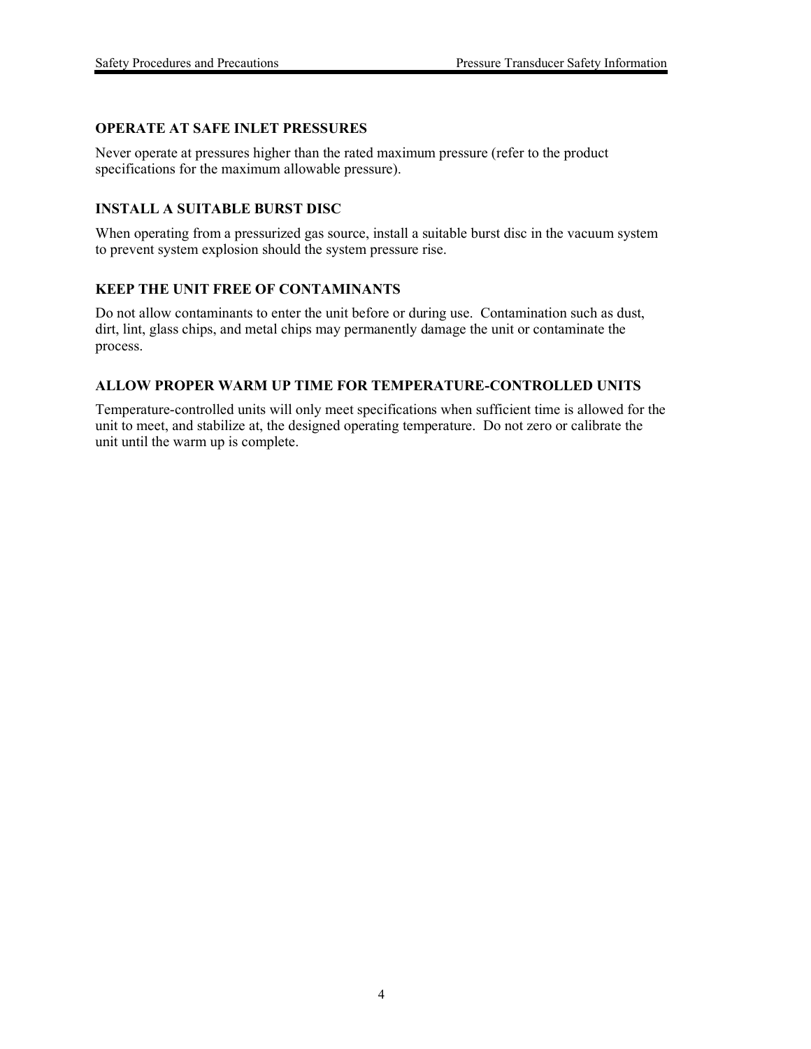### OPERATE AT SAFE INLET PRESSURES

Never operate at pressures higher than the rated maximum pressure (refer to the product specifications for the maximum allowable pressure).

### INSTALL A SUITABLE BURST DISC

When operating from a pressurized gas source, install a suitable burst disc in the vacuum system to prevent system explosion should the system pressure rise.

### KEEP THE UNIT FREE OF CONTAMINANTS

Do not allow contaminants to enter the unit before or during use. Contamination such as dust, dirt, lint, glass chips, and metal chips may permanently damage the unit or contaminate the process.

### ALLOW PROPER WARM UP TIME FOR TEMPERATURE-CONTROLLED UNITS

Temperature-controlled units will only meet specifications when sufficient time is allowed for the unit to meet, and stabilize at, the designed operating temperature. Do not zero or calibrate the unit until the warm up is complete.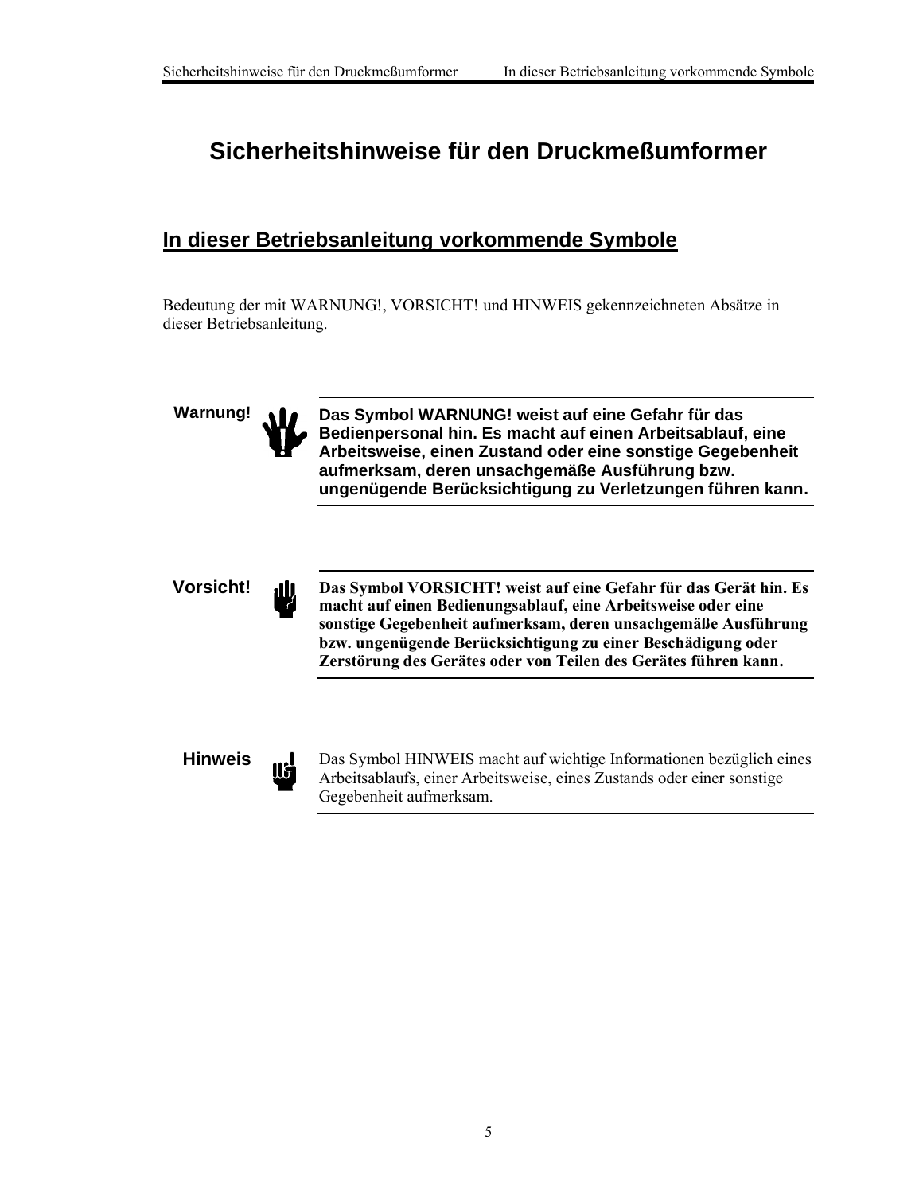# Sicherheitshinweise für den Druckmeßumformer

## In dieser Betriebsanleitung vorkommende Symbole

Bedeutung der mit WARNUNG!, VORSICHT! und HINWEIS gekennzeichneten Absätze in dieser Betriebsanleitung.

**Warnung!**

**Das Symbol WARNUNG! weist auf eine Gefahr für das Bedienpersonal hin. Es macht auf einen Arbeitsablauf, eine Arbeitsweise, einen Zustand oder eine sonstige Gegebenheit aufmerksam, deren unsachgemäße Ausführung bzw. ungenügende Berücksichtigung zu Verletzungen führen kann.**

**Vorsicht!**

**Das Symbol VORSICHT! weist auf eine Gefahr für das Gerät hin. Es macht auf einen Bedienungsablauf, eine Arbeitsweise oder eine sonstige Gegebenheit aufmerksam, deren unsachgemäße Ausführung bzw. ungenügende Berücksichtigung zu einer Beschädigung oder Zerstörung des Gerätes oder von Teilen des Gerätes führen kann.**

**Hinweis**

Das Symbol HINWEIS macht auf wichtige Informationen bezüglich eines Arbeitsablaufs, einer Arbeitsweise, eines Zustands oder einer sonstige Gegebenheit aufmerksam.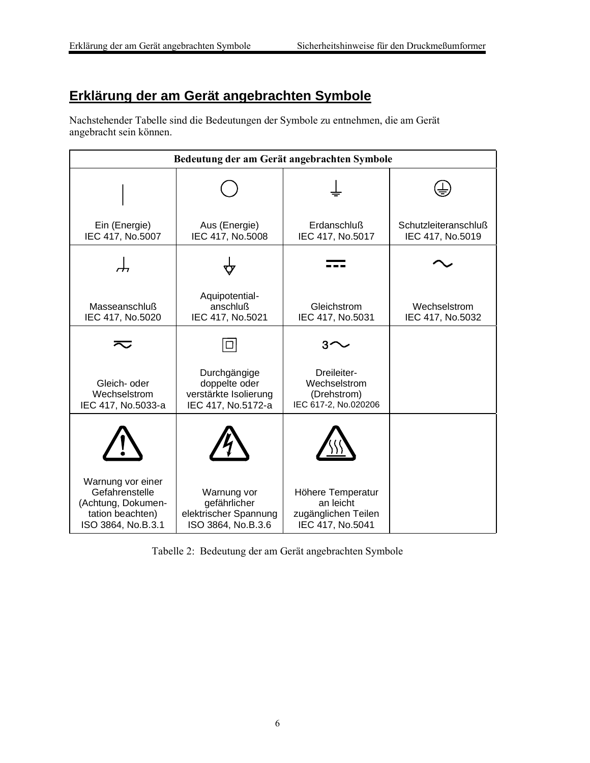## Erklärung der am Gerät angebrachten Symbole

Nachstehender Tabelle sind die Bedeutungen der Symbole zu entnehmen, die am Gerät angebracht sein können.

| Bedeutung der am Gerät angebrachten Symbole | | | |
|---|---|---|---|
| Ein (Energie) IEC 417, No.5007 | Aus (Energie) IEC 417, No.5008 | Erdanschluß IEC 417, No.5017 | Schutzleiteranschluß IEC 417, No.5019 |
| Masseanschluß IEC 417, No.5020 | Aquipotential-anschluß IEC 417, No.5021 | Gleichstrom IEC 417, No.5031 | Wechselstrom IEC 417, No.5032 |
| Gleich- oder Wechselstrom IEC 417, No.5033-a | Durchgängige doppelte oder verstärkte Isolierung IEC 417, No.5172-a | Dreileiter-Wechselstrom (Drehstrom) IEC 617-2, No.020206 | |
| Warnung vor einer Gefahrenstelle (Achtung, Dokumentation beachten) ISO 3864, No.B.3.1 | Warnung vor gefährlicher elektrischer Spannung ISO 3864, No.B.3.6 | Höhere Temperatur an leicht zugänglichen Teilen IEC 417, No.5041 | |

Tabelle 2: Bedeutung der am Gerät angebrachten Symbole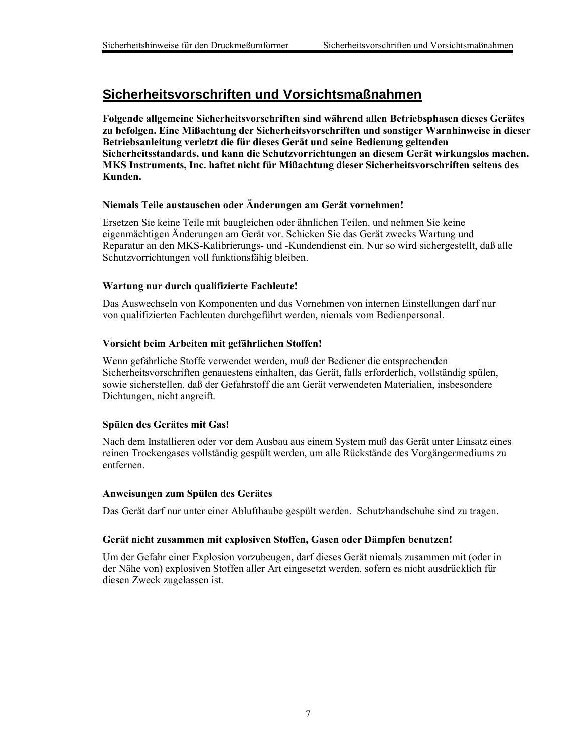## Sicherheitsvorschriften und Vorsichtsmaßnahmen

**Folgende allgemeine Sicherheitsvorschriften sind während allen Betriebsphasen dieses Gerätes zu befolgen. Eine Mißachtung der Sicherheitsvorschriften und sonstiger Warnhinweise in dieser Betriebsanleitung verletzt die für dieses Gerät und seine Bedienung geltenden Sicherheitsstandards, und kann die Schutzvorrichtungen an diesem Gerät wirkungslos machen. MKS Instruments, Inc. haftet nicht für Mißachtung dieser Sicherheitsvorschriften seitens des Kunden.**

#### Niemals Teile austauschen oder Änderungen am Gerät vornehmen!

Ersetzen Sie keine Teile mit baugleichen oder ähnlichen Teilen, und nehmen Sie keine eigenmächtigen Änderungen am Gerät vor. Schicken Sie das Gerät zwecks Wartung und Reparatur an den MKS-Kalibrierungs- und -Kundendienst ein. Nur so wird sichergestellt, daß alle Schutzvorrichtungen voll funktionsfähig bleiben.

#### Wartung nur durch qualifizierte Fachleute!

Das Auswechseln von Komponenten und das Vornehmen von internen Einstellungen darf nur von qualifizierten Fachleuten durchgeführt werden, niemals vom Bedienpersonal.

#### Vorsicht beim Arbeiten mit gefährlichen Stoffen!

Wenn gefährliche Stoffe verwendet werden, muß der Bediener die entsprechenden Sicherheitsvorschriften genauestens einhalten, das Gerät, falls erforderlich, vollständig spülen, sowie sicherstellen, daß der Gefahrstoff die am Gerät verwendeten Materialien, insbesondere Dichtungen, nicht angreift.

#### Spülen des Gerätes mit Gas!

Nach dem Installieren oder vor dem Ausbau aus einem System muß das Gerät unter Einsatz eines reinen Trockengases vollständig gespült werden, um alle Rückstände des Vorgängermediums zu entfernen.

#### Anweisungen zum Spülen des Gerätes

Das Gerät darf nur unter einer Ablufthaube gespült werden. Schutzhandschuhe sind zu tragen.

#### Gerät nicht zusammen mit explosiven Stoffen, Gasen oder Dämpfen benutzen!

Um der Gefahr einer Explosion vorzubeugen, darf dieses Gerät niemals zusammen mit (oder in der Nähe von) explosiven Stoffen aller Art eingesetzt werden, sofern es nicht ausdrücklich für diesen Zweck zugelassen ist.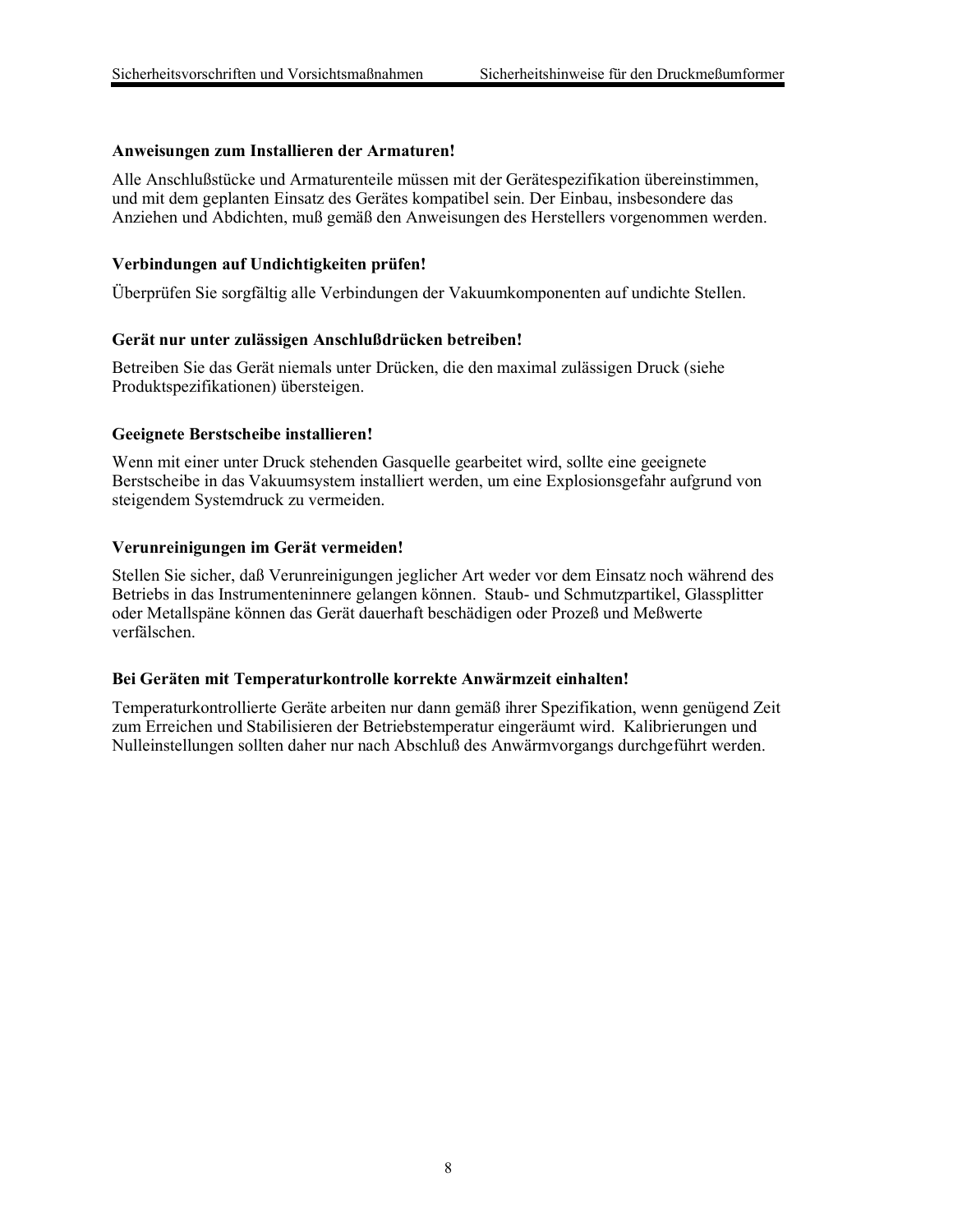**Anweisungen zum Installieren der Armaturen!**

Alle Anschlußstücke und Armaturenteile müssen mit der Gerätespezifikation übereinstimmen, und mit dem geplanten Einsatz des Gerätes kompatibel sein. Der Einbau, insbesondere das Anziehen und Abdichten, muß gemäß den Anweisungen des Herstellers vorgenommen werden.

**Verbindungen auf Undichtigkeiten prüfen!**

Überprüfen Sie sorgfältig alle Verbindungen der Vakuumkomponenten auf undichte Stellen.

**Gerät nur unter zulässigen Anschlußdrücken betreiben!**

Betreiben Sie das Gerät niemals unter Drücken, die den maximal zulässigen Druck (siehe Produktspezifikationen) übersteigen.

**Geeignete Berstscheibe installieren!**

Wenn mit einer unter Druck stehenden Gasquelle gearbeitet wird, sollte eine geeignete Berstscheibe in das Vakuumsystem installiert werden, um eine Explosionsgefahr aufgrund von steigendem Systemdruck zu vermeiden.

**Verunreinigungen im Gerät vermeiden!**

Stellen Sie sicher, daß Verunreinigungen jeglicher Art weder vor dem Einsatz noch während des Betriebs in das Instrumenteninnere gelangen können. Staub- und Schmutzpartikel, Glassplitter oder Metallspäne können das Gerät dauerhaft beschädigen oder Prozeß und Meßwerte verfälschen.

**Bei Geräten mit Temperaturkontrolle korrekte Anwärmzeit einhalten!**

Temperaturkontrollierte Geräte arbeiten nur dann gemäß ihrer Spezifikation, wenn genügend Zeit zum Erreichen und Stabilisieren der Betriebstemperatur eingeräumt wird. Kalibrierungen und Nulleinstellungen sollten daher nur nach Abschluß des Anwärmvorgangs durchgeführt werden.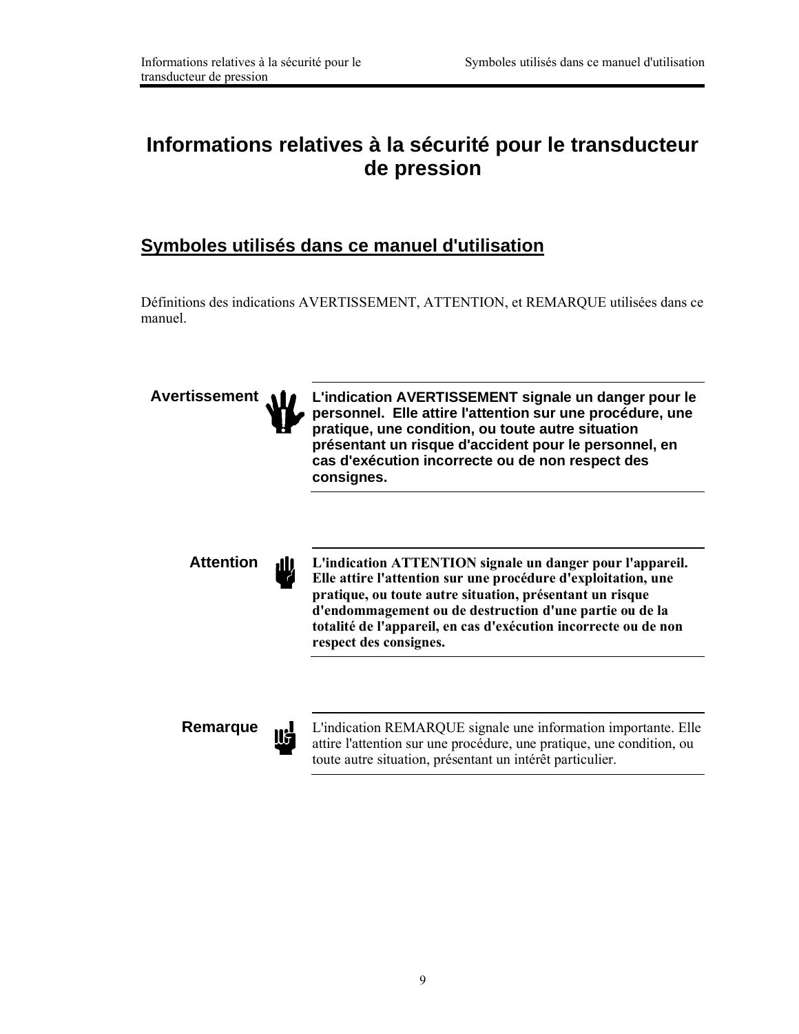# Informations relatives à la sécurité pour le transducteur de pression

## Symboles utilisés dans ce manuel d'utilisation

Définitions des indications AVERTISSEMENT, ATTENTION, et REMARQUE utilisées dans ce manuel.

**Avertissement**

**L'indication AVERTISSEMENT signale un danger pour le personnel. Elle attire l'attention sur une procédure, une pratique, une condition, ou toute autre situation présentant un risque d'accident pour le personnel, en cas d'exécution incorrecte ou de non respect des consignes.**

**Attention**

**L'indication ATTENTION signale un danger pour l'appareil. Elle attire l'attention sur une procédure d'exploitation, une pratique, ou toute autre situation, présentant un risque d'endommagement ou de destruction d'une partie ou de la totalité de l'appareil, en cas d'exécution incorrecte ou de non respect des consignes.**

**Remarque**

L'indication REMARQUE signale une information importante. Elle attire l'attention sur une procédure, une pratique, une condition, ou toute autre situation, présentant un intérêt particulier.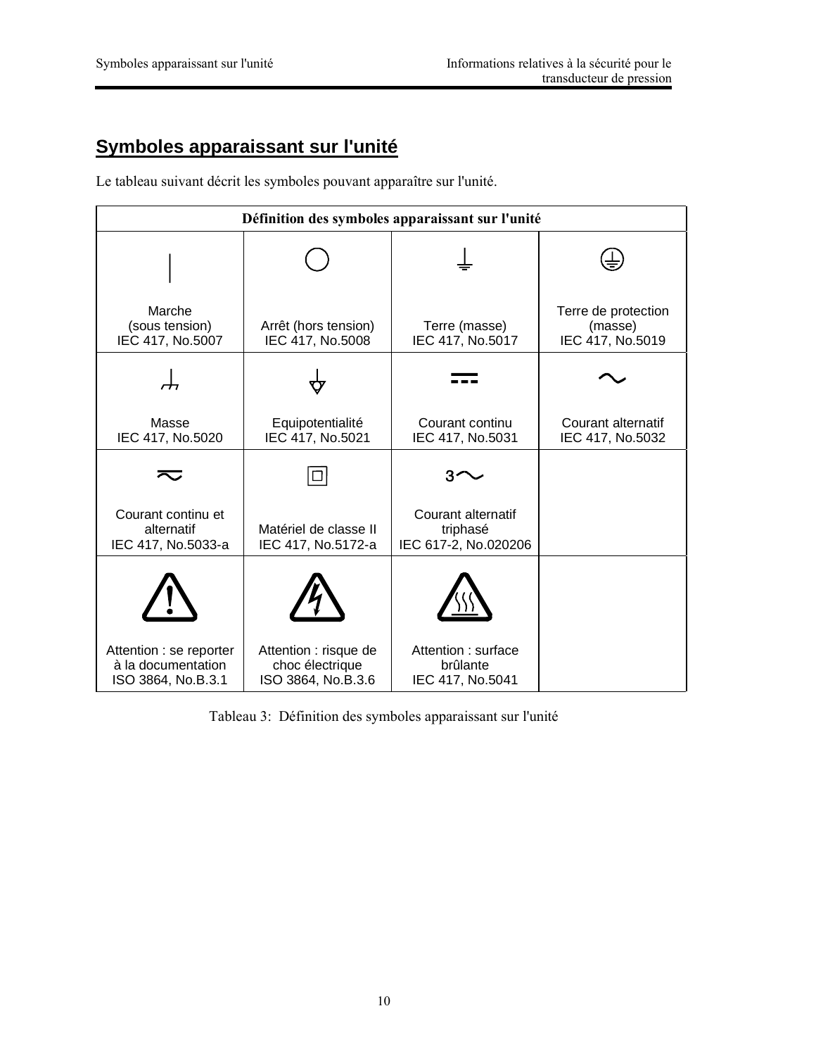## Symboles apparaissant sur l'unité

Le tableau suivant décrit les symboles pouvant apparaître sur l'unité.

| Définition des symboles apparaissant sur l'unité | | | |
|---|---|---|---|
| Marche (sous tension) IEC 417, No.5007 | Arrêt (hors tension) IEC 417, No.5008 | Terre (masse) IEC 417, No.5017 | Terre de protection (masse) IEC 417, No.5019 |
| Masse IEC 417, No.5020 | Equipotentialité IEC 417, No.5021 | Courant continu IEC 417, No.5031 | Courant alternatif IEC 417, No.5032 |
| Courant continu et alternatif IEC 417, No.5033-a | Matériel de classe II IEC 417, No.5172-a | Courant alternatif triphasé IEC 617-2, No.020206 | |
| Attention : se reporter à la documentation ISO 3864, No.B.3.1 | Attention : risque de choc électrique ISO 3864, No.B.3.6 | Attention : surface brûlante IEC 417, No.5041 | |

Tableau 3: Définition des symboles apparaissant sur l'unité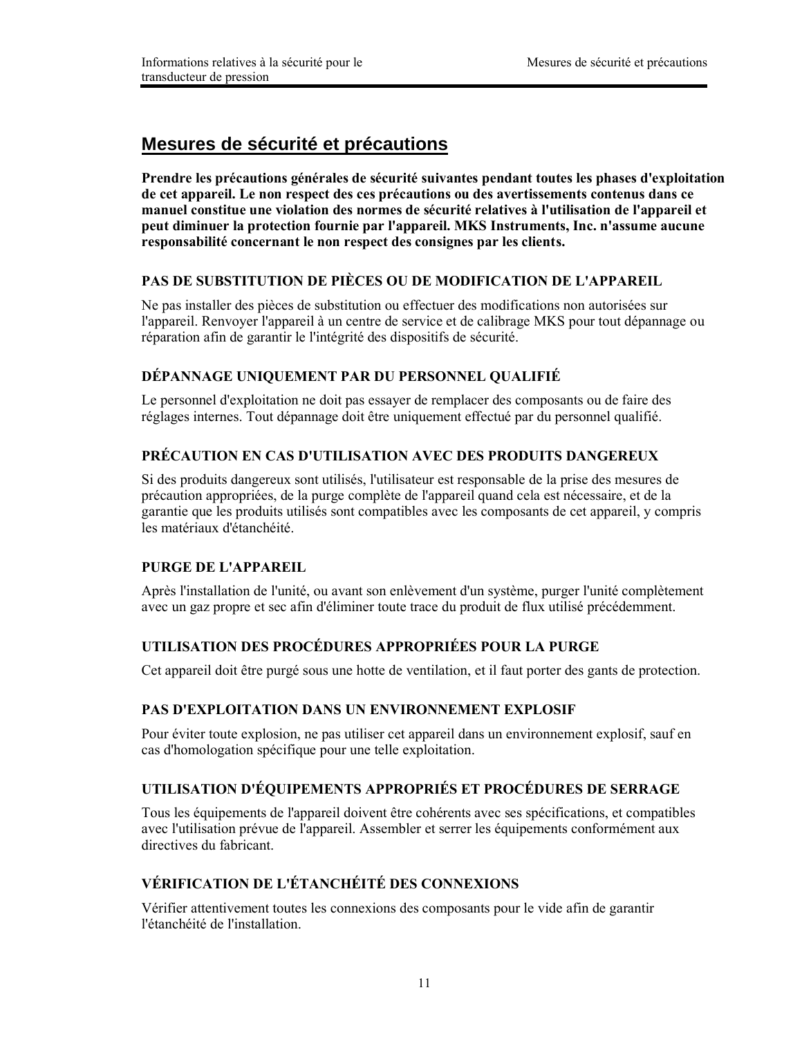## Mesures de sécurité et précautions

**Prendre les précautions générales de sécurité suivantes pendant toutes les phases d'exploitation de cet appareil. Le non respect des ces précautions ou des avertissements contenus dans ce manuel constitue une violation des normes de sécurité relatives à l'utilisation de l'appareil et peut diminuer la protection fournie par l'appareil. MKS Instruments, Inc. n'assume aucune responsabilité concernant le non respect des consignes par les clients.**

### PAS DE SUBSTITUTION DE PIÈCES OU DE MODIFICATION DE L'APPAREIL

Ne pas installer des pièces de substitution ou effectuer des modifications non autorisées sur l'appareil. Renvoyer l'appareil à un centre de service et de calibrage MKS pour tout dépannage ou réparation afin de garantir le l'intégrité des dispositifs de sécurité.

### DÉPANNAGE UNIQUEMENT PAR DU PERSONNEL QUALIFIÉ

Le personnel d'exploitation ne doit pas essayer de remplacer des composants ou de faire des réglages internes. Tout dépannage doit être uniquement effectué par du personnel qualifié.

### PRÉCAUTION EN CAS D'UTILISATION AVEC DES PRODUITS DANGEREUX

Si des produits dangereux sont utilisés, l'utilisateur est responsable de la prise des mesures de précaution appropriées, de la purge complète de l'appareil quand cela est nécessaire, et de la garantie que les produits utilisés sont compatibles avec les composants de cet appareil, y compris les matériaux d'étanchéité.

### PURGE DE L'APPAREIL

Après l'installation de l'unité, ou avant son enlèvement d'un système, purger l'unité complètement avec un gaz propre et sec afin d'éliminer toute trace du produit de flux utilisé précédemment.

### UTILISATION DES PROCÉDURES APPROPRIÉES POUR LA PURGE

Cet appareil doit être purgé sous une hotte de ventilation, et il faut porter des gants de protection.

### PAS D'EXPLOITATION DANS UN ENVIRONNEMENT EXPLOSIF

Pour éviter toute explosion, ne pas utiliser cet appareil dans un environnement explosif, sauf en cas d'homologation spécifique pour une telle exploitation.

### UTILISATION D'ÉQUIPEMENTS APPROPRIÉS ET PROCÉDURES DE SERRAGE

Tous les équipements de l'appareil doivent être cohérents avec ses spécifications, et compatibles avec l'utilisation prévue de l'appareil. Assembler et serrer les équipements conformément aux directives du fabricant.

### VÉRIFICATION DE L'ÉTANCHÉITÉ DES CONNEXIONS

Vérifier attentivement toutes les connexions des composants pour le vide afin de garantir l'étanchéité de l'installation.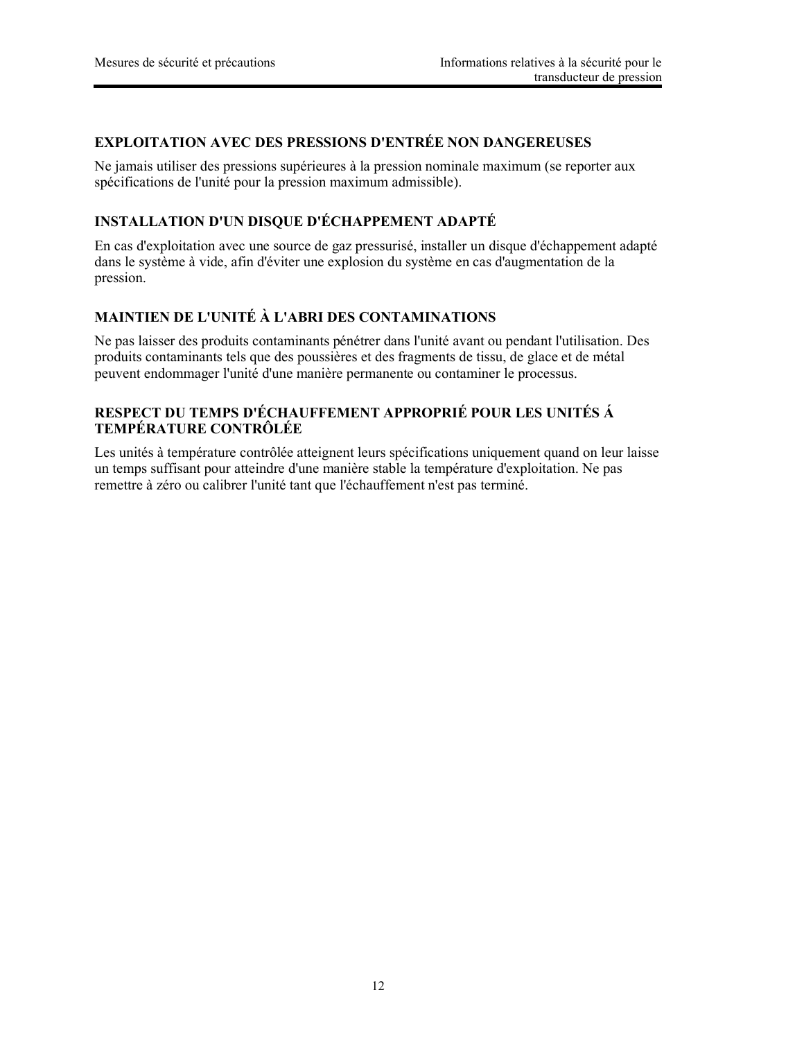### EXPLOITATION AVEC DES PRESSIONS D'ENTRÉE NON DANGEREUSES

Ne jamais utiliser des pressions supérieures à la pression nominale maximum (se reporter aux spécifications de l'unité pour la pression maximum admissible).

### INSTALLATION D'UN DISQUE D'ÉCHAPPEMENT ADAPTÉ

En cas d'exploitation avec une source de gaz pressurisé, installer un disque d'échappement adapté dans le système à vide, afin d'éviter une explosion du système en cas d'augmentation de la pression.

### MAINTIEN DE L'UNITÉ À L'ABRI DES CONTAMINATIONS

Ne pas laisser des produits contaminants pénétrer dans l'unité avant ou pendant l'utilisation. Des produits contaminants tels que des poussières et des fragments de tissu, de glace et de métal peuvent endommager l'unité d'une manière permanente ou contaminer le processus.

### RESPECT DU TEMPS D'ÉCHAUFFEMENT APPROPRIÉ POUR LES UNITÉS Á TEMPÉRATURE CONTRÔLÉE

Les unités à température contrôlée atteignent leurs spécifications uniquement quand on leur laisse un temps suffisant pour atteindre d'une manière stable la température d'exploitation. Ne pas remettre à zéro ou calibrer l'unité tant que l'échauffement n'est pas terminé.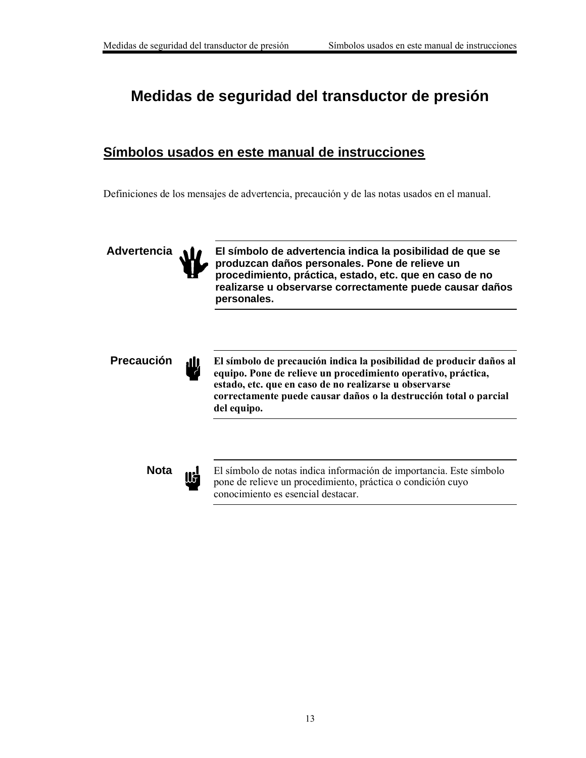# Medidas de seguridad del transductor de presión

## Símbolos usados en este manual de instrucciones

Definiciones de los mensajes de advertencia, precaución y de las notas usados en el manual.

**Advertencia**

**El símbolo de advertencia indica la posibilidad de que se produzcan daños personales. Pone de relieve un procedimiento, práctica, estado, etc. que en caso de no realizarse u observarse correctamente puede causar daños personales.**

**Precaución**

**El símbolo de precaución indica la posibilidad de producir daños al equipo. Pone de relieve un procedimiento operativo, práctica, estado, etc. que en caso de no realizarse u observarse correctamente puede causar daños o la destrucción total o parcial del equipo.**

**Nota**

El símbolo de notas indica información de importancia. Este símbolo pone de relieve un procedimiento, práctica o condición cuyo conocimiento es esencial destacar.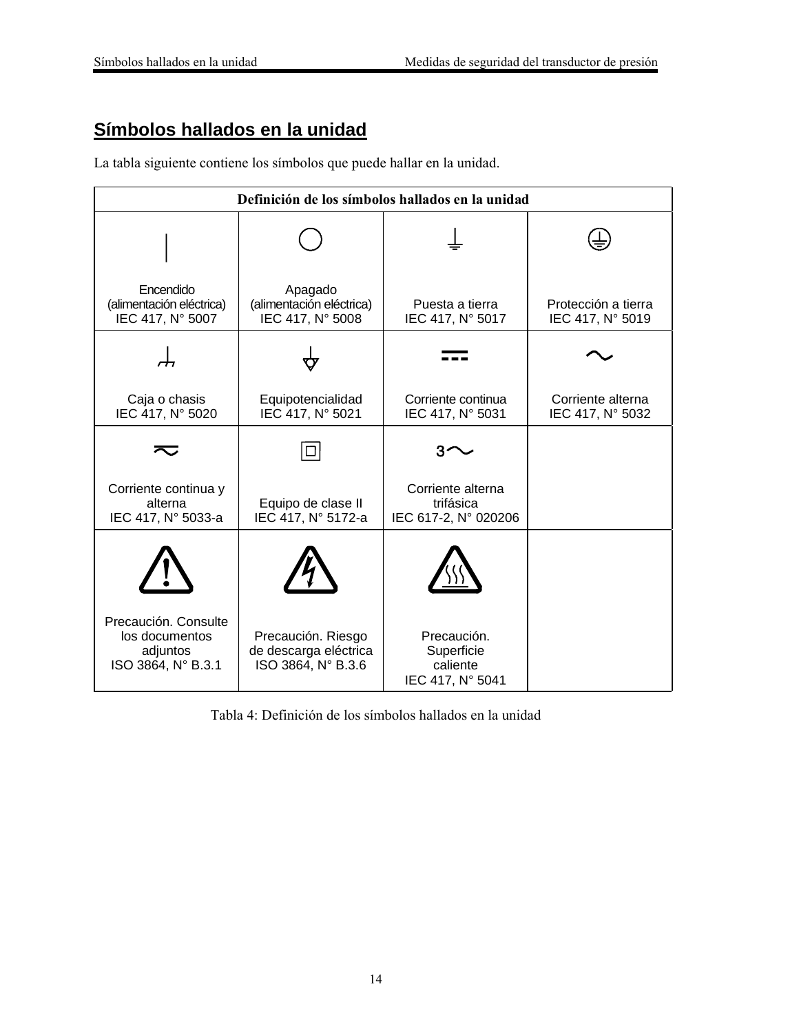## Símbolos hallados en la unidad

La tabla siguiente contiene los símbolos que puede hallar en la unidad.

| Definición de los símbolos hallados en la unidad | | | |
|---|---|---|---|
| Encendido (alimentación eléctrica) IEC 417, N° 5007 | Apagado (alimentación eléctrica) IEC 417, N° 5008 | Puesta a tierra IEC 417, N° 5017 | Protección a tierra IEC 417, N° 5019 |
| Caja o chasis IEC 417, N° 5020 | Equipotencialidad IEC 417, N° 5021 | Corriente continua IEC 417, N° 5031 | Corriente alterna IEC 417, N° 5032 |
| Corriente continua y alterna IEC 417, N° 5033-a | Equipo de clase II IEC 417, N° 5172-a | 3~ Corriente alterna trifásica IEC 617-2, N° 020206 | |
| Precaución. Consulte los documentos adjuntos ISO 3864, N° B.3.1 | Precaución. Riesgo de descarga eléctrica ISO 3864, N° B.3.6 | Precaución. Superficie caliente IEC 417, N° 5041 | |

Tabla 4: Definición de los símbolos hallados en la unidad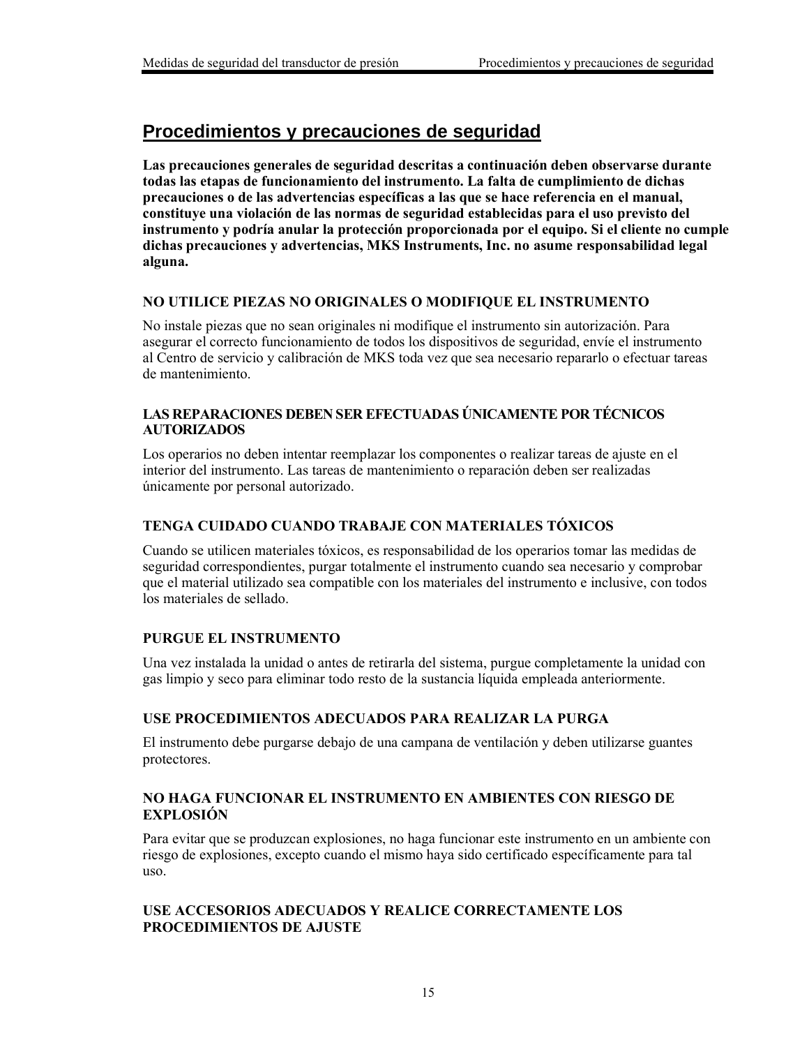## Procedimientos y precauciones de seguridad

**Las precauciones generales de seguridad descritas a continuación deben observarse durante todas las etapas de funcionamiento del instrumento. La falta de cumplimiento de dichas precauciones o de las advertencias específicas a las que se hace referencia en el manual, constituye una violación de las normas de seguridad establecidas para el uso previsto del instrumento y podría anular la protección proporcionada por el equipo. Si el cliente no cumple dichas precauciones y advertencias, MKS Instruments, Inc. no asume responsabilidad legal alguna.**

### NO UTILICE PIEZAS NO ORIGINALES O MODIFIQUE EL INSTRUMENTO

No instale piezas que no sean originales ni modifique el instrumento sin autorización. Para asegurar el correcto funcionamiento de todos los dispositivos de seguridad, envíe el instrumento al Centro de servicio y calibración de MKS toda vez que sea necesario repararlo o efectuar tareas de mantenimiento.

### LAS REPARACIONES DEBEN SER EFECTUADAS ÚNICAMENTE POR TÉCNICOS AUTORIZADOS

Los operarios no deben intentar reemplazar los componentes o realizar tareas de ajuste en el interior del instrumento. Las tareas de mantenimiento o reparación deben ser realizadas únicamente por personal autorizado.

### TENGA CUIDADO CUANDO TRABAJE CON MATERIALES TÓXICOS

Cuando se utilicen materiales tóxicos, es responsabilidad de los operarios tomar las medidas de seguridad correspondientes, purgar totalmente el instrumento cuando sea necesario y comprobar que el material utilizado sea compatible con los materiales del instrumento e inclusive, con todos los materiales de sellado.

### PURGUE EL INSTRUMENTO

Una vez instalada la unidad o antes de retirarla del sistema, purgue completamente la unidad con gas limpio y seco para eliminar todo resto de la sustancia líquida empleada anteriormente.

### USE PROCEDIMIENTOS ADECUADOS PARA REALIZAR LA PURGA

El instrumento debe purgarse debajo de una campana de ventilación y deben utilizarse guantes protectores.

### NO HAGA FUNCIONAR EL INSTRUMENTO EN AMBIENTES CON RIESGO DE EXPLOSIÓN

Para evitar que se produzcan explosiones, no haga funcionar este instrumento en un ambiente con riesgo de explosiones, excepto cuando el mismo haya sido certificado específicamente para tal uso.

### USE ACCESORIOS ADECUADOS Y REALICE CORRECTAMENTE LOS PROCEDIMIENTOS DE AJUSTE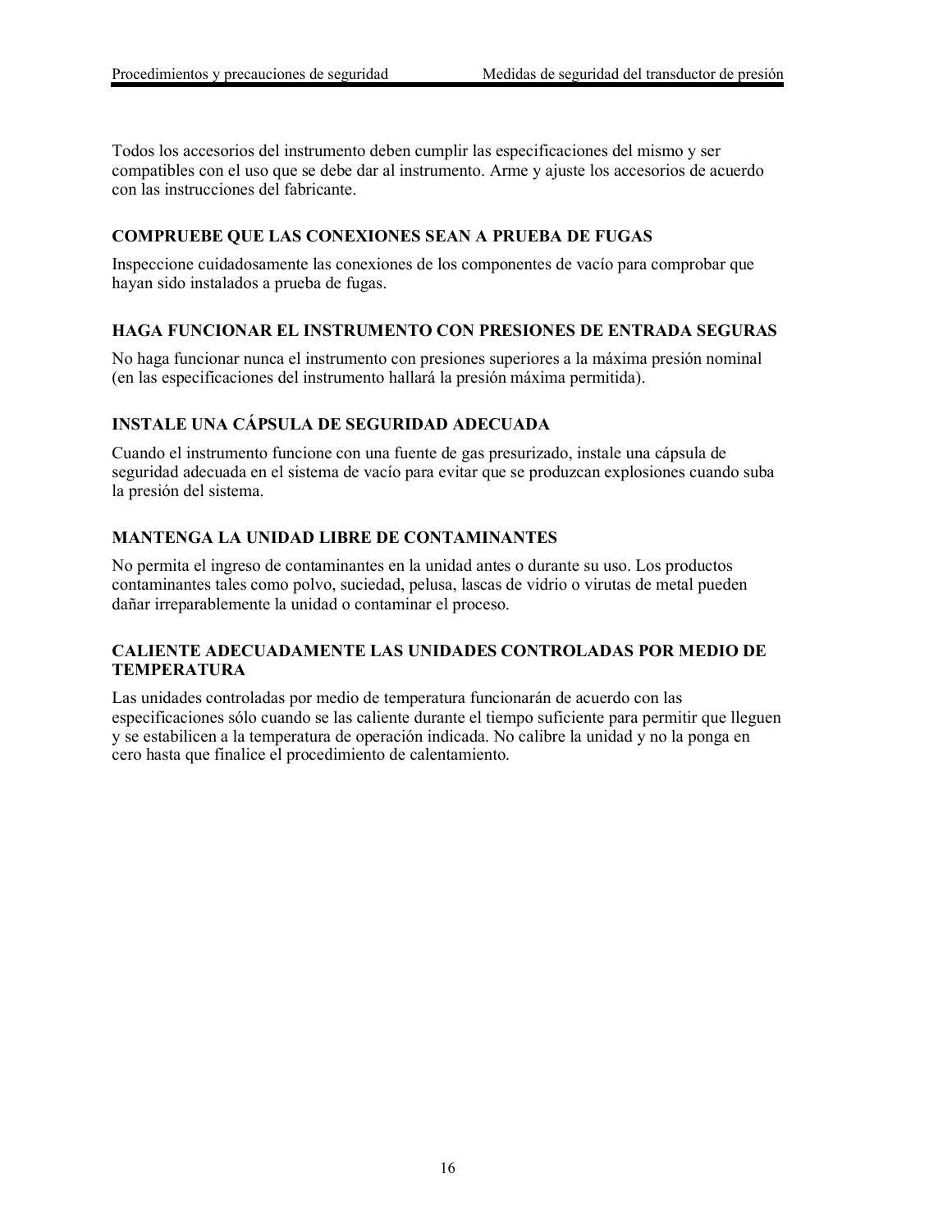Todos los accesorios del instrumento deben cumplir las especificaciones del mismo y ser compatibles con el uso que se debe dar al instrumento. Arme y ajuste los accesorios de acuerdo con las instrucciones del fabricante.

### COMPRUEBE QUE LAS CONEXIONES SEAN A PRUEBA DE FUGAS

Inspeccione cuidadosamente las conexiones de los componentes de vacío para comprobar que hayan sido instalados a prueba de fugas.

### HAGA FUNCIONAR EL INSTRUMENTO CON PRESIONES DE ENTRADA SEGURAS

No haga funcionar nunca el instrumento con presiones superiores a la máxima presión nominal (en las especificaciones del instrumento hallará la presión máxima permitida).

### INSTALE UNA CÁPSULA DE SEGURIDAD ADECUADA

Cuando el instrumento funcione con una fuente de gas presurizado, instale una cápsula de seguridad adecuada en el sistema de vacío para evitar que se produzcan explosiones cuando suba la presión del sistema.

### MANTENGA LA UNIDAD LIBRE DE CONTAMINANTES

No permita el ingreso de contaminantes en la unidad antes o durante su uso. Los productos contaminantes tales como polvo, suciedad, pelusa, lascas de vidrio o virutas de metal pueden dañar irreparablemente la unidad o contaminar el proceso.

### CALIENTE ADECUADAMENTE LAS UNIDADES CONTROLADAS POR MEDIO DE TEMPERATURA

Las unidades controladas por medio de temperatura funcionarán de acuerdo con las especificaciones sólo cuando se las caliente durante el tiempo suficiente para permitir que lleguen y se estabilicen a la temperatura de operación indicada. No calibre la unidad y no la ponga en cero hasta que finalice el procedimiento de calentamiento.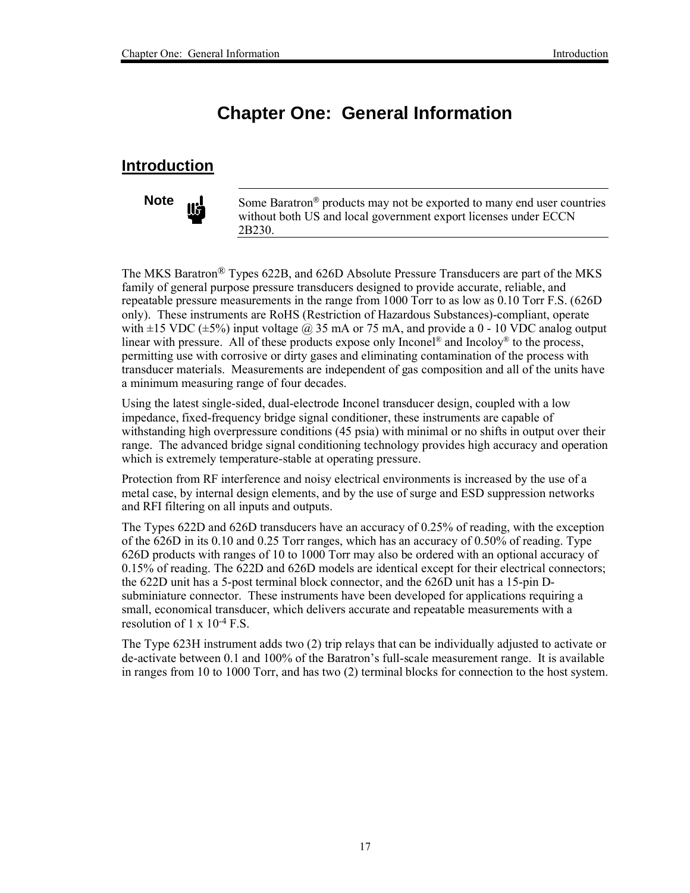# Chapter One: General Information

## Introduction

**Note**

Some Baratron® products may not be exported to many end user countries without both US and local government export licenses under ECCN 2B230.

The MKS Baratron® Types 622B, and 626D Absolute Pressure Transducers are part of the MKS family of general purpose pressure transducers designed to provide accurate, reliable, and repeatable pressure measurements in the range from 1000 Torr to as low as 0.10 Torr F.S. (626D only). These instruments are RoHS (Restriction of Hazardous Substances)-compliant, operate with ±15 VDC (±5%) input voltage @ 35 mA or 75 mA, and provide a 0 - 10 VDC analog output linear with pressure. All of these products expose only Inconel® and Incoloy® to the process, permitting use with corrosive or dirty gases and eliminating contamination of the process with transducer materials. Measurements are independent of gas composition and all of the units have a minimum measuring range of four decades.

Using the latest single-sided, dual-electrode Inconel transducer design, coupled with a low impedance, fixed-frequency bridge signal conditioner, these instruments are capable of withstanding high overpressure conditions (45 psia) with minimal or no shifts in output over their range. The advanced bridge signal conditioning technology provides high accuracy and operation which is extremely temperature-stable at operating pressure.

Protection from RF interference and noisy electrical environments is increased by the use of a metal case, by internal design elements, and by the use of surge and ESD suppression networks and RFI filtering on all inputs and outputs.

The Types 622D and 626D transducers have an accuracy of 0.25% of reading, with the exception of the 626D in its 0.10 and 0.25 Torr ranges, which has an accuracy of 0.50% of reading. Type 626D products with ranges of 10 to 1000 Torr may also be ordered with an optional accuracy of 0.15% of reading. The 622D and 626D models are identical except for their electrical connectors; the 622D unit has a 5-post terminal block connector, and the 626D unit has a 15-pin D-subminiature connector. These instruments have been developed for applications requiring a small, economical transducer, which delivers accurate and repeatable measurements with a resolution of $1 \times 10^{-4}$ F.S.

The Type 623H instrument adds two (2) trip relays that can be individually adjusted to activate or de-activate between 0.1 and 100% of the Baratron's full-scale measurement range. It is available in ranges from 10 to 1000 Torr, and has two (2) terminal blocks for connection to the host system.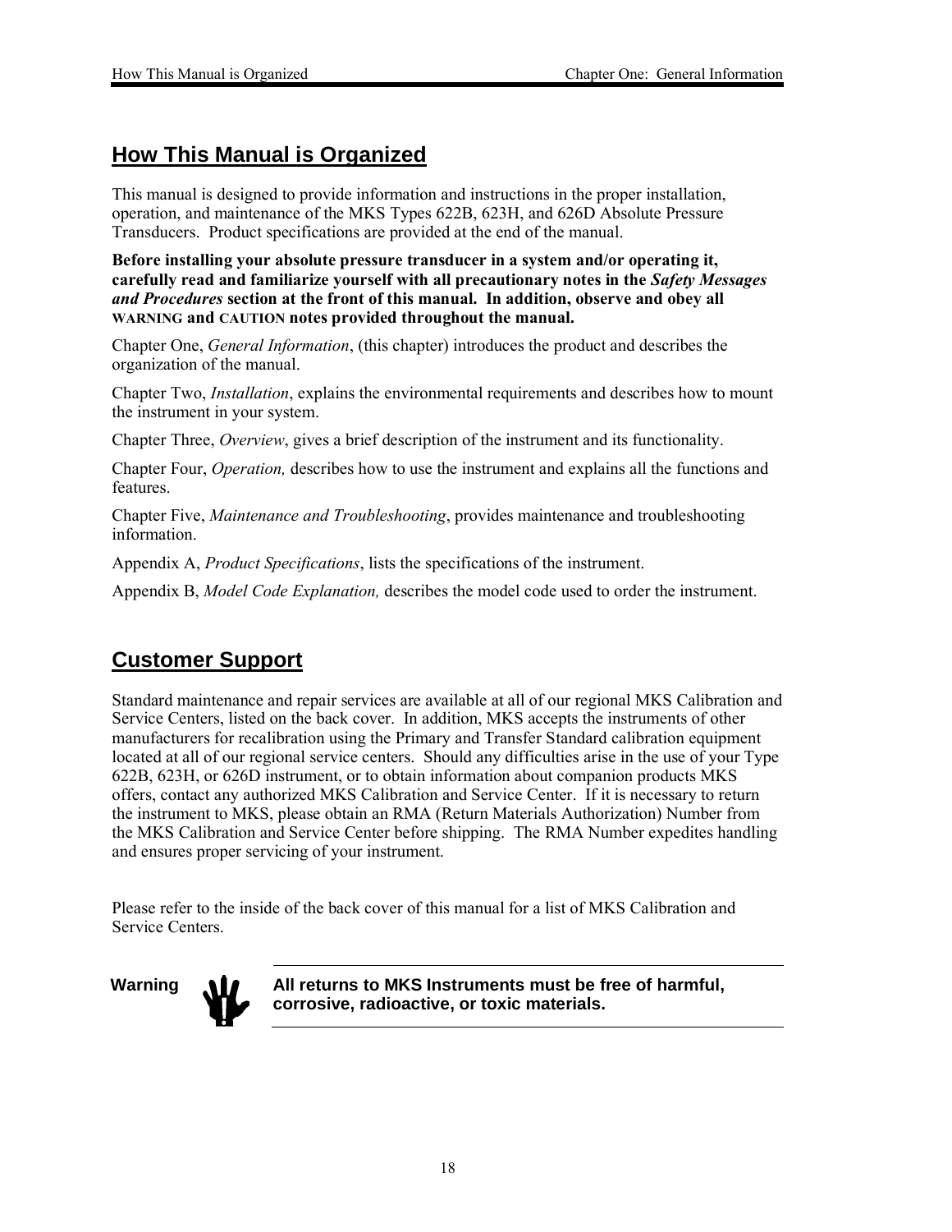## How This Manual is Organized

This manual is designed to provide information and instructions in the proper installation, operation, and maintenance of the MKS Types 622B, 623H, and 626D Absolute Pressure Transducers. Product specifications are provided at the end of the manual.

**Before installing your absolute pressure transducer in a system and/or operating it, carefully read and familiarize yourself with all precautionary notes in the *Safety Messages and Procedures* section at the front of this manual. In addition, observe and obey all WARNING and CAUTION notes provided throughout the manual.**

Chapter One, *General Information*, (this chapter) introduces the product and describes the organization of the manual.

Chapter Two, *Installation*, explains the environmental requirements and describes how to mount the instrument in your system.

Chapter Three, *Overview*, gives a brief description of the instrument and its functionality.

Chapter Four, *Operation,* describes how to use the instrument and explains all the functions and features.

Chapter Five, *Maintenance and Troubleshooting*, provides maintenance and troubleshooting information.

Appendix A, *Product Specifications*, lists the specifications of the instrument.

Appendix B, *Model Code Explanation,* describes the model code used to order the instrument.

## Customer Support

Standard maintenance and repair services are available at all of our regional MKS Calibration and Service Centers, listed on the back cover. In addition, MKS accepts the instruments of other manufacturers for recalibration using the Primary and Transfer Standard calibration equipment located at all of our regional service centers. Should any difficulties arise in the use of your Type 622B, 623H, or 626D instrument, or to obtain information about companion products MKS offers, contact any authorized MKS Calibration and Service Center. If it is necessary to return the instrument to MKS, please obtain an RMA (Return Materials Authorization) Number from the MKS Calibration and Service Center before shipping. The RMA Number expedites handling and ensures proper servicing of your instrument.

Please refer to the inside of the back cover of this manual for a list of MKS Calibration and Service Centers.

**Warning** — **All returns to MKS Instruments must be free of harmful, corrosive, radioactive, or toxic materials.**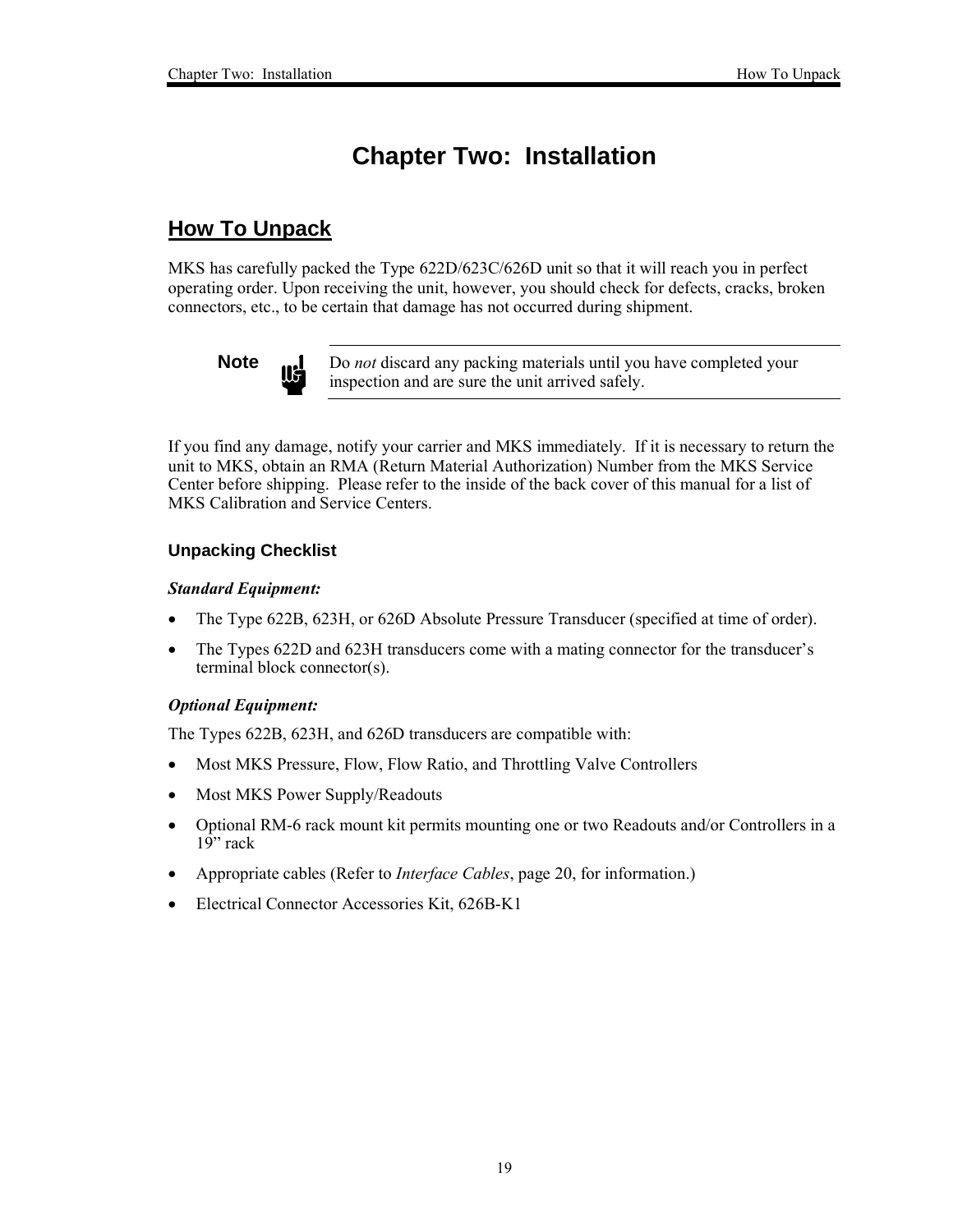# Chapter Two: Installation

## How To Unpack

MKS has carefully packed the Type 622D/623C/626D unit so that it will reach you in perfect operating order. Upon receiving the unit, however, you should check for defects, cracks, broken connectors, etc., to be certain that damage has not occurred during shipment.

**Note** Do *not* discard any packing materials until you have completed your inspection and are sure the unit arrived safely.

If you find any damage, notify your carrier and MKS immediately. If it is necessary to return the unit to MKS, obtain an RMA (Return Material Authorization) Number from the MKS Service Center before shipping. Please refer to the inside of the back cover of this manual for a list of MKS Calibration and Service Centers.

### Unpacking Checklist

***Standard Equipment:***

- The Type 622B, 623H, or 626D Absolute Pressure Transducer (specified at time of order).
- The Types 622D and 623H transducers come with a mating connector for the transducer's terminal block connector(s).

***Optional Equipment:***

The Types 622B, 623H, and 626D transducers are compatible with:

- Most MKS Pressure, Flow, Flow Ratio, and Throttling Valve Controllers
- Most MKS Power Supply/Readouts
- Optional RM-6 rack mount kit permits mounting one or two Readouts and/or Controllers in a 19" rack
- Appropriate cables (Refer to *Interface Cables*, page 20, for information.)
- Electrical Connector Accessories Kit, 626B-K1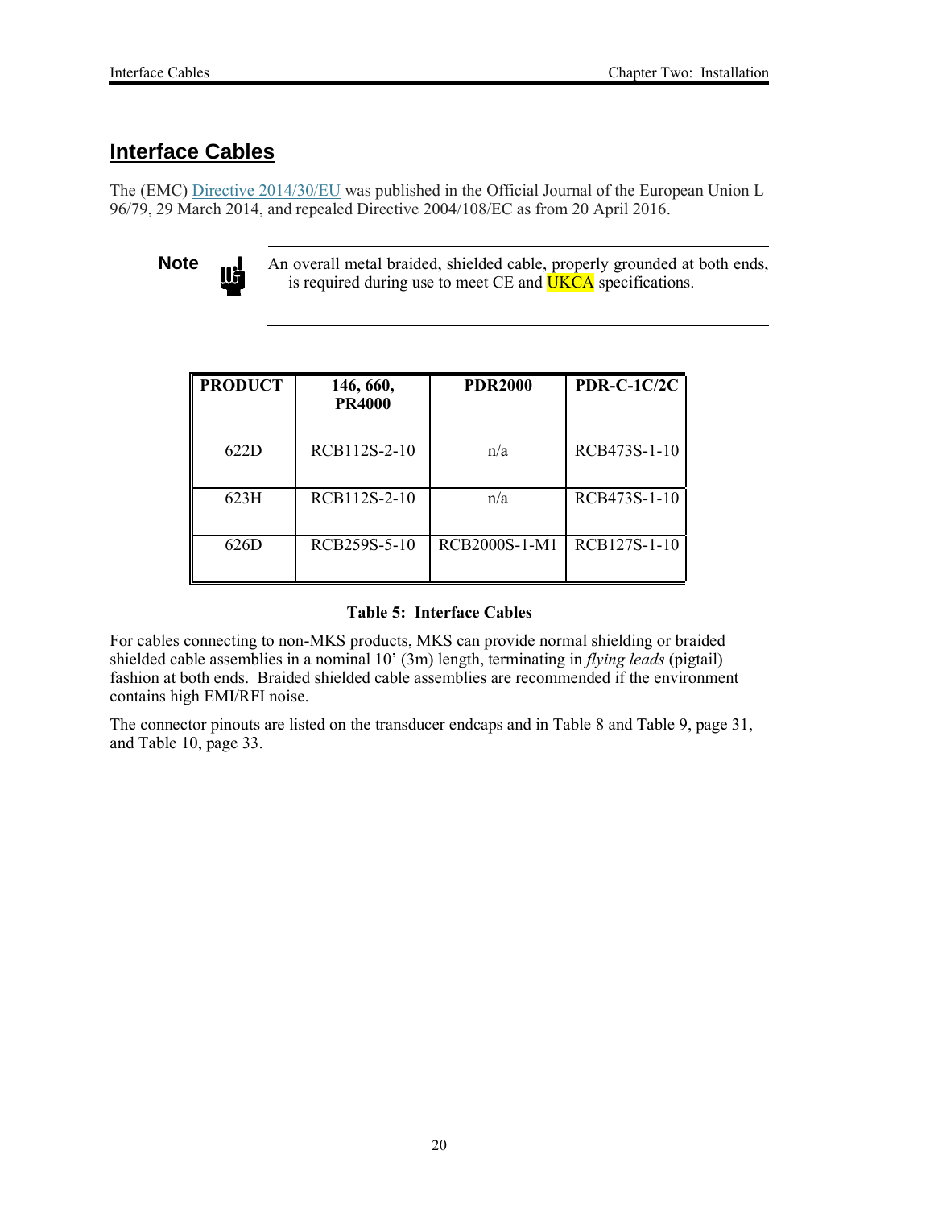# Interface Cables

The (EMC) Directive 2014/30/EU was published in the Official Journal of the European Union L 96/79, 29 March 2014, and repealed Directive 2004/108/EC as from 20 April 2016.

**Note** An overall metal braided, shielded cable, properly grounded at both ends, is required during use to meet CE and UKCA specifications.

| PRODUCT | 146, 660, PR4000 | PDR2000 | PDR-C-1C/2C |
|---|---|---|---|
| 622D | RCB112S-2-10 | n/a | RCB473S-1-10 |
| 623H | RCB112S-2-10 | n/a | RCB473S-1-10 |
| 626D | RCB259S-5-10 | RCB2000S-1-M1 | RCB127S-1-10 |

**Table 5: Interface Cables**

For cables connecting to non-MKS products, MKS can provide normal shielding or braided shielded cable assemblies in a nominal 10' (3m) length, terminating in *flying leads* (pigtail) fashion at both ends. Braided shielded cable assemblies are recommended if the environment contains high EMI/RFI noise.

The connector pinouts are listed on the transducer endcaps and in Table 8 and Table 9, page 31, and Table 10, page 33.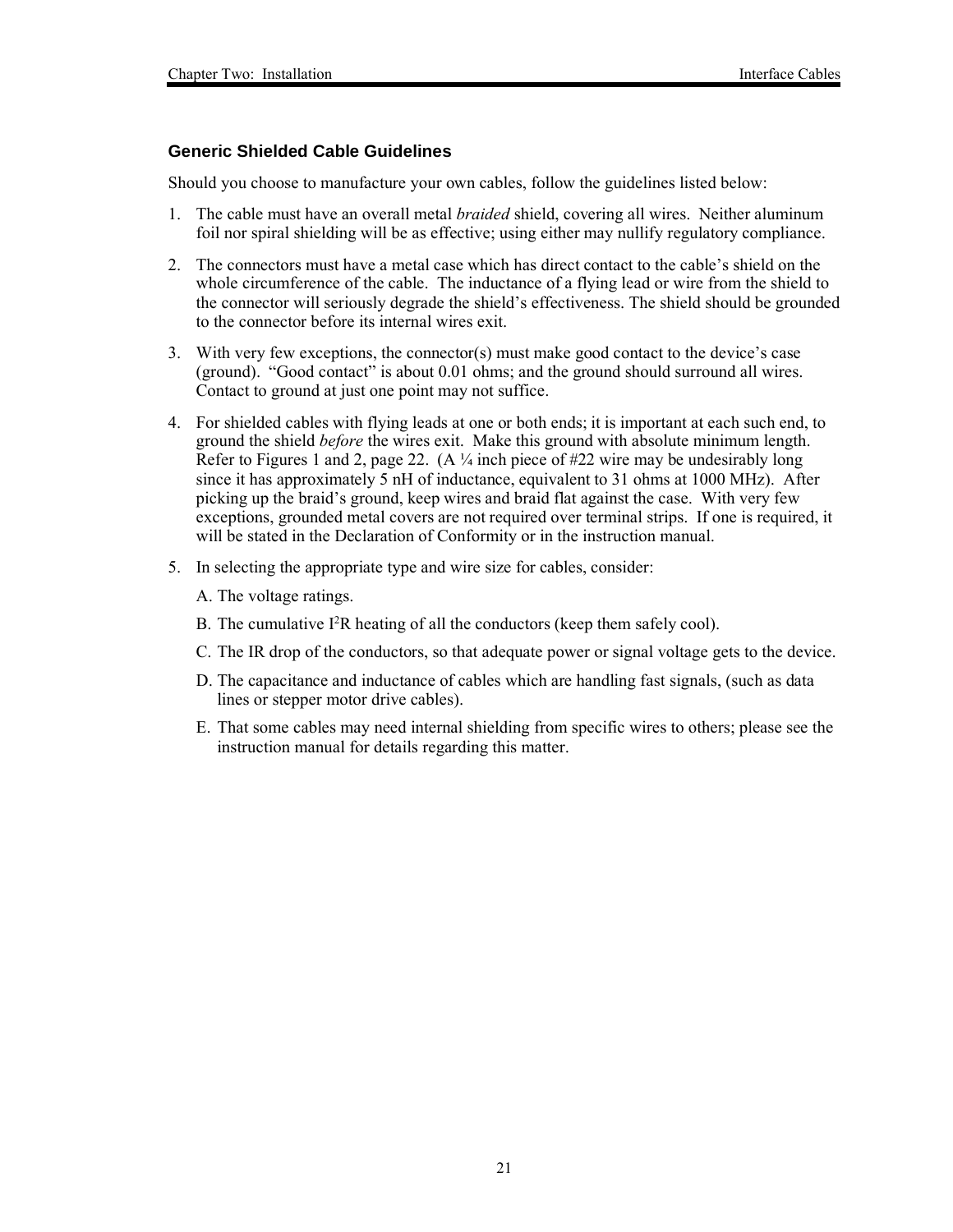### Generic Shielded Cable Guidelines

Should you choose to manufacture your own cables, follow the guidelines listed below:

1. The cable must have an overall metal *braided* shield, covering all wires. Neither aluminum foil nor spiral shielding will be as effective; using either may nullify regulatory compliance.

2. The connectors must have a metal case which has direct contact to the cable's shield on the whole circumference of the cable. The inductance of a flying lead or wire from the shield to the connector will seriously degrade the shield's effectiveness. The shield should be grounded to the connector before its internal wires exit.

3. With very few exceptions, the connector(s) must make good contact to the device's case (ground). "Good contact" is about 0.01 ohms; and the ground should surround all wires. Contact to ground at just one point may not suffice.

4. For shielded cables with flying leads at one or both ends; it is important at each such end, to ground the shield *before* the wires exit. Make this ground with absolute minimum length. Refer to Figures 1 and 2, page 22. (A ¼ inch piece of #22 wire may be undesirably long since it has approximately 5 nH of inductance, equivalent to 31 ohms at 1000 MHz). After picking up the braid's ground, keep wires and braid flat against the case. With very few exceptions, grounded metal covers are not required over terminal strips. If one is required, it will be stated in the Declaration of Conformity or in the instruction manual.

5. In selecting the appropriate type and wire size for cables, consider:

   A. The voltage ratings.

   B. The cumulative $I^2R$ heating of all the conductors (keep them safely cool).

   C. The IR drop of the conductors, so that adequate power or signal voltage gets to the device.

   D. The capacitance and inductance of cables which are handling fast signals, (such as data lines or stepper motor drive cables).

   E. That some cables may need internal shielding from specific wires to others; please see the instruction manual for details regarding this matter.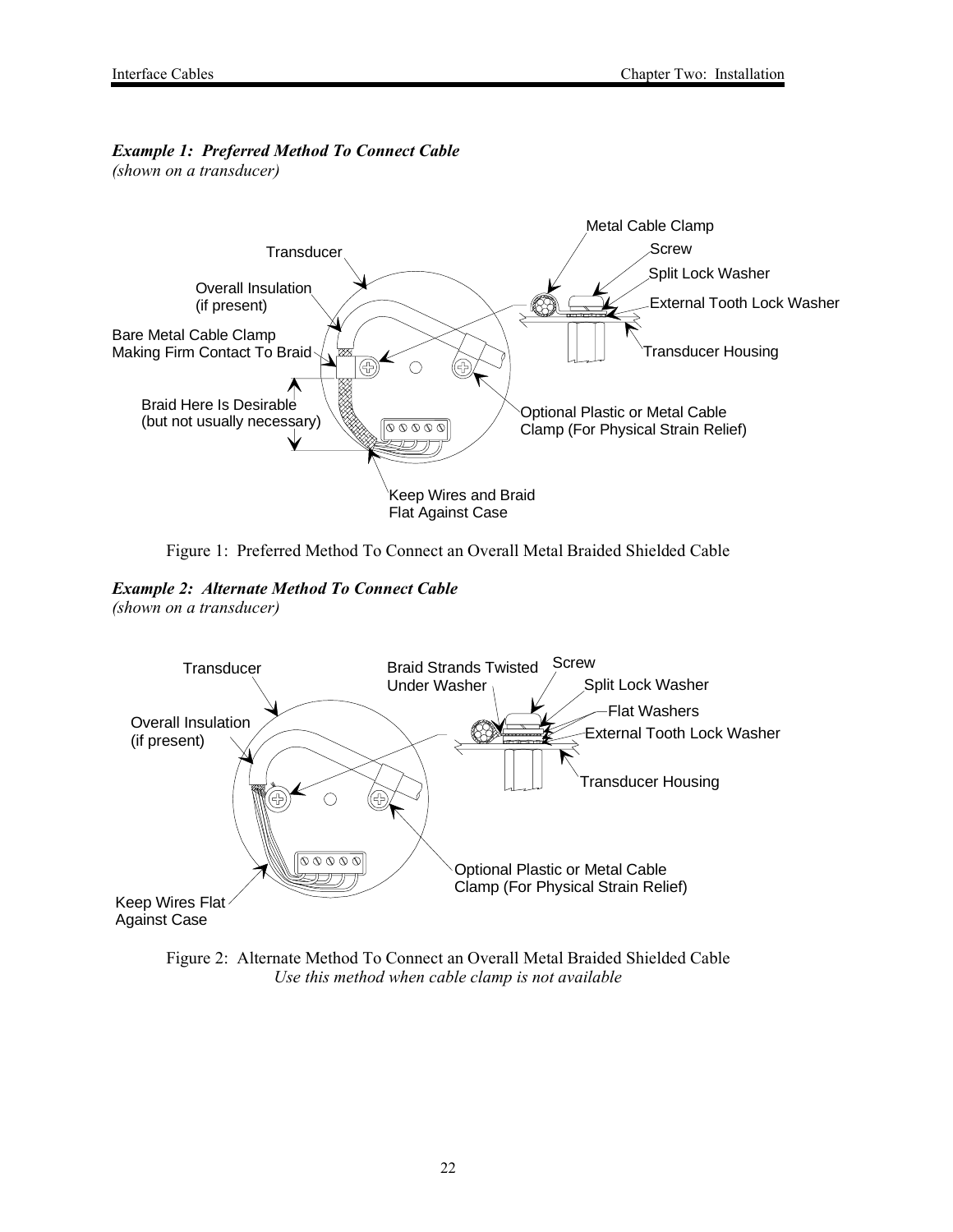***Example 1: Preferred Method To Connect Cable***
*(shown on a transducer)*

Metal Cable Clamp

Transducer

Screw

Split Lock Washer

Overall Insulation
(if present)

External Tooth Lock Washer

Bare Metal Cable Clamp
Making Firm Contact To Braid

Transducer Housing

Braid Here Is Desirable
(but not usually necessary)

Optional Plastic or Metal Cable
Clamp (For Physical Strain Relief)

Keep Wires and Braid
Flat Against Case

Figure 1: Preferred Method To Connect an Overall Metal Braided Shielded Cable

***Example 2: Alternate Method To Connect Cable***
*(shown on a transducer)*

Transducer

Braid Strands Twisted
Under Washer

Screw

Split Lock Washer

Flat Washers

Overall Insulation
(if present)

External Tooth Lock Washer

Transducer Housing

Optional Plastic or Metal Cable
Clamp (For Physical Strain Relief)

Keep Wires Flat
Against Case

Figure 2: Alternate Method To Connect an Overall Metal Braided Shielded Cable
*Use this method when cable clamp is not available*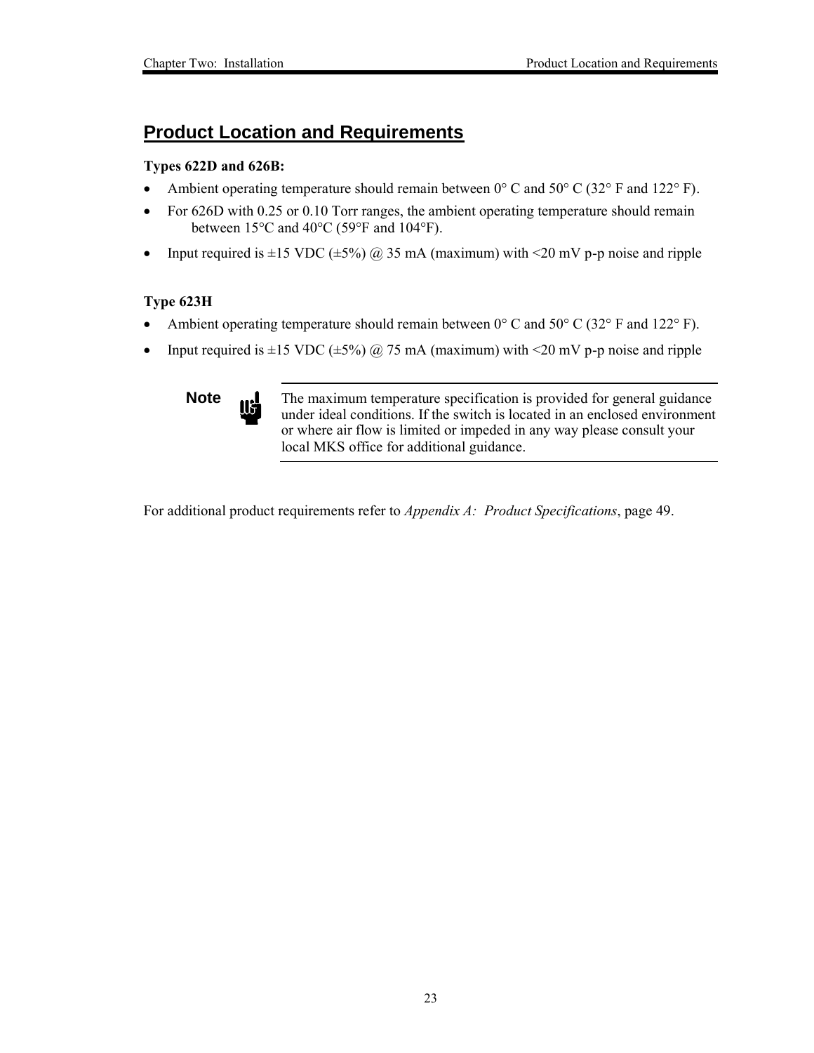## Product Location and Requirements

**Types 622D and 626B:**

- Ambient operating temperature should remain between 0° C and 50° C (32° F and 122° F).
- For 626D with 0.25 or 0.10 Torr ranges, the ambient operating temperature should remain between 15°C and 40°C (59°F and 104°F).
- Input required is ±15 VDC (±5%) @ 35 mA (maximum) with <20 mV p-p noise and ripple

**Type 623H**

- Ambient operating temperature should remain between 0° C and 50° C (32° F and 122° F).
- Input required is ±15 VDC (±5%) @ 75 mA (maximum) with <20 mV p-p noise and ripple

**Note** The maximum temperature specification is provided for general guidance under ideal conditions. If the switch is located in an enclosed environment or where air flow is limited or impeded in any way please consult your local MKS office for additional guidance.

For additional product requirements refer to *Appendix A: Product Specifications*, page 49.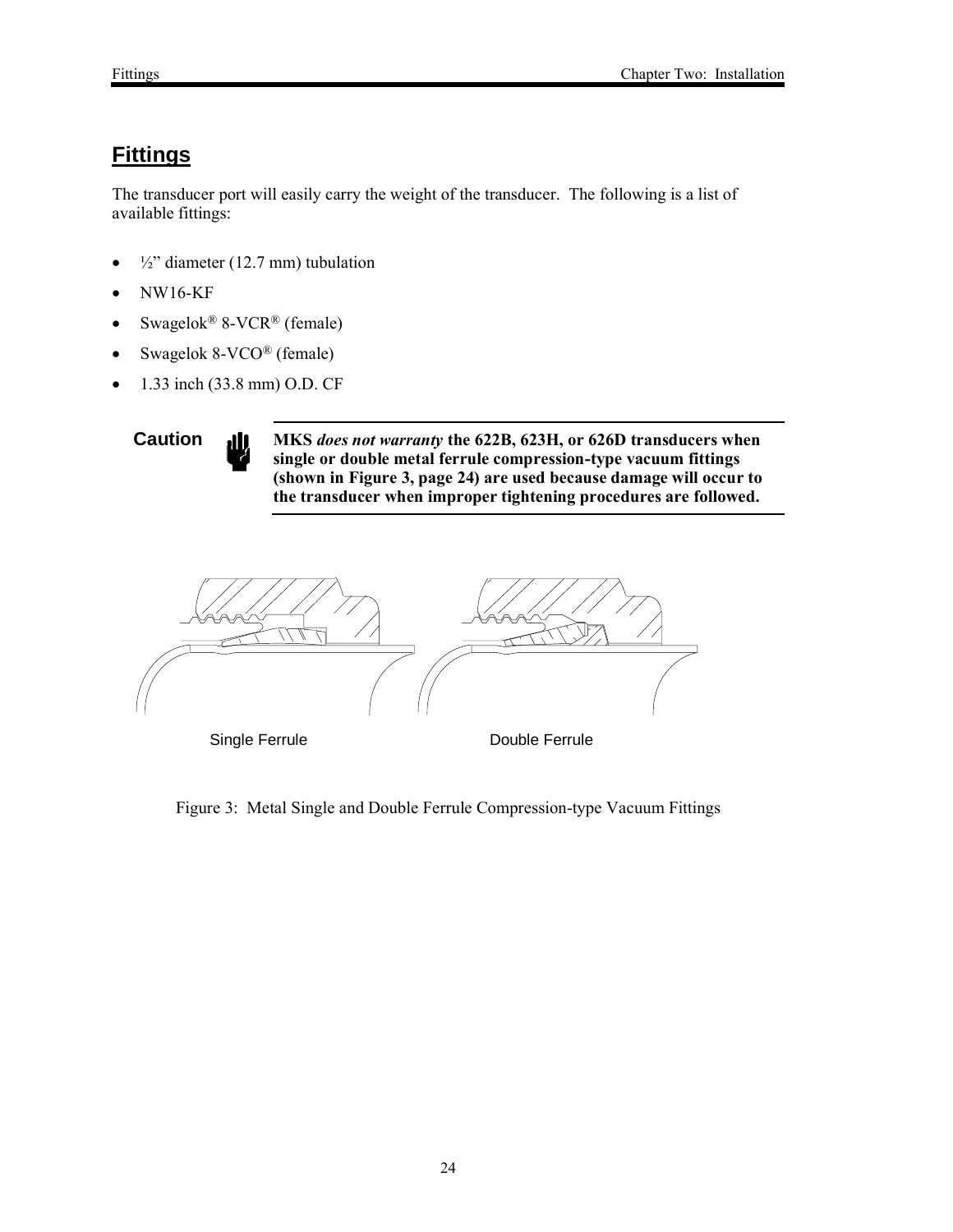## Fittings

The transducer port will easily carry the weight of the transducer. The following is a list of available fittings:

- ½" diameter (12.7 mm) tubulation
- NW16-KF
- Swagelok® 8-VCR® (female)
- Swagelok 8-VCO® (female)
- 1.33 inch (33.8 mm) O.D. CF

**Caution** **MKS *does not warranty* the 622B, 623H, or 626D transducers when single or double metal ferrule compression-type vacuum fittings (shown in Figure 3, page 24) are used because damage will occur to the transducer when improper tightening procedures are followed.**

Single Ferrule

Double Ferrule

Figure 3: Metal Single and Double Ferrule Compression-type Vacuum Fittings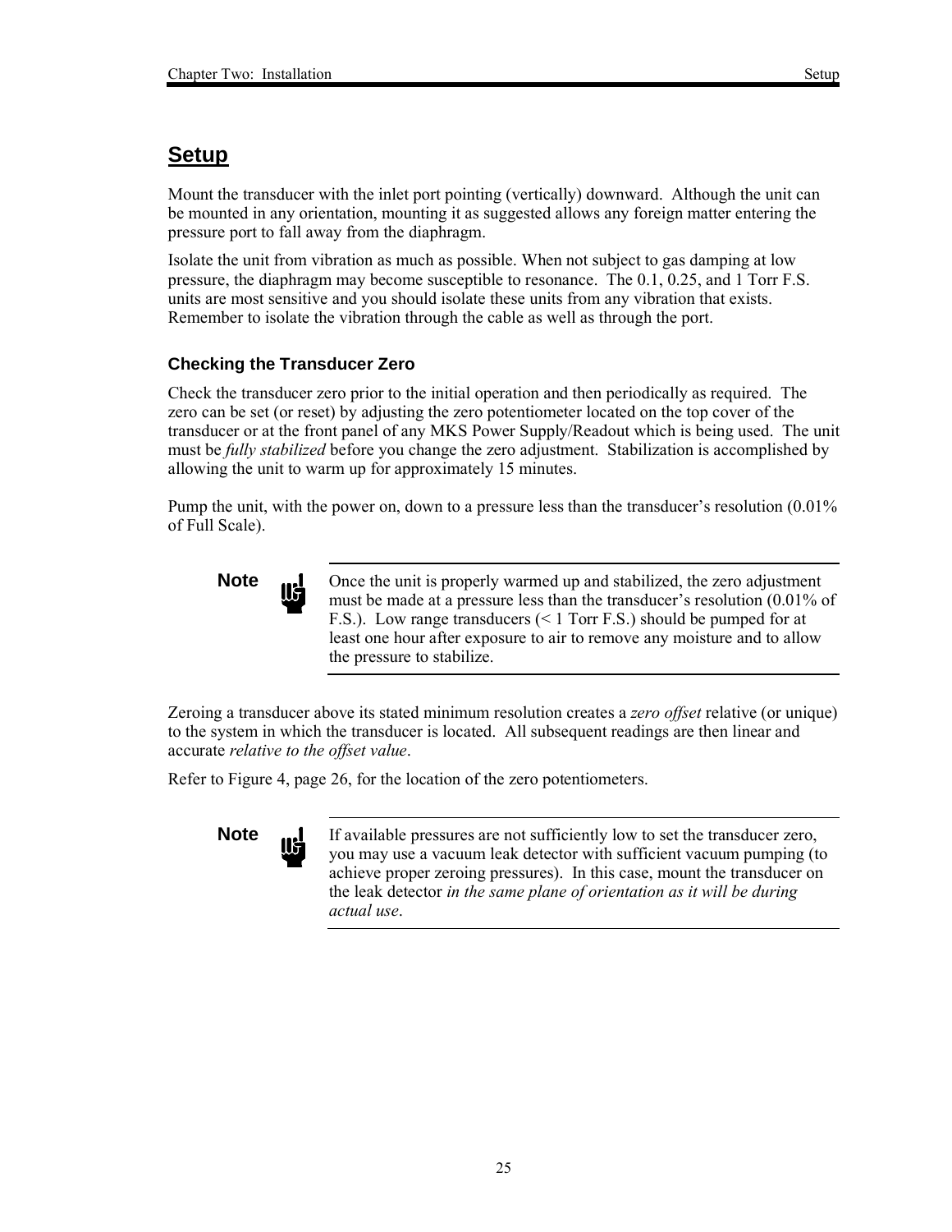## Setup

Mount the transducer with the inlet port pointing (vertically) downward. Although the unit can be mounted in any orientation, mounting it as suggested allows any foreign matter entering the pressure port to fall away from the diaphragm.

Isolate the unit from vibration as much as possible. When not subject to gas damping at low pressure, the diaphragm may become susceptible to resonance. The 0.1, 0.25, and 1 Torr F.S. units are most sensitive and you should isolate these units from any vibration that exists. Remember to isolate the vibration through the cable as well as through the port.

### Checking the Transducer Zero

Check the transducer zero prior to the initial operation and then periodically as required. The zero can be set (or reset) by adjusting the zero potentiometer located on the top cover of the transducer or at the front panel of any MKS Power Supply/Readout which is being used. The unit must be *fully stabilized* before you change the zero adjustment. Stabilization is accomplished by allowing the unit to warm up for approximately 15 minutes.

Pump the unit, with the power on, down to a pressure less than the transducer's resolution (0.01% of Full Scale).

**Note** Once the unit is properly warmed up and stabilized, the zero adjustment must be made at a pressure less than the transducer's resolution (0.01% of F.S.). Low range transducers (< 1 Torr F.S.) should be pumped for at least one hour after exposure to air to remove any moisture and to allow the pressure to stabilize.

Zeroing a transducer above its stated minimum resolution creates a *zero offset* relative (or unique) to the system in which the transducer is located. All subsequent readings are then linear and accurate *relative to the offset value*.

Refer to Figure 4, page 26, for the location of the zero potentiometers.

**Note** If available pressures are not sufficiently low to set the transducer zero, you may use a vacuum leak detector with sufficient vacuum pumping (to achieve proper zeroing pressures). In this case, mount the transducer on the leak detector *in the same plane of orientation as it will be during actual use*.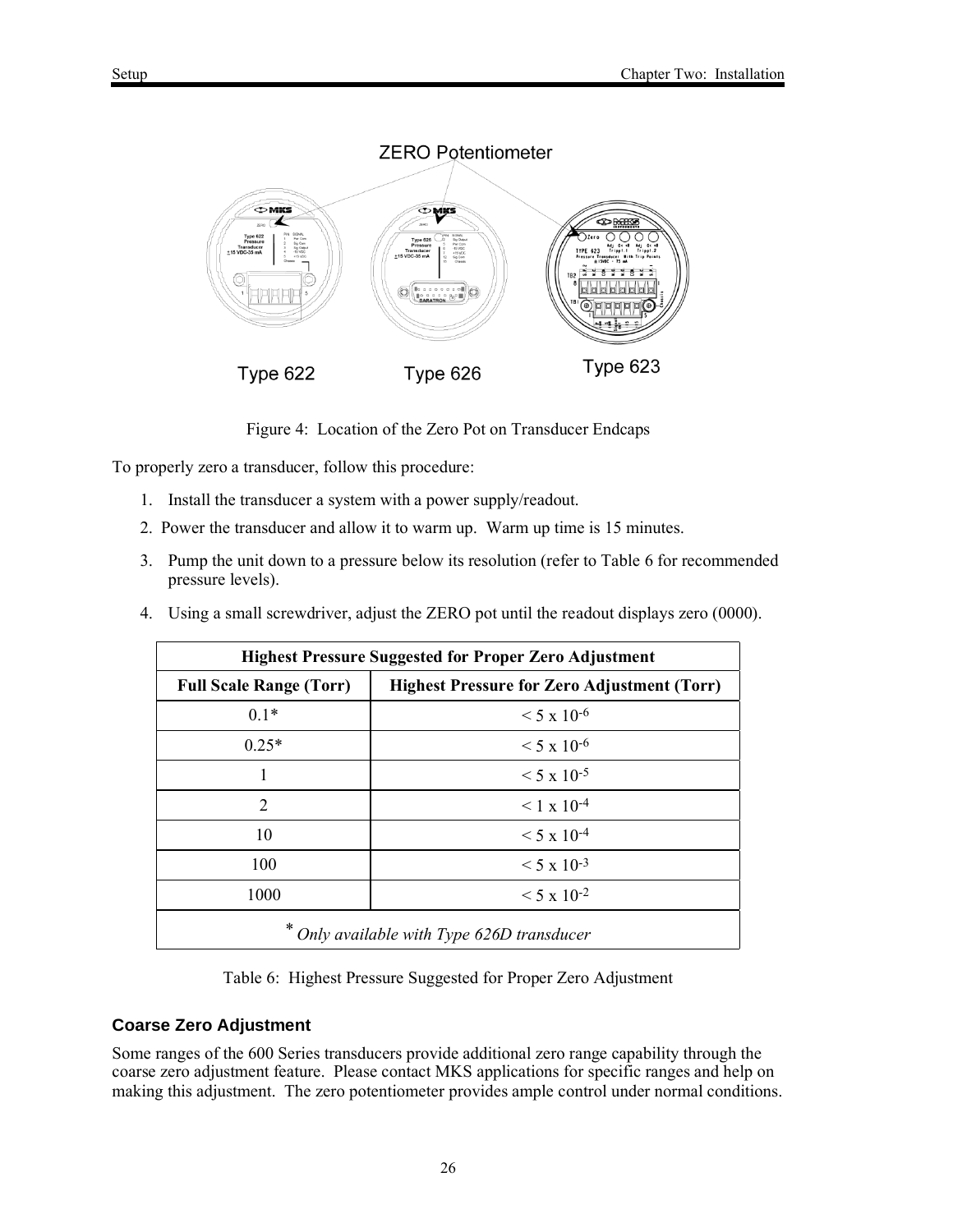Figure 4: Location of the Zero Pot on Transducer Endcaps

To properly zero a transducer, follow this procedure:

1. Install the transducer a system with a power supply/readout.
2. Power the transducer and allow it to warm up. Warm up time is 15 minutes.
3. Pump the unit down to a pressure below its resolution (refer to Table 6 for recommended pressure levels).
4. Using a small screwdriver, adjust the ZERO pot until the readout displays zero (0000).

| Highest Pressure Suggested for Proper Zero Adjustment | |
|---|---|
| **Full Scale Range (Torr)** | **Highest Pressure for Zero Adjustment (Torr)** |
| 0.1* | $< 5 \times 10^{-6}$ |
| 0.25* | $< 5 \times 10^{-6}$ |
| 1 | $< 5 \times 10^{-5}$ |
| 2 | $< 1 \times 10^{-4}$ |
| 10 | $< 5 \times 10^{-4}$ |
| 100 | $< 5 \times 10^{-3}$ |
| 1000 | $< 5 \times 10^{-2}$ |
| * *Only available with Type 626D transducer* | |

Table 6: Highest Pressure Suggested for Proper Zero Adjustment

### Coarse Zero Adjustment

Some ranges of the 600 Series transducers provide additional zero range capability through the coarse zero adjustment feature. Please contact MKS applications for specific ranges and help on making this adjustment. The zero potentiometer provides ample control under normal conditions.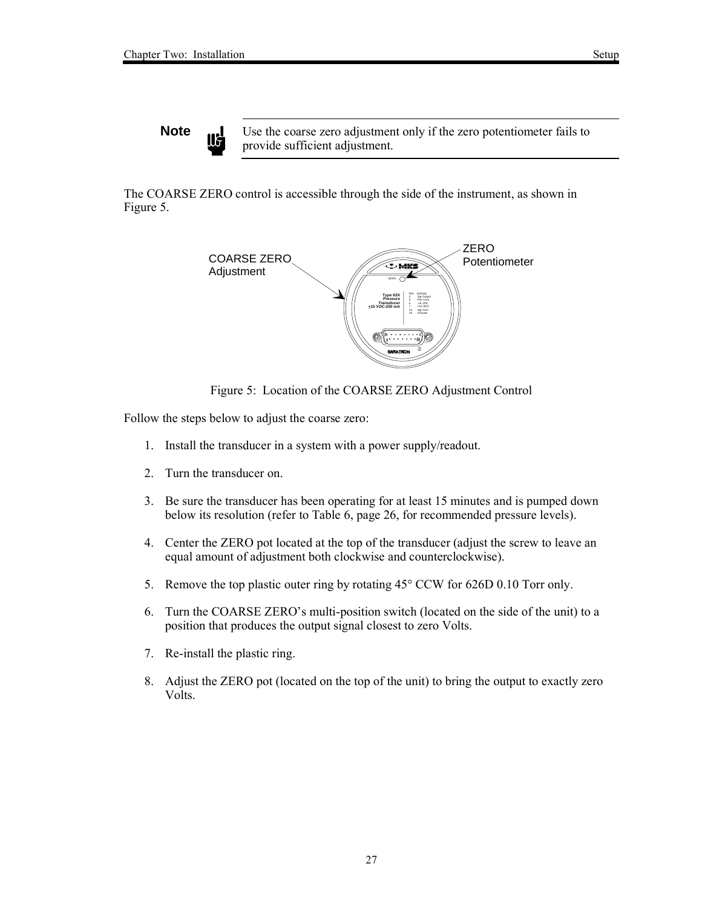> **Note**
>
> Use the coarse zero adjustment only if the zero potentiometer fails to provide sufficient adjustment.

The COARSE ZERO control is accessible through the side of the instrument, as shown in Figure 5.

Figure 5: Location of the COARSE ZERO Adjustment Control

Follow the steps below to adjust the coarse zero:

1. Install the transducer in a system with a power supply/readout.

2. Turn the transducer on.

3. Be sure the transducer has been operating for at least 15 minutes and is pumped down below its resolution (refer to Table 6, page 26, for recommended pressure levels).

4. Center the ZERO pot located at the top of the transducer (adjust the screw to leave an equal amount of adjustment both clockwise and counterclockwise).

5. Remove the top plastic outer ring by rotating 45° CCW for 626D 0.10 Torr only.

6. Turn the COARSE ZERO's multi-position switch (located on the side of the unit) to a position that produces the output signal closest to zero Volts.

7. Re-install the plastic ring.

8. Adjust the ZERO pot (located on the top of the unit) to bring the output to exactly zero Volts.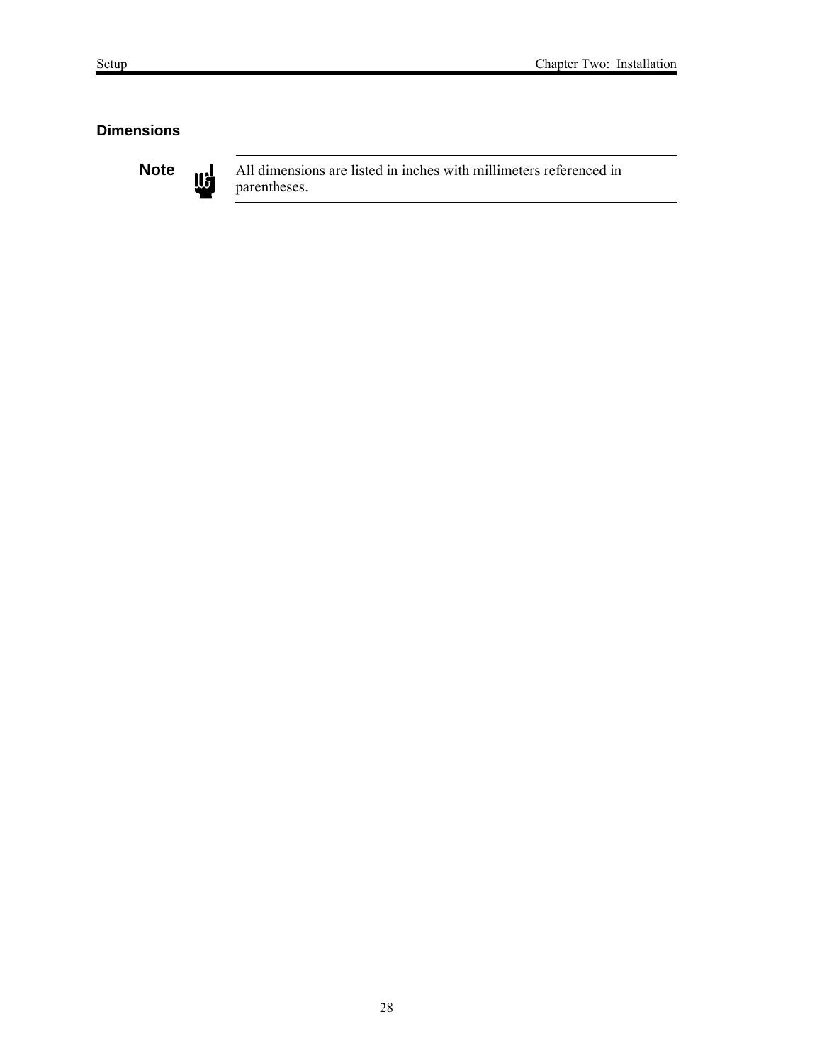### Dimensions

> **Note** All dimensions are listed in inches with millimeters referenced in parentheses.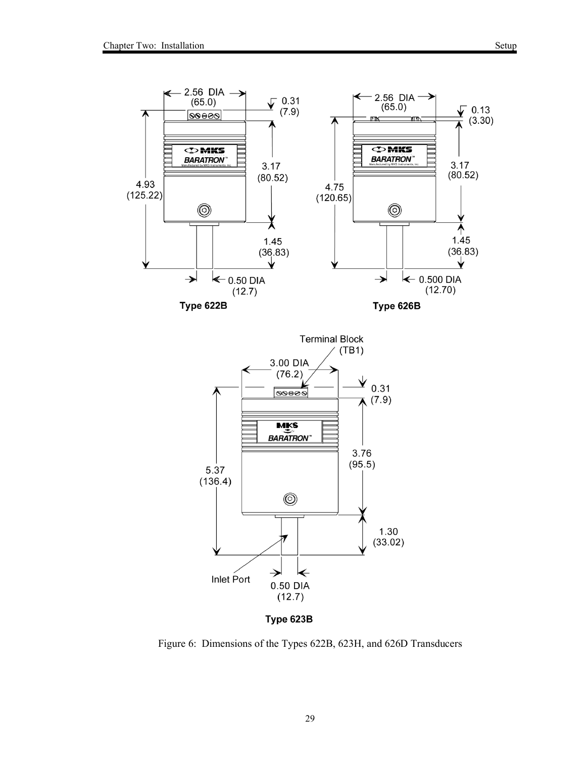2.56 DIA
(65.0)
0.31
(7.9)
4.93
(125.22)
3.17
(80.52)
1.45
(36.83)
0.50 DIA
(12.7)

**Type 622B**

2.56 DIA
(65.0)
0.13
(3.30)
4.75
(120.65)
3.17
(80.52)
1.45
(36.83)
0.500 DIA
(12.70)

**Type 626B**

Terminal Block
(TB1)
3.00 DIA
(76.2)
0.31
(7.9)
5.37
(136.4)
3.76
(95.5)
1.30
(33.02)
Inlet Port
0.50 DIA
(12.7)

**Type 623B**

Figure 6: Dimensions of the Types 622B, 623H, and 626D Transducers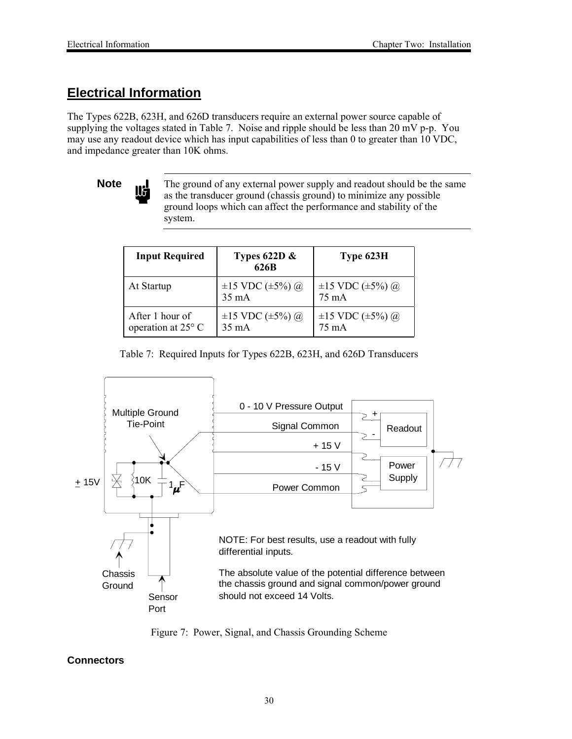## Electrical Information

The Types 622B, 623H, and 626D transducers require an external power source capable of supplying the voltages stated in Table 7. Noise and ripple should be less than 20 mV p-p. You may use any readout device which has input capabilities of less than 0 to greater than 10 VDC, and impedance greater than 10K ohms.

**Note** The ground of any external power supply and readout should be the same as the transducer ground (chassis ground) to minimize any possible ground loops which can affect the performance and stability of the system.

| Input Required | Types 622D & 626B | Type 623H |
|---|---|---|
| At Startup | ±15 VDC (±5%) @ 35 mA | ±15 VDC (±5%) @ 75 mA |
| After 1 hour of operation at 25° C | ±15 VDC (±5%) @ 35 mA | ±15 VDC (±5%) @ 75 mA |

Table 7: Required Inputs for Types 622B, 623H, and 626D Transducers

Multiple Ground Tie-Point

0 - 10 V Pressure Output

Signal Common

+ 15 V

- 15 V

Power Common

Readout

Power Supply

± 15V

10K

1μF

Chassis Ground

Sensor Port

NOTE: For best results, use a readout with fully differential inputs.

The absolute value of the potential difference between the chassis ground and signal common/power ground should not exceed 14 Volts.

Figure 7: Power, Signal, and Chassis Grounding Scheme

### Connectors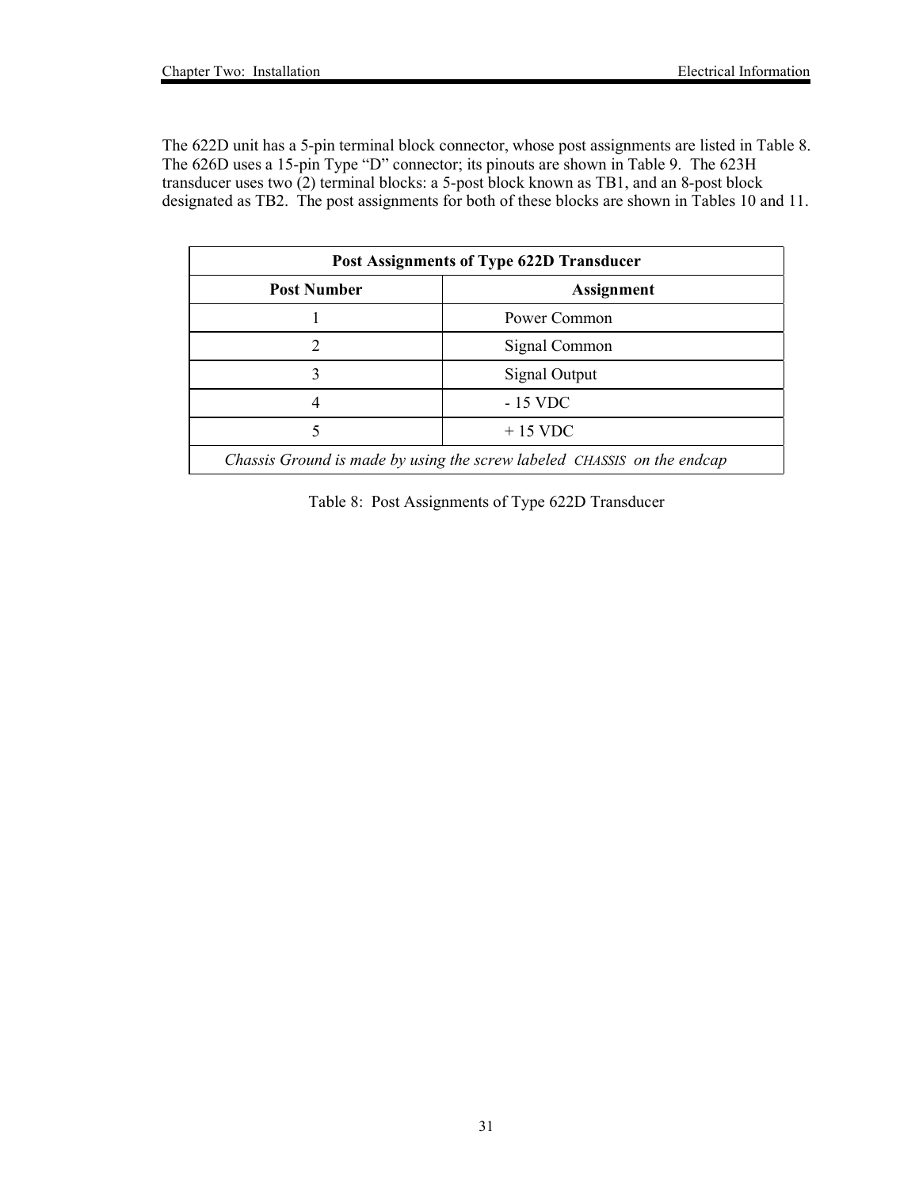The 622D unit has a 5-pin terminal block connector, whose post assignments are listed in Table 8. The 626D uses a 15-pin Type "D" connector; its pinouts are shown in Table 9. The 623H transducer uses two (2) terminal blocks: a 5-post block known as TB1, and an 8-post block designated as TB2. The post assignments for both of these blocks are shown in Tables 10 and 11.

| Post Assignments of Type 622D Transducer | |
|---|---|
| **Post Number** | **Assignment** |
| 1 | Power Common |
| 2 | Signal Common |
| 3 | Signal Output |
| 4 | - 15 VDC |
| 5 | + 15 VDC |
| *Chassis Ground is made by using the screw labeled CHASSIS on the endcap* | |

Table 8: Post Assignments of Type 622D Transducer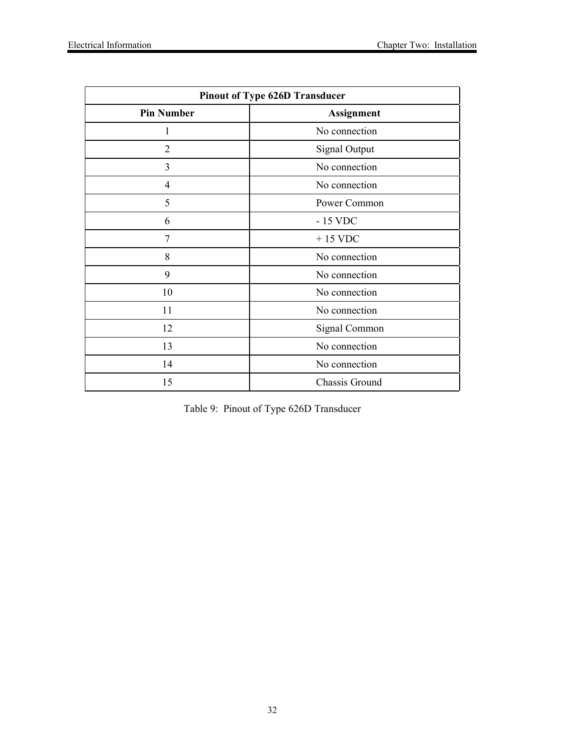| Pinout of Type 626D Transducer | |
|---|---|
| **Pin Number** | **Assignment** |
| 1 | No connection |
| 2 | Signal Output |
| 3 | No connection |
| 4 | No connection |
| 5 | Power Common |
| 6 | - 15 VDC |
| 7 | + 15 VDC |
| 8 | No connection |
| 9 | No connection |
| 10 | No connection |
| 11 | No connection |
| 12 | Signal Common |
| 13 | No connection |
| 14 | No connection |
| 15 | Chassis Ground |

Table 9: Pinout of Type 626D Transducer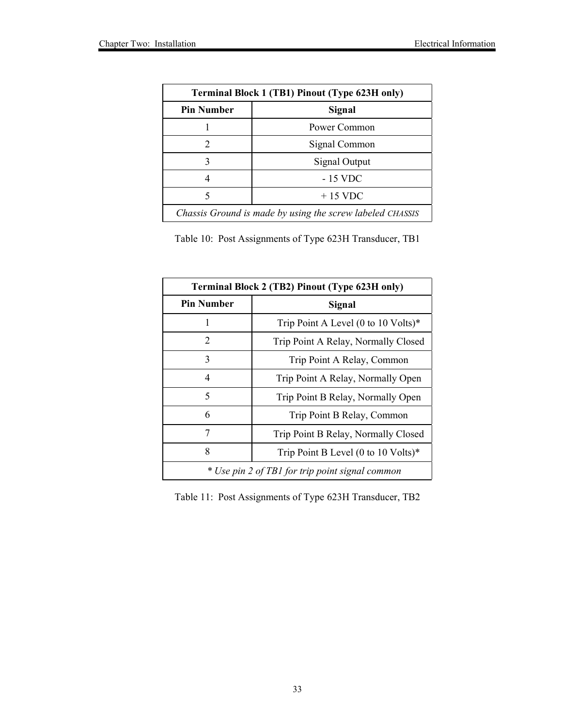| Terminal Block 1 (TB1) Pinout (Type 623H only) | |
|---|---|
| **Pin Number** | **Signal** |
| 1 | Power Common |
| 2 | Signal Common |
| 3 | Signal Output |
| 4 | - 15 VDC |
| 5 | + 15 VDC |
| *Chassis Ground is made by using the screw labeled CHASSIS* | |

Table 10: Post Assignments of Type 623H Transducer, TB1

| Terminal Block 2 (TB2) Pinout (Type 623H only) | |
|---|---|
| **Pin Number** | **Signal** |
| 1 | Trip Point A Level (0 to 10 Volts)* |
| 2 | Trip Point A Relay, Normally Closed |
| 3 | Trip Point A Relay, Common |
| 4 | Trip Point A Relay, Normally Open |
| 5 | Trip Point B Relay, Normally Open |
| 6 | Trip Point B Relay, Common |
| 7 | Trip Point B Relay, Normally Closed |
| 8 | Trip Point B Level (0 to 10 Volts)* |
| *\* Use pin 2 of TB1 for trip point signal common* | |

Table 11: Post Assignments of Type 623H Transducer, TB2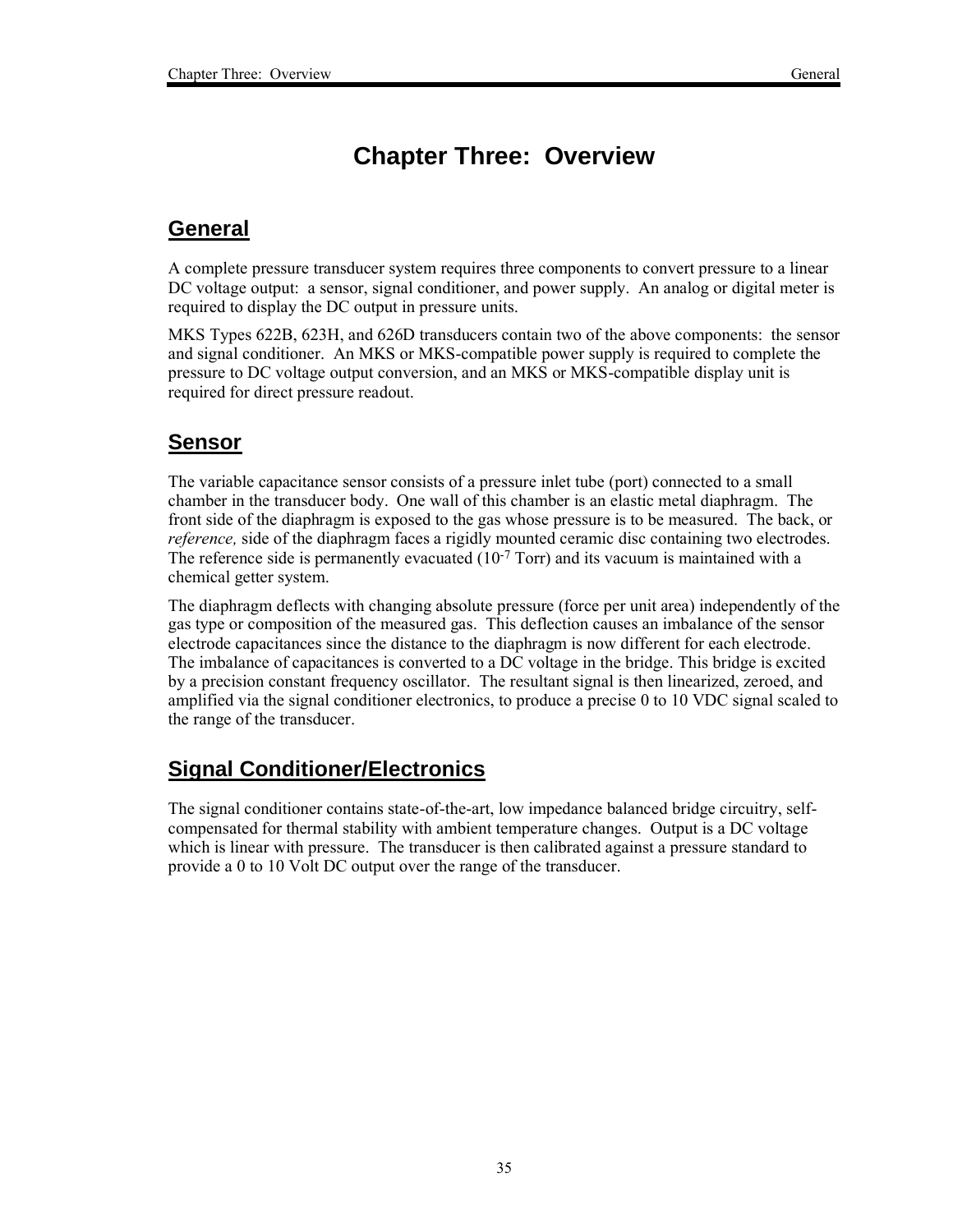# Chapter Three:  Overview

## General

A complete pressure transducer system requires three components to convert pressure to a linear DC voltage output:  a sensor, signal conditioner, and power supply.  An analog or digital meter is required to display the DC output in pressure units.

MKS Types 622B, 623H, and 626D transducers contain two of the above components:  the sensor and signal conditioner.  An MKS or MKS-compatible power supply is required to complete the pressure to DC voltage output conversion, and an MKS or MKS-compatible display unit is required for direct pressure readout.

## Sensor

The variable capacitance sensor consists of a pressure inlet tube (port) connected to a small chamber in the transducer body.  One wall of this chamber is an elastic metal diaphragm.  The front side of the diaphragm is exposed to the gas whose pressure is to be measured.  The back, or *reference,* side of the diaphragm faces a rigidly mounted ceramic disc containing two electrodes.  The reference side is permanently evacuated ($10^{-7}$ Torr) and its vacuum is maintained with a chemical getter system.

The diaphragm deflects with changing absolute pressure (force per unit area) independently of the gas type or composition of the measured gas.  This deflection causes an imbalance of the sensor electrode capacitances since the distance to the diaphragm is now different for each electrode.  The imbalance of capacitances is converted to a DC voltage in the bridge. This bridge is excited by a precision constant frequency oscillator.  The resultant signal is then linearized, zeroed, and amplified via the signal conditioner electronics, to produce a precise 0 to 10 VDC signal scaled to the range of the transducer.

## Signal Conditioner/Electronics

The signal conditioner contains state-of-the-art, low impedance balanced bridge circuitry, self-compensated for thermal stability with ambient temperature changes.  Output is a DC voltage which is linear with pressure.  The transducer is then calibrated against a pressure standard to provide a 0 to 10 Volt DC output over the range of the transducer.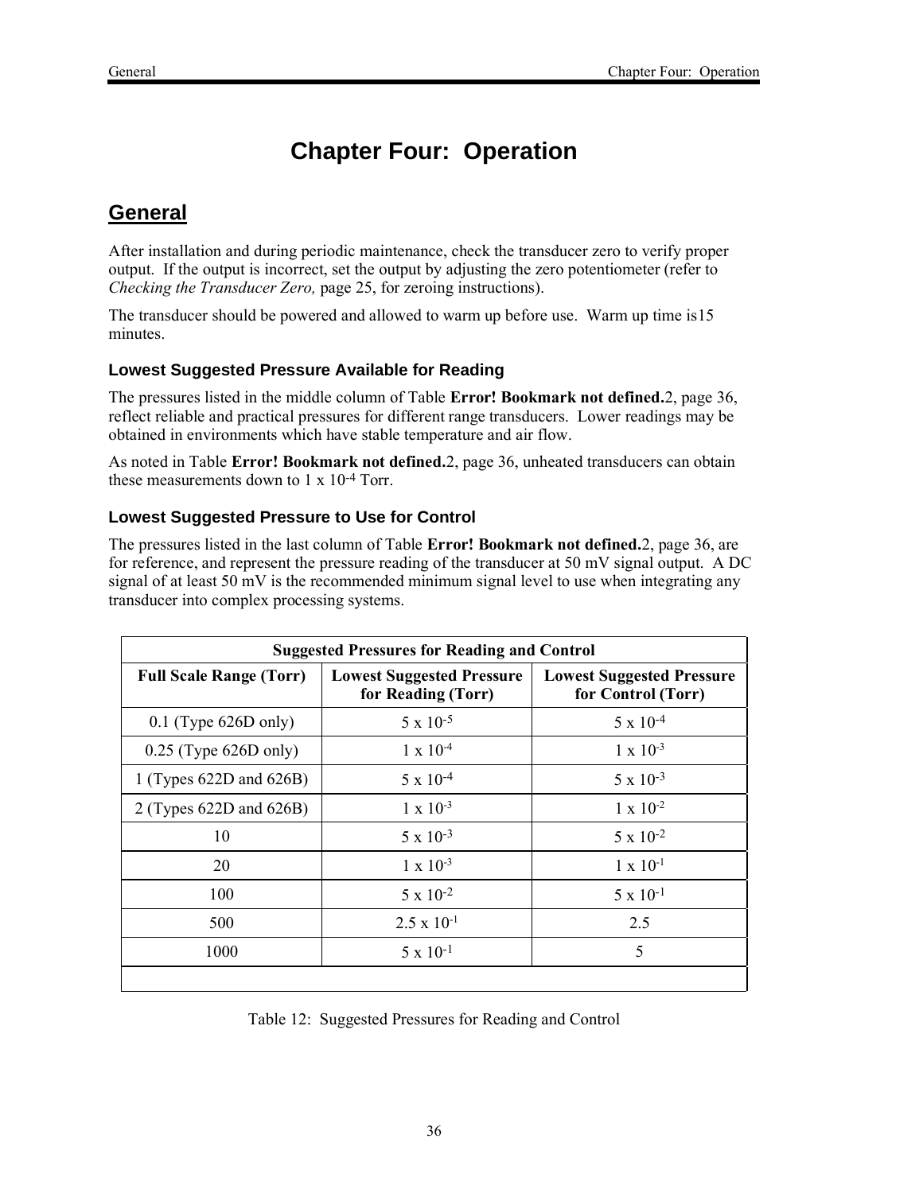# Chapter Four: Operation

## General

After installation and during periodic maintenance, check the transducer zero to verify proper output. If the output is incorrect, set the output by adjusting the zero potentiometer (refer to *Checking the Transducer Zero,* page 25, for zeroing instructions).

The transducer should be powered and allowed to warm up before use. Warm up time is15 minutes.

### Lowest Suggested Pressure Available for Reading

The pressures listed in the middle column of Table **Error! Bookmark not defined.**2, page 36, reflect reliable and practical pressures for different range transducers. Lower readings may be obtained in environments which have stable temperature and air flow.

As noted in Table **Error! Bookmark not defined.**2, page 36, unheated transducers can obtain these measurements down to $1 \times 10^{-4}$ Torr.

### Lowest Suggested Pressure to Use for Control

The pressures listed in the last column of Table **Error! Bookmark not defined.**2, page 36, are for reference, and represent the pressure reading of the transducer at 50 mV signal output. A DC signal of at least 50 mV is the recommended minimum signal level to use when integrating any transducer into complex processing systems.

| Suggested Pressures for Reading and Control | | |
|---|---|---|
| **Full Scale Range (Torr)** | **Lowest Suggested Pressure for Reading (Torr)** | **Lowest Suggested Pressure for Control (Torr)** |
| 0.1 (Type 626D only) | $5 \times 10^{-5}$ | $5 \times 10^{-4}$ |
| 0.25 (Type 626D only) | $1 \times 10^{-4}$ | $1 \times 10^{-3}$ |
| 1 (Types 622D and 626B) | $5 \times 10^{-4}$ | $5 \times 10^{-3}$ |
| 2 (Types 622D and 626B) | $1 \times 10^{-3}$ | $1 \times 10^{-2}$ |
| 10 | $5 \times 10^{-3}$ | $5 \times 10^{-2}$ |
| 20 | $1 \times 10^{-3}$ | $1 \times 10^{-1}$ |
| 100 | $5 \times 10^{-2}$ | $5 \times 10^{-1}$ |
| 500 | $2.5 \times 10^{-1}$ | 2.5 |
| 1000 | $5 \times 10^{-1}$ | 5 |

Table 12: Suggested Pressures for Reading and Control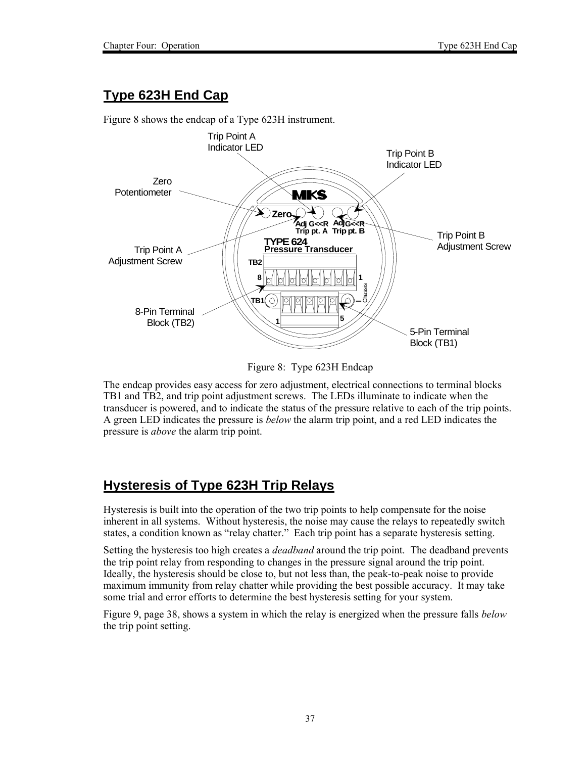## Type 623H End Cap

Figure 8 shows the endcap of a Type 623H instrument.

Trip Point A
Indicator LED

Trip Point B
Indicator LED

Zero
Potentiometer

MKS

Zero

Adj G<<R
Trip pt. A

Adj G<<R
Trip pt. B

TYPE 624
Pressure Transducer

Trip Point B
Adjustment Screw

Trip Point A
Adjustment Screw

TB2

8

1

Chassis

TB1

1

5

8-Pin Terminal
Block (TB2)

5-Pin Terminal
Block (TB1)

Figure 8: Type 623H Endcap

The endcap provides easy access for zero adjustment, electrical connections to terminal blocks TB1 and TB2, and trip point adjustment screws. The LEDs illuminate to indicate when the transducer is powered, and to indicate the status of the pressure relative to each of the trip points. A green LED indicates the pressure is *below* the alarm trip point, and a red LED indicates the pressure is *above* the alarm trip point.

## Hysteresis of Type 623H Trip Relays

Hysteresis is built into the operation of the two trip points to help compensate for the noise inherent in all systems. Without hysteresis, the noise may cause the relays to repeatedly switch states, a condition known as "relay chatter." Each trip point has a separate hysteresis setting.

Setting the hysteresis too high creates a *deadband* around the trip point. The deadband prevents the trip point relay from responding to changes in the pressure signal around the trip point. Ideally, the hysteresis should be close to, but not less than, the peak-to-peak noise to provide maximum immunity from relay chatter while providing the best possible accuracy. It may take some trial and error efforts to determine the best hysteresis setting for your system.

Figure 9, page 38, shows a system in which the relay is energized when the pressure falls *below* the trip point setting.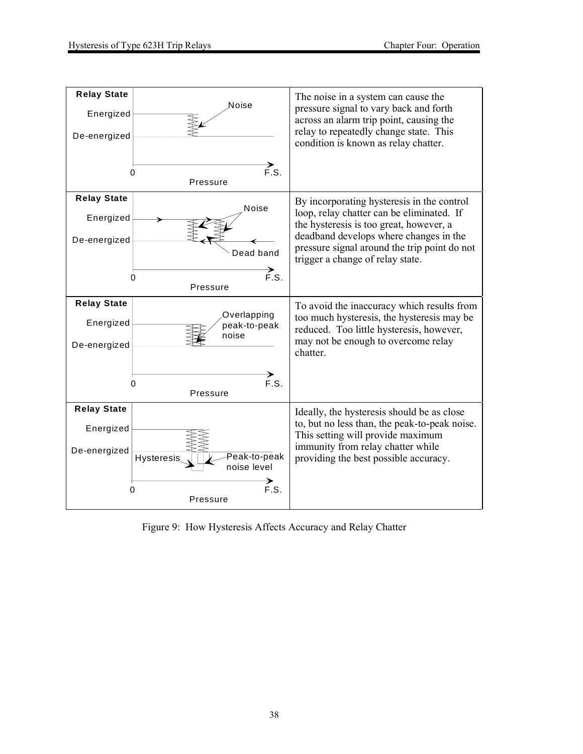| | |
|---|---|
| Relay State<br>Energized<br>De-energized<br>Noise<br>0<br>F.S.<br>Pressure | The noise in a system can cause the pressure signal to vary back and forth across an alarm trip point, causing the relay to repeatedly change state. This condition is known as relay chatter. |
| Relay State<br>Energized<br>De-energized<br>Noise<br>Dead band<br>0<br>F.S.<br>Pressure | By incorporating hysteresis in the control loop, relay chatter can be eliminated. If the hysteresis is too great, however, a deadband develops where changes in the pressure signal around the trip point do not trigger a change of relay state. |
| Relay State<br>Energized<br>De-energized<br>Overlapping peak-to-peak noise<br>0<br>F.S.<br>Pressure | To avoid the inaccuracy which results from too much hysteresis, the hysteresis may be reduced. Too little hysteresis, however, may not be enough to overcome relay chatter. |
| Relay State<br>Energized<br>De-energized<br>Hysteresis<br>Peak-to-peak noise level<br>0<br>F.S.<br>Pressure | Ideally, the hysteresis should be as close to, but no less than, the peak-to-peak noise. This setting will provide maximum immunity from relay chatter while providing the best possible accuracy. |

Figure 9: How Hysteresis Affects Accuracy and Relay Chatter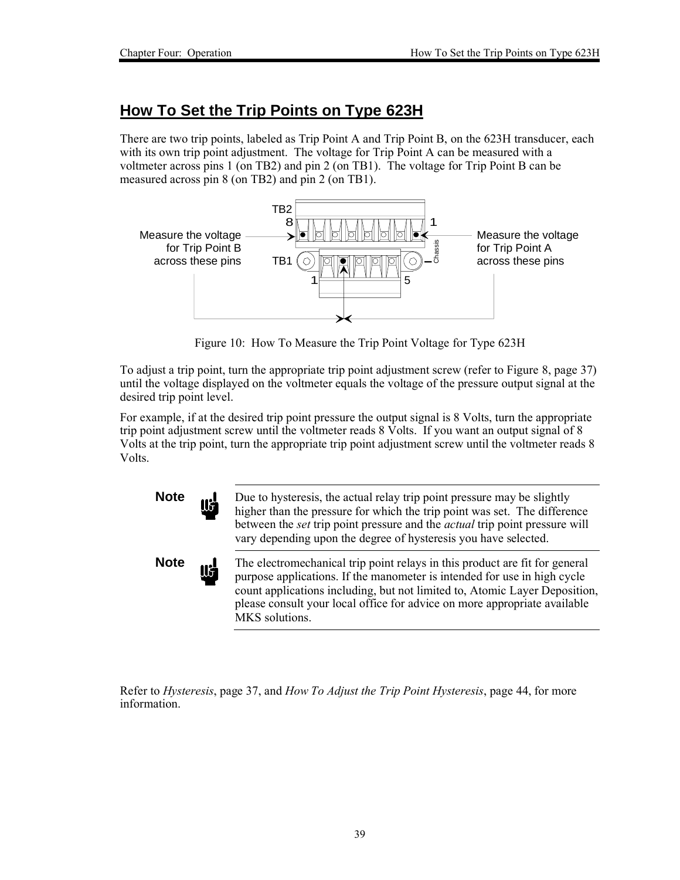## How To Set the Trip Points on Type 623H

There are two trip points, labeled as Trip Point A and Trip Point B, on the 623H transducer, each with its own trip point adjustment. The voltage for Trip Point A can be measured with a voltmeter across pins 1 (on TB2) and pin 2 (on TB1). The voltage for Trip Point B can be measured across pin 8 (on TB2) and pin 2 (on TB1).

TB2
8
1
Measure the voltage for Trip Point B across these pins
TB1
Chassis
Measure the voltage for Trip Point A across these pins
1
5

Figure 10: How To Measure the Trip Point Voltage for Type 623H

To adjust a trip point, turn the appropriate trip point adjustment screw (refer to Figure 8, page 37) until the voltage displayed on the voltmeter equals the voltage of the pressure output signal at the desired trip point level.

For example, if at the desired trip point pressure the output signal is 8 Volts, turn the appropriate trip point adjustment screw until the voltmeter reads 8 Volts. If you want an output signal of 8 Volts at the trip point, turn the appropriate trip point adjustment screw until the voltmeter reads 8 Volts.

**Note** Due to hysteresis, the actual relay trip point pressure may be slightly higher than the pressure for which the trip point was set. The difference between the *set* trip point pressure and the *actual* trip point pressure will vary depending upon the degree of hysteresis you have selected.

**Note** The electromechanical trip point relays in this product are fit for general purpose applications. If the manometer is intended for use in high cycle count applications including, but not limited to, Atomic Layer Deposition, please consult your local office for advice on more appropriate available MKS solutions.

Refer to *Hysteresis*, page 37, and *How To Adjust the Trip Point Hysteresis*, page 44, for more information.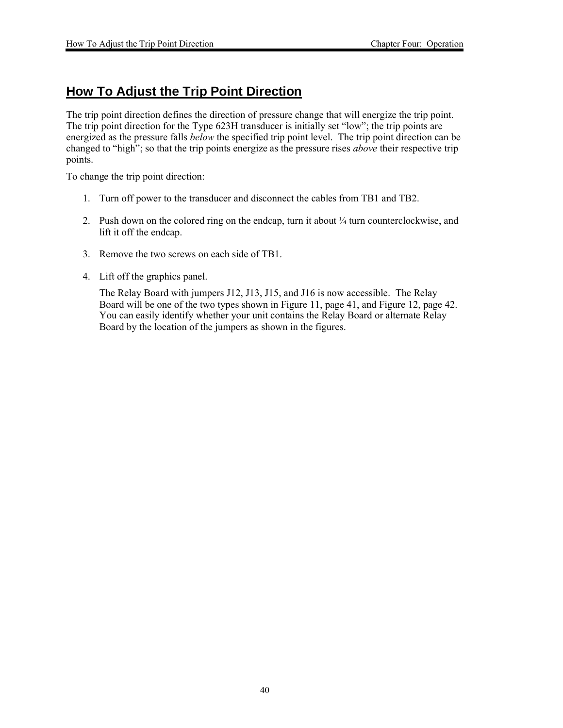## How To Adjust the Trip Point Direction

The trip point direction defines the direction of pressure change that will energize the trip point. The trip point direction for the Type 623H transducer is initially set "low"; the trip points are energized as the pressure falls *below* the specified trip point level. The trip point direction can be changed to "high"; so that the trip points energize as the pressure rises *above* their respective trip points.

To change the trip point direction:

1. Turn off power to the transducer and disconnect the cables from TB1 and TB2.

2. Push down on the colored ring on the endcap, turn it about ¼ turn counterclockwise, and lift it off the endcap.

3. Remove the two screws on each side of TB1.

4. Lift off the graphics panel.

   The Relay Board with jumpers J12, J13, J15, and J16 is now accessible. The Relay Board will be one of the two types shown in Figure 11, page 41, and Figure 12, page 42. You can easily identify whether your unit contains the Relay Board or alternate Relay Board by the location of the jumpers as shown in the figures.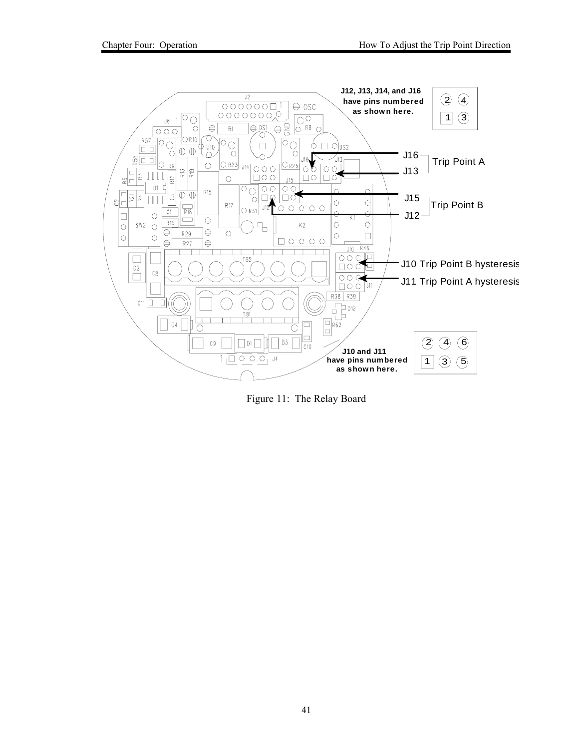J12, J13, J14, and J16 have pins numbered as shown here.

2 4
1 3

J16
J13
Trip Point A

J15
J12
Trip Point B

J10 Trip Point B hysteresis
J11 Trip Point A hysteresis

J10 and J11 have pins numbered as shown here.

2 4 6
1 3 5

Figure 11: The Relay Board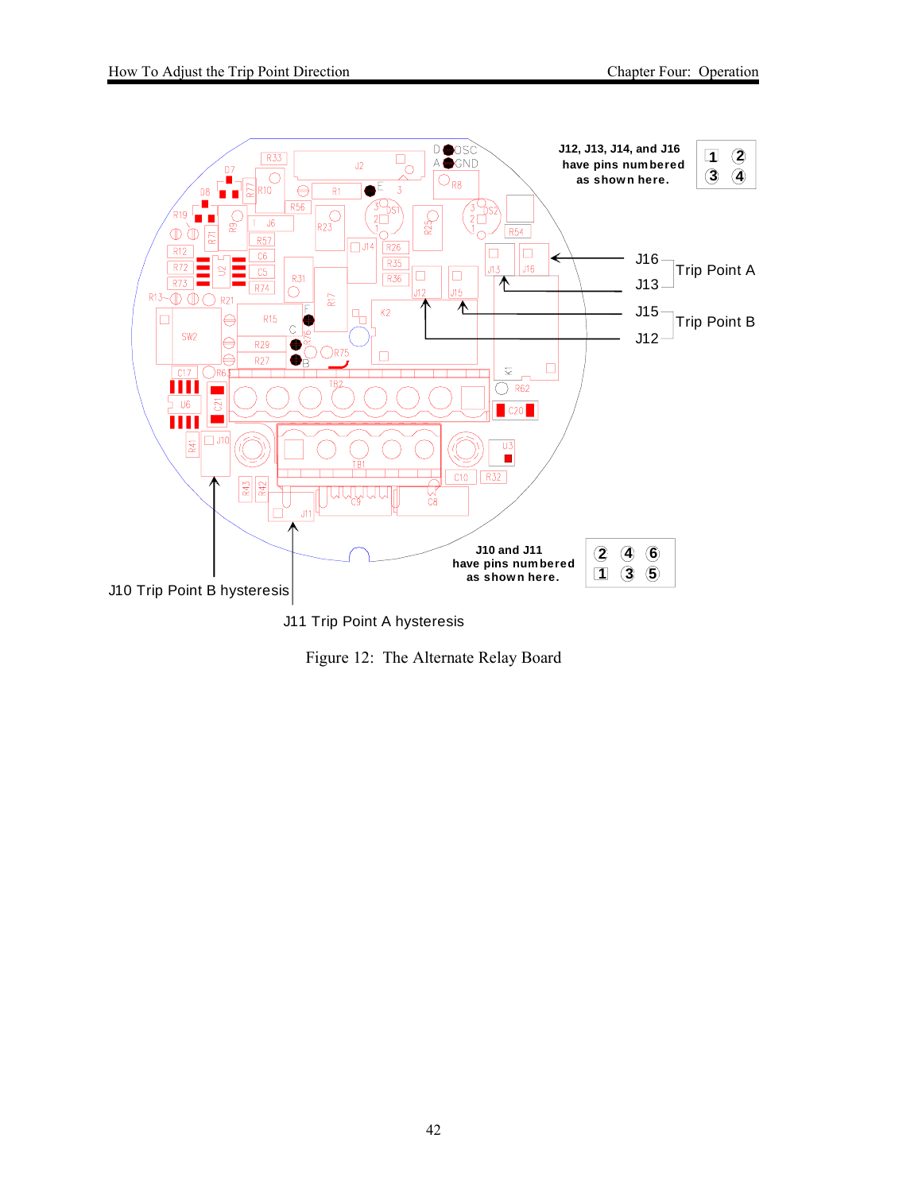J12, J13, J14, and J16 have pins numbered as shown here.

1 2
3 4

J16
J13
Trip Point A

J15
J12
Trip Point B

J10 and J11 have pins numbered as shown here.

2 4 6
1 3 5

J10 Trip Point B hysteresis

J11 Trip Point A hysteresis

Figure 12: The Alternate Relay Board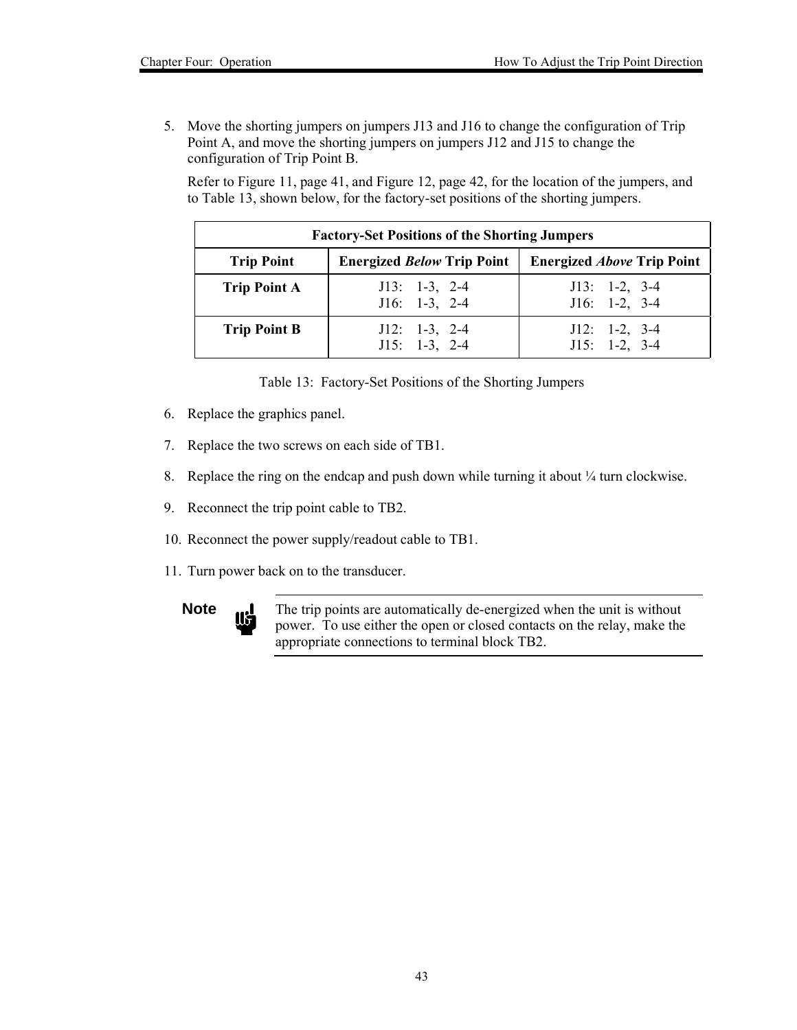5. Move the shorting jumpers on jumpers J13 and J16 to change the configuration of Trip Point A, and move the shorting jumpers on jumpers J12 and J15 to change the configuration of Trip Point B.

   Refer to Figure 11, page 41, and Figure 12, page 42, for the location of the jumpers, and to Table 13, shown below, for the factory-set positions of the shorting jumpers.

| **Factory-Set Positions of the Shorting Jumpers** | | |
|---|---|---|
| **Trip Point** | **Energized *Below* Trip Point** | **Energized *Above* Trip Point** |
| **Trip Point A** | J13: 1-3, 2-4<br>J16: 1-3, 2-4 | J13: 1-2, 3-4<br>J16: 1-2, 3-4 |
| **Trip Point B** | J12: 1-3, 2-4<br>J15: 1-3, 2-4 | J12: 1-2, 3-4<br>J15: 1-2, 3-4 |

Table 13: Factory-Set Positions of the Shorting Jumpers

6. Replace the graphics panel.
7. Replace the two screws on each side of TB1.
8. Replace the ring on the endcap and push down while turning it about ¼ turn clockwise.
9. Reconnect the trip point cable to TB2.
10. Reconnect the power supply/readout cable to TB1.
11. Turn power back on to the transducer.

**Note** The trip points are automatically de-energized when the unit is without power. To use either the open or closed contacts on the relay, make the appropriate connections to terminal block TB2.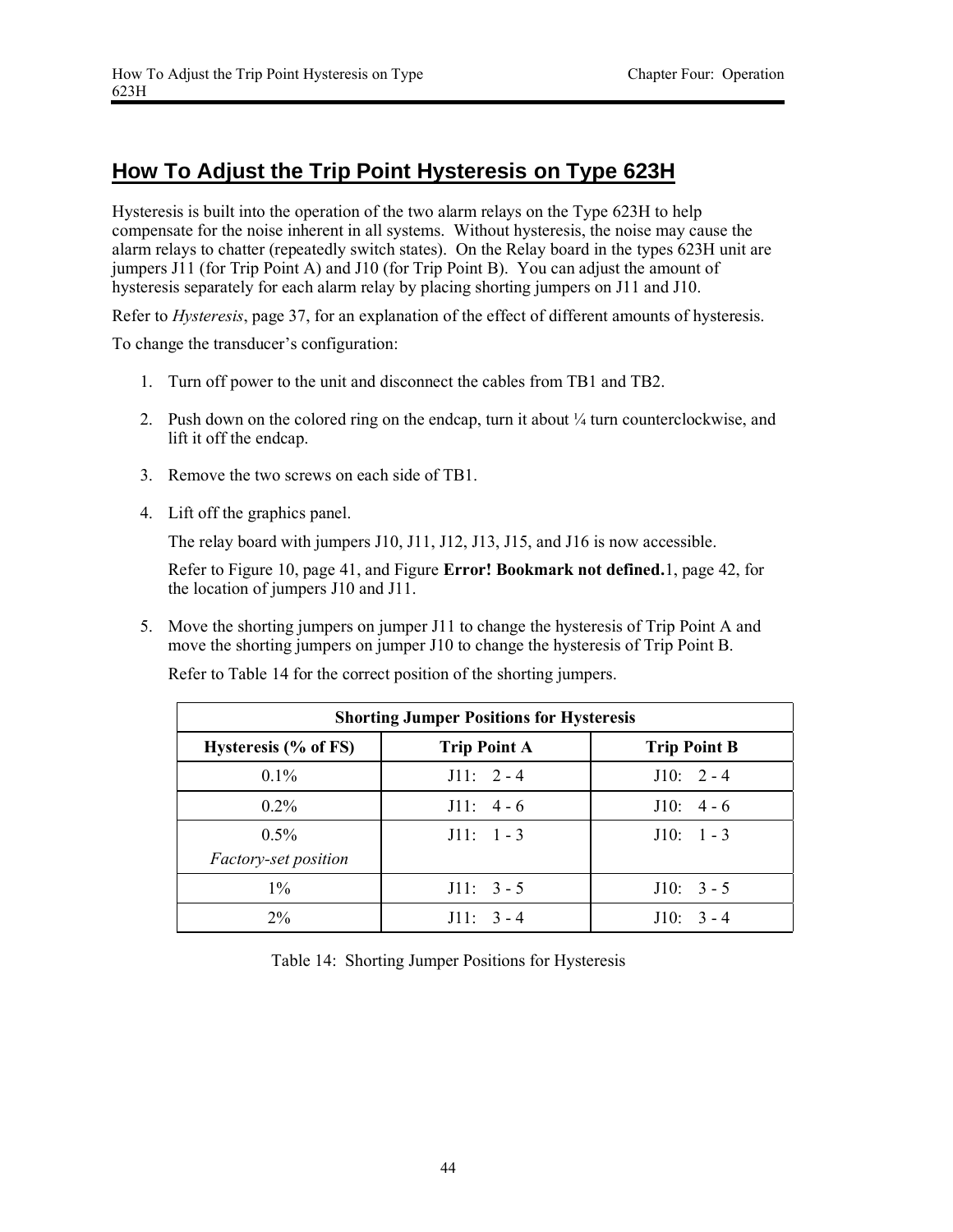## How To Adjust the Trip Point Hysteresis on Type 623H

Hysteresis is built into the operation of the two alarm relays on the Type 623H to help compensate for the noise inherent in all systems. Without hysteresis, the noise may cause the alarm relays to chatter (repeatedly switch states). On the Relay board in the types 623H unit are jumpers J11 (for Trip Point A) and J10 (for Trip Point B). You can adjust the amount of hysteresis separately for each alarm relay by placing shorting jumpers on J11 and J10.

Refer to *Hysteresis*, page 37, for an explanation of the effect of different amounts of hysteresis.

To change the transducer's configuration:

1. Turn off power to the unit and disconnect the cables from TB1 and TB2.
2. Push down on the colored ring on the endcap, turn it about ¼ turn counterclockwise, and lift it off the endcap.
3. Remove the two screws on each side of TB1.
4. Lift off the graphics panel.

   The relay board with jumpers J10, J11, J12, J13, J15, and J16 is now accessible.

   Refer to Figure 10, page 41, and Figure **Error! Bookmark not defined.**1, page 42, for the location of jumpers J10 and J11.

5. Move the shorting jumpers on jumper J11 to change the hysteresis of Trip Point A and move the shorting jumpers on jumper J10 to change the hysteresis of Trip Point B.

   Refer to Table 14 for the correct position of the shorting jumpers.

| **Shorting Jumper Positions for Hysteresis** | | |
|---|---|---|
| **Hysteresis (% of FS)** | **Trip Point A** | **Trip Point B** |
| 0.1% | J11: 2 - 4 | J10: 2 - 4 |
| 0.2% | J11: 4 - 6 | J10: 4 - 6 |
| 0.5% *Factory-set position* | J11: 1 - 3 | J10: 1 - 3 |
| 1% | J11: 3 - 5 | J10: 3 - 5 |
| 2% | J11: 3 - 4 | J10: 3 - 4 |

Table 14: Shorting Jumper Positions for Hysteresis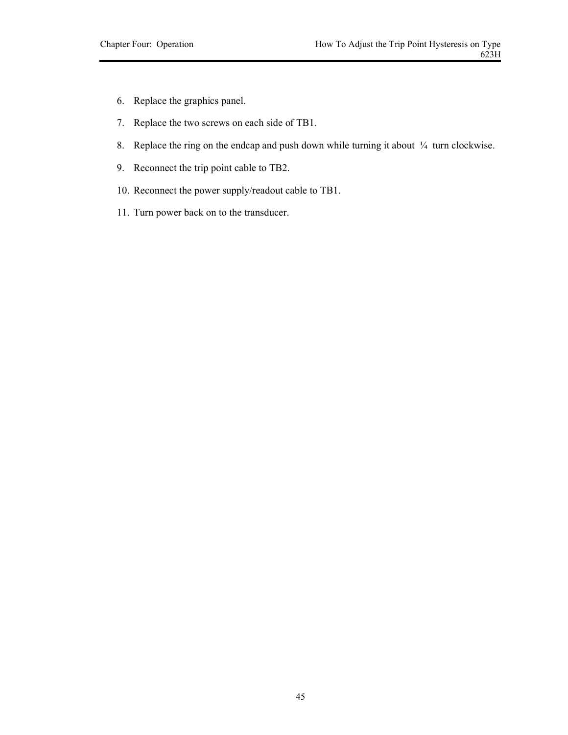6. Replace the graphics panel.
7. Replace the two screws on each side of TB1.
8. Replace the ring on the endcap and push down while turning it about ¼ turn clockwise.
9. Reconnect the trip point cable to TB2.
10. Reconnect the power supply/readout cable to TB1.
11. Turn power back on to the transducer.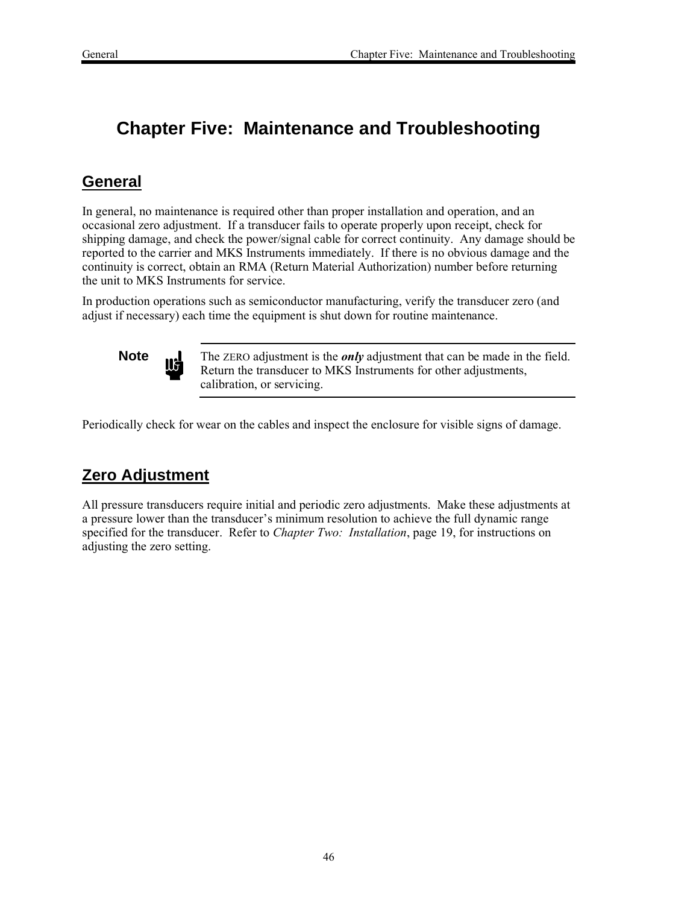# Chapter Five: Maintenance and Troubleshooting

## General

In general, no maintenance is required other than proper installation and operation, and an occasional zero adjustment. If a transducer fails to operate properly upon receipt, check for shipping damage, and check the power/signal cable for correct continuity. Any damage should be reported to the carrier and MKS Instruments immediately. If there is no obvious damage and the continuity is correct, obtain an RMA (Return Material Authorization) number before returning the unit to MKS Instruments for service.

In production operations such as semiconductor manufacturing, verify the transducer zero (and adjust if necessary) each time the equipment is shut down for routine maintenance.

**Note** — The ZERO adjustment is the ***only*** adjustment that can be made in the field. Return the transducer to MKS Instruments for other adjustments, calibration, or servicing.

Periodically check for wear on the cables and inspect the enclosure for visible signs of damage.

## Zero Adjustment

All pressure transducers require initial and periodic zero adjustments. Make these adjustments at a pressure lower than the transducer's minimum resolution to achieve the full dynamic range specified for the transducer. Refer to *Chapter Two: Installation*, page 19, for instructions on adjusting the zero setting.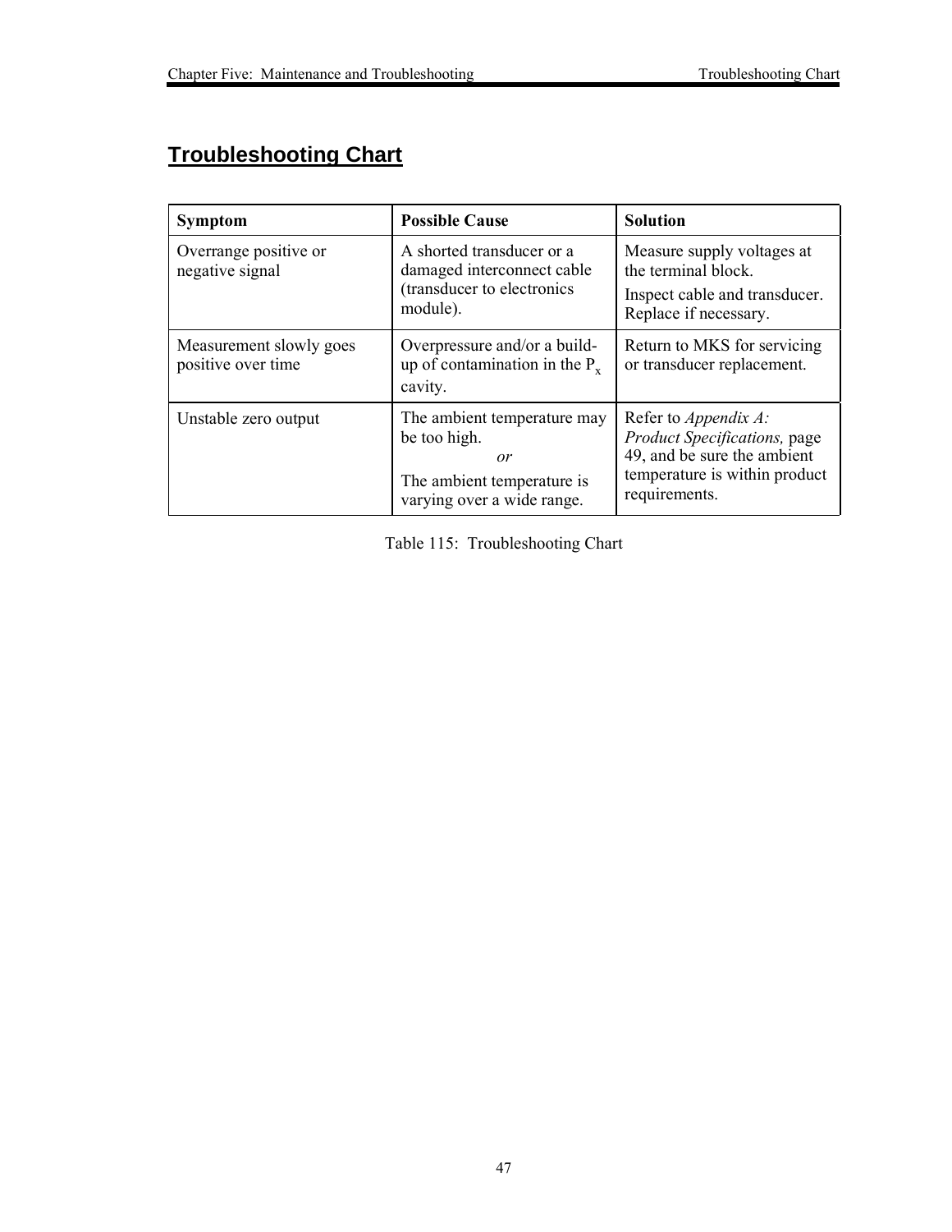# Troubleshooting Chart

| Symptom | Possible Cause | Solution |
|---|---|---|
| Overrange positive or negative signal | A shorted transducer or a damaged interconnect cable (transducer to electronics module). | Measure supply voltages at the terminal block.<br>Inspect cable and transducer. Replace if necessary. |
| Measurement slowly goes positive over time | Overpressure and/or a build-up of contamination in the $P_x$ cavity. | Return to MKS for servicing or transducer replacement. |
| Unstable zero output | The ambient temperature may be too high.<br>*or*<br>The ambient temperature is varying over a wide range. | Refer to *Appendix A: Product Specifications,* page 49, and be sure the ambient temperature is within product requirements. |

Table 115: Troubleshooting Chart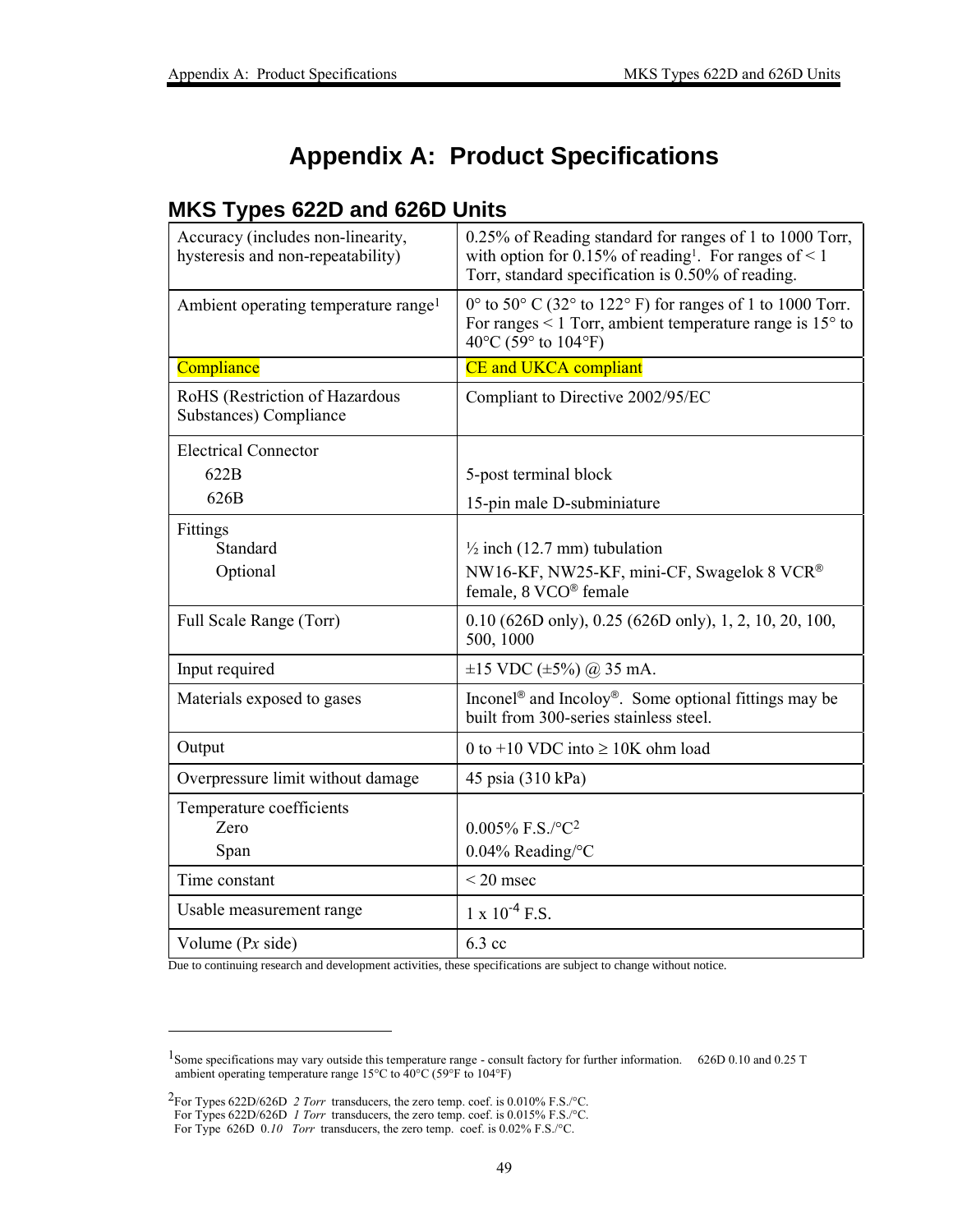# Appendix A: Product Specifications

## MKS Types 622D and 626D Units

| | |
|---|---|
| Accuracy (includes non-linearity, hysteresis and non-repeatability) | 0.25% of Reading standard for ranges of 1 to 1000 Torr, with option for 0.15% of reading[1]. For ranges of < 1 Torr, standard specification is 0.50% of reading. |
| Ambient operating temperature range[1] | 0° to 50° C (32° to 122° F) for ranges of 1 to 1000 Torr. For ranges < 1 Torr, ambient temperature range is 15° to 40°C (59° to 104°F) |
| Compliance | CE and UKCA compliant |
| RoHS (Restriction of Hazardous Substances) Compliance | Compliant to Directive 2002/95/EC |
| Electrical Connector<br>622B<br>626B | <br>5-post terminal block<br>15-pin male D-subminiature |
| Fittings<br>Standard<br>Optional | <br>½ inch (12.7 mm) tubulation<br>NW16-KF, NW25-KF, mini-CF, Swagelok 8 VCR® female, 8 VCO® female |
| Full Scale Range (Torr) | 0.10 (626D only), 0.25 (626D only), 1, 2, 10, 20, 100, 500, 1000 |
| Input required | ±15 VDC (±5%) @ 35 mA. |
| Materials exposed to gases | Inconel® and Incoloy®. Some optional fittings may be built from 300-series stainless steel. |
| Output | 0 to +10 VDC into ≥ 10K ohm load |
| Overpressure limit without damage | 45 psia (310 kPa) |
| Temperature coefficients<br>Zero<br>Span | <br>0.005% F.S./°C[2]<br>0.04% Reading/°C |
| Time constant | < 20 msec |
| Usable measurement range | 1 x $10^{-4}$ F.S. |
| Volume (P*x* side) | 6.3 cc |

Due to continuing research and development activities, these specifications are subject to change without notice.

[1] Some specifications may vary outside this temperature range - consult factory for further information. 626D 0.10 and 0.25 T ambient operating temperature range 15°C to 40°C (59°F to 104°F)

[2] For Types 622D/626D *2 Torr* transducers, the zero temp. coef. is 0.010% F.S./°C.
For Types 622D/626D *1 Torr* transducers, the zero temp. coef. is 0.015% F.S./°C.
For Type 626D 0.*10 Torr* transducers, the zero temp. coef. is 0.02% F.S./°C.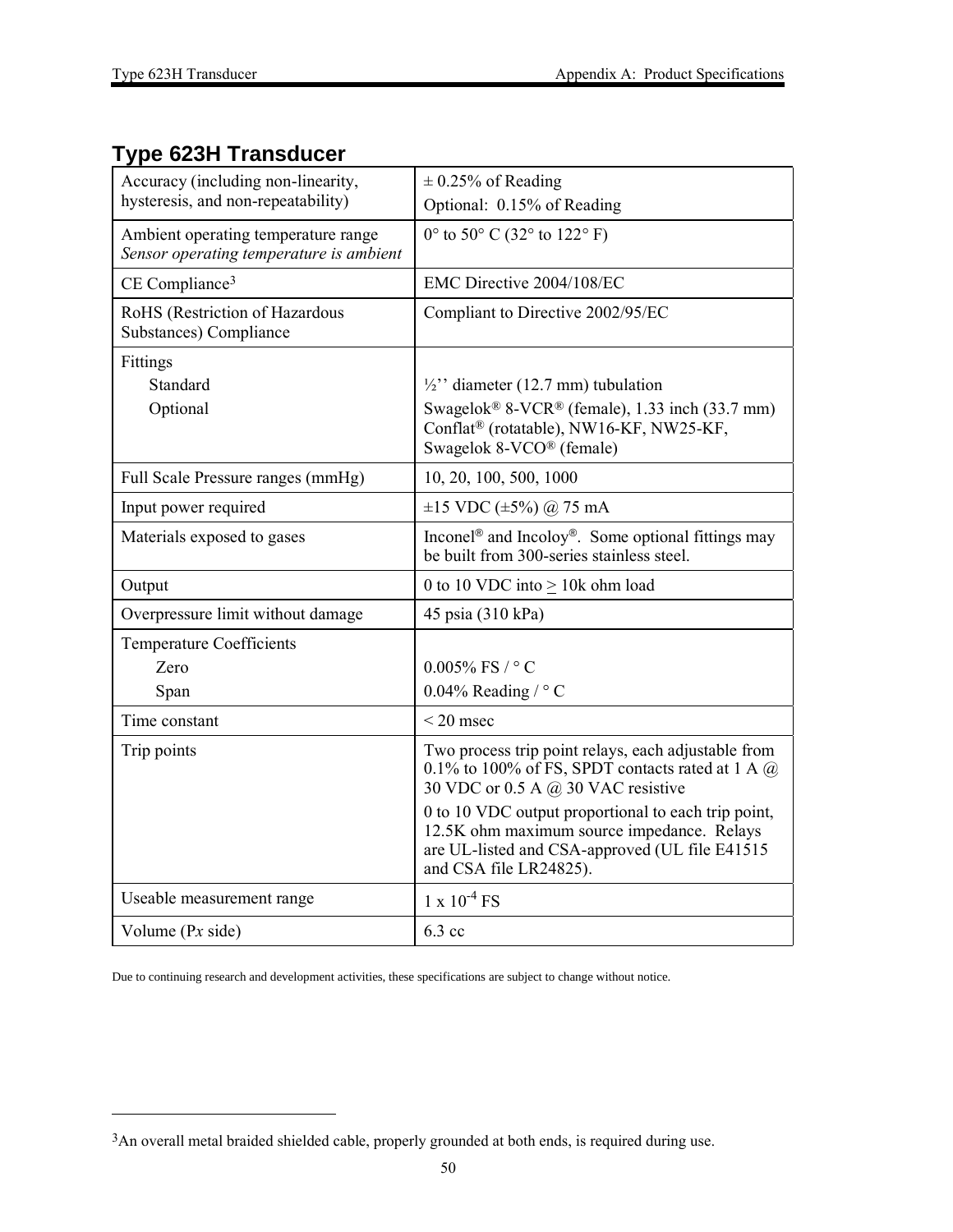## Type 623H Transducer

| | |
|---|---|
| Accuracy (including non-linearity, hysteresis, and non-repeatability) | ± 0.25% of Reading<br>Optional: 0.15% of Reading |
| Ambient operating temperature range<br>*Sensor operating temperature is ambient* | 0° to 50° C (32° to 122° F) |
| CE Compliance[3] | EMC Directive 2004/108/EC |
| RoHS (Restriction of Hazardous Substances) Compliance | Compliant to Directive 2002/95/EC |
| Fittings<br>Standard<br>Optional | <br>½'' diameter (12.7 mm) tubulation<br>Swagelok® 8-VCR® (female), 1.33 inch (33.7 mm) Conflat® (rotatable), NW16-KF, NW25-KF, Swagelok 8-VCO® (female) |
| Full Scale Pressure ranges (mmHg) | 10, 20, 100, 500, 1000 |
| Input power required | ±15 VDC (±5%) @ 75 mA |
| Materials exposed to gases | Inconel® and Incoloy®. Some optional fittings may be built from 300-series stainless steel. |
| Output | 0 to 10 VDC into $\geq$ 10k ohm load |
| Overpressure limit without damage | 45 psia (310 kPa) |
| Temperature Coefficients<br>Zero<br>Span | <br>0.005% FS / ° C<br>0.04% Reading / ° C |
| Time constant | < 20 msec |
| Trip points | Two process trip point relays, each adjustable from 0.1% to 100% of FS, SPDT contacts rated at 1 A @ 30 VDC or 0.5 A @ 30 VAC resistive<br>0 to 10 VDC output proportional to each trip point, 12.5K ohm maximum source impedance. Relays are UL-listed and CSA-approved (UL file E41515 and CSA file LR24825). |
| Useable measurement range | $1 \times 10^{-4}$ FS |
| Volume (P*x* side) | 6.3 cc |

Due to continuing research and development activities, these specifications are subject to change without notice.

[3] An overall metal braided shielded cable, properly grounded at both ends, is required during use.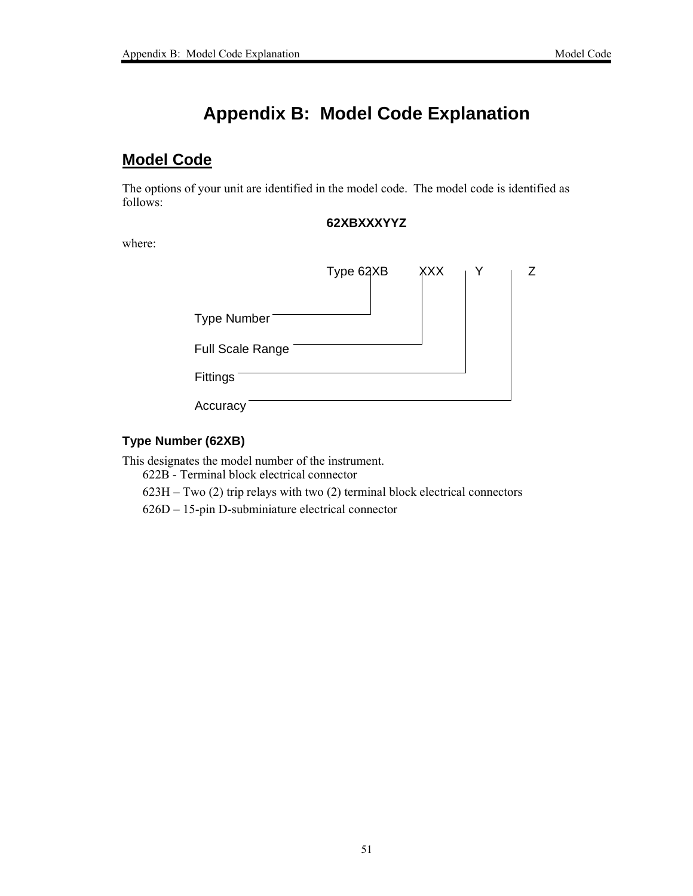# Appendix B: Model Code Explanation

## Model Code

The options of your unit are identified in the model code. The model code is identified as follows:

**62XBXXXYYZ**

where:

Type 62XB XXX Y Z

Type Number

Full Scale Range

Fittings

Accuracy

### Type Number (62XB)

This designates the model number of the instrument.

622B - Terminal block electrical connector

623H – Two (2) trip relays with two (2) terminal block electrical connectors

626D – 15-pin D-subminiature electrical connector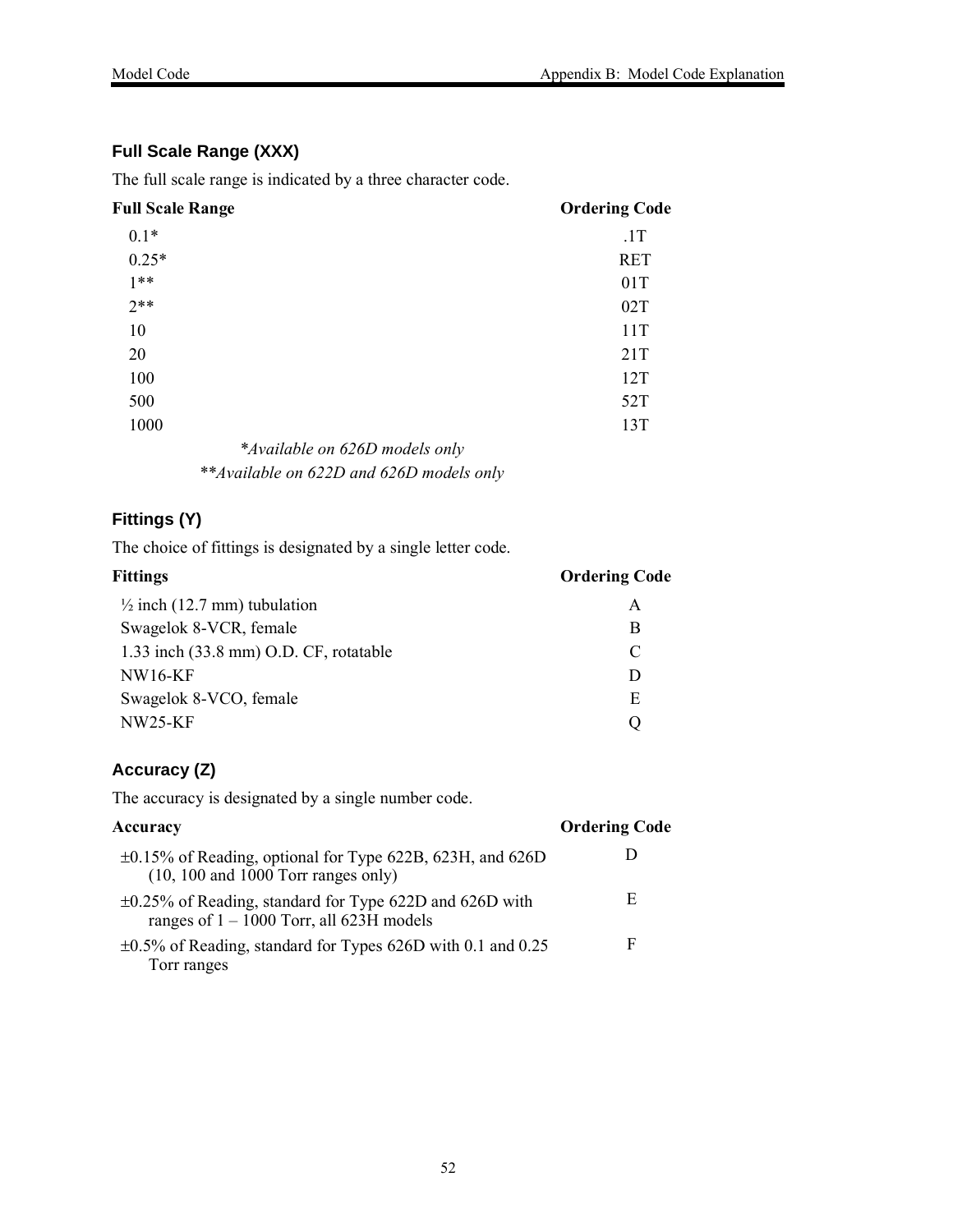### Full Scale Range (XXX)

The full scale range is indicated by a three character code.

| Full Scale Range | Ordering Code |
|---|---|
| 0.1* | .1T |
| 0.25* | RET |
| 1** | 01T |
| 2** | 02T |
| 10 | 11T |
| 20 | 21T |
| 100 | 12T |
| 500 | 52T |
| 1000 | 13T |

*\*Available on 626D models only*

*\*\*Available on 622D and 626D models only*

### Fittings (Y)

The choice of fittings is designated by a single letter code.

| Fittings | Ordering Code |
|---|---|
| ½ inch (12.7 mm) tubulation | A |
| Swagelok 8-VCR, female | B |
| 1.33 inch (33.8 mm) O.D. CF, rotatable | C |
| NW16-KF | D |
| Swagelok 8-VCO, female | E |
| NW25-KF | Q |

### Accuracy (Z)

The accuracy is designated by a single number code.

| Accuracy | Ordering Code |
|---|---|
| ±0.15% of Reading, optional for Type 622B, 623H, and 626D (10, 100 and 1000 Torr ranges only) | D |
| ±0.25% of Reading, standard for Type 622D and 626D with ranges of 1 – 1000 Torr, all 623H models | E |
| ±0.5% of Reading, standard for Types 626D with 0.1 and 0.25 Torr ranges | F |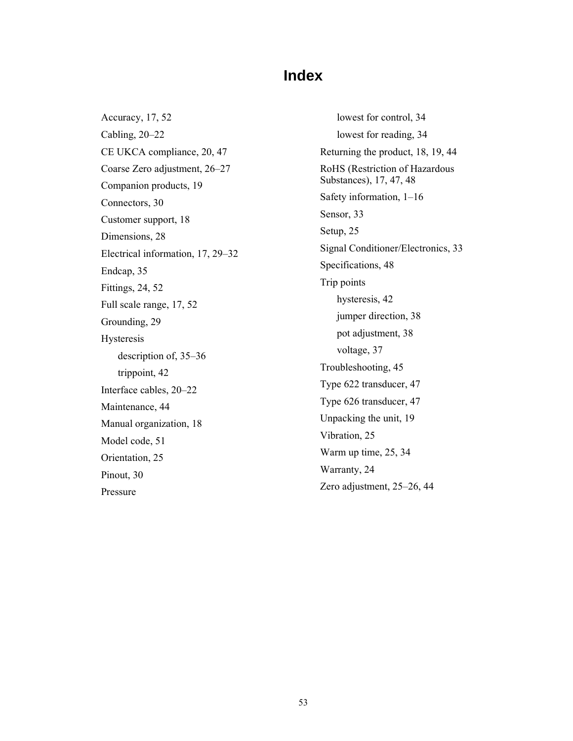# Index

Accuracy, 17, 52

Cabling, 20–22

CE UKCA compliance, 20, 47

Coarse Zero adjustment, 26–27

Companion products, 19

Connectors, 30

Customer support, 18

Dimensions, 28

Electrical information, 17, 29–32

Endcap, 35

Fittings, 24, 52

Full scale range, 17, 52

Grounding, 29

Hysteresis

- description of, 35–36
- trippoint, 42

Interface cables, 20–22

Maintenance, 44

Manual organization, 18

Model code, 51

Orientation, 25

Pinout, 30

Pressure

- lowest for control, 34
- lowest for reading, 34

Returning the product, 18, 19, 44

RoHS (Restriction of Hazardous Substances), 17, 47, 48

Safety information, 1–16

Sensor, 33

Setup, 25

Signal Conditioner/Electronics, 33

Specifications, 48

Trip points

- hysteresis, 42
- jumper direction, 38
- pot adjustment, 38
- voltage, 37

Troubleshooting, 45

Type 622 transducer, 47

Type 626 transducer, 47

Unpacking the unit, 19

Vibration, 25

Warm up time, 25, 34

Warranty, 24

Zero adjustment, 25–26, 44